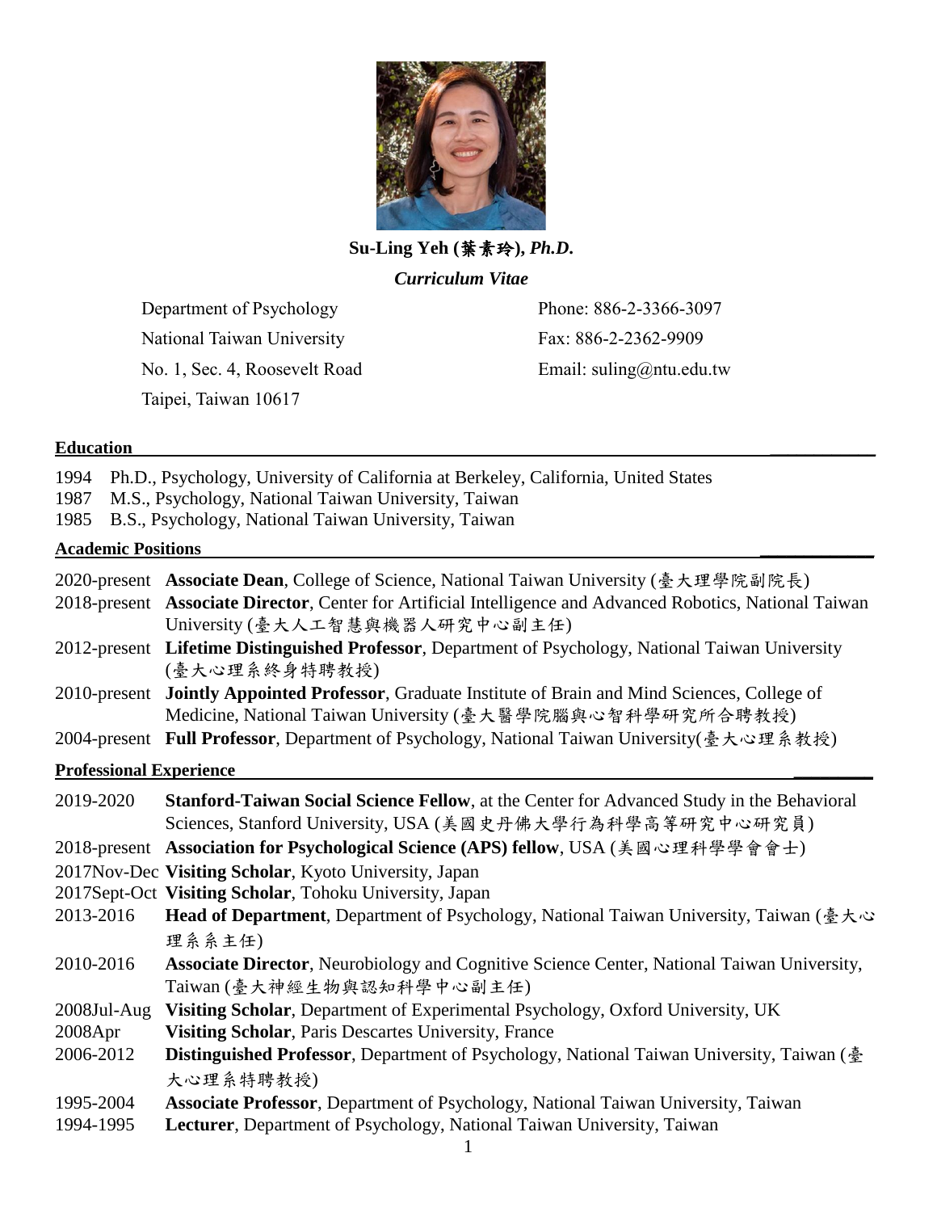**Su-Ling Yeh (葉素玲), *Ph.D.***

***Curriculum Vitae***

Department of Psychology
National Taiwan University
No. 1, Sec. 4, Roosevelt Road
Taipei, Taiwan 10617

Phone: 886-2-3366-3097
Fax: 886-2-2362-9909
Email: suling@ntu.edu.tw

## Education

1994 Ph.D., Psychology, University of California at Berkeley, California, United States
1987 M.S., Psychology, National Taiwan University, Taiwan
1985 B.S., Psychology, National Taiwan University, Taiwan

## Academic Positions

2020-present **Associate Dean**, College of Science, National Taiwan University (臺大理學院副院長)
2018-present **Associate Director**, Center for Artificial Intelligence and Advanced Robotics, National Taiwan University (臺大人工智慧與機器人研究中心副主任)
2012-present **Lifetime Distinguished Professor**, Department of Psychology, National Taiwan University (臺大心理系終身特聘教授)
2010-present **Jointly Appointed Professor**, Graduate Institute of Brain and Mind Sciences, College of Medicine, National Taiwan University (臺大醫學院腦與心智科學研究所合聘教授)
2004-present **Full Professor**, Department of Psychology, National Taiwan University(臺大心理系教授)

## Professional Experience

2019-2020 **Stanford-Taiwan Social Science Fellow**, at the Center for Advanced Study in the Behavioral Sciences, Stanford University, USA (美國史丹佛大學行為科學高等研究中心研究員)
2018-present **Association for Psychological Science (APS) fellow**, USA (美國心理科學學會會士)
2017Nov-Dec **Visiting Scholar**, Kyoto University, Japan
2017Sept-Oct **Visiting Scholar**, Tohoku University, Japan
2013-2016 **Head of Department**, Department of Psychology, National Taiwan University, Taiwan (臺大心理系系主任)
2010-2016 **Associate Director**, Neurobiology and Cognitive Science Center, National Taiwan University, Taiwan (臺大神經生物與認知科學中心副主任)
2008Jul-Aug **Visiting Scholar**, Department of Experimental Psychology, Oxford University, UK
2008Apr **Visiting Scholar**, Paris Descartes University, France
2006-2012 **Distinguished Professor**, Department of Psychology, National Taiwan University, Taiwan (臺大心理系特聘教授)
1995-2004 **Associate Professor**, Department of Psychology, National Taiwan University, Taiwan
1994-1995 **Lecturer**, Department of Psychology, National Taiwan University, Taiwan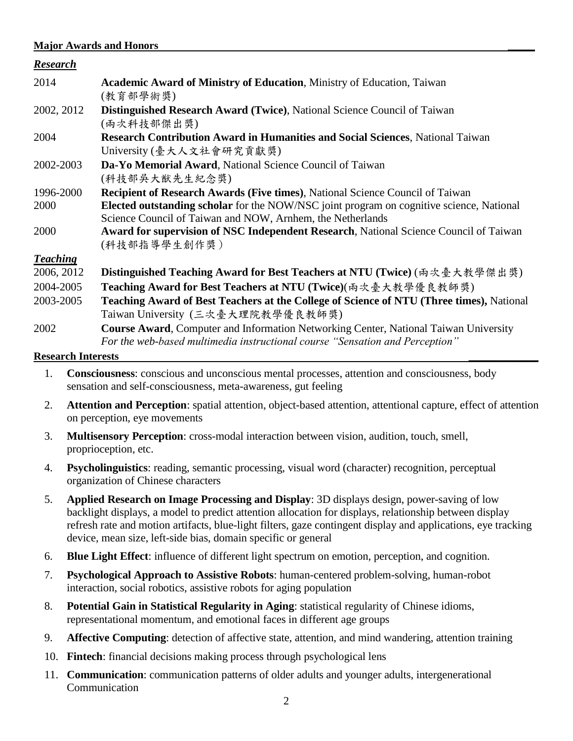## Major Awards and Honors

### *Research*

| | |
|---|---|
| 2014 | **Academic Award of Ministry of Education**, Ministry of Education, Taiwan (教育部學術獎) |
| 2002, 2012 | **Distinguished Research Award (Twice)**, National Science Council of Taiwan (兩次科技部傑出獎) |
| 2004 | **Research Contribution Award in Humanities and Social Sciences**, National Taiwan University (臺大人文社會研究貢獻獎) |
| 2002-2003 | **Da-Yo Memorial Award**, National Science Council of Taiwan (科技部吳大猷先生紀念獎) |
| 1996-2000 | **Recipient of Research Awards (Five times)**, National Science Council of Taiwan |
| 2000 | **Elected outstanding scholar** for the NOW/NSC joint program on cognitive science, National Science Council of Taiwan and NOW, Arnhem, the Netherlands |
| 2000 | **Award for supervision of NSC Independent Research**, National Science Council of Taiwan (科技部指導學生創作獎） |

### *Teaching*

| | |
|---|---|
| 2006, 2012 | **Distinguished Teaching Award for Best Teachers at NTU (Twice)** (兩次臺大教學傑出獎) |
| 2004-2005 | **Teaching Award for Best Teachers at NTU (Twice)**(兩次臺大教學優良教師獎) |
| 2003-2005 | **Teaching Award of Best Teachers at the College of Science of NTU (Three times),** National Taiwan University (三次臺大理院教學優良教師獎) |
| 2002 | **Course Award**, Computer and Information Networking Center, National Taiwan University *For the web-based multimedia instructional course "Sensation and Perception"* |

## Research Interests

1. **Consciousness**: conscious and unconscious mental processes, attention and consciousness, body sensation and self-consciousness, meta-awareness, gut feeling
2. **Attention and Perception**: spatial attention, object-based attention, attentional capture, effect of attention on perception, eye movements
3. **Multisensory Perception**: cross-modal interaction between vision, audition, touch, smell, proprioception, etc.
4. **Psycholinguistics**: reading, semantic processing, visual word (character) recognition, perceptual organization of Chinese characters
5. **Applied Research on Image Processing and Display**: 3D displays design, power-saving of low backlight displays, a model to predict attention allocation for displays, relationship between display refresh rate and motion artifacts, blue-light filters, gaze contingent display and applications, eye tracking device, mean size, left-side bias, domain specific or general
6. **Blue Light Effect**: influence of different light spectrum on emotion, perception, and cognition.
7. **Psychological Approach to Assistive Robots**: human-centered problem-solving, human-robot interaction, social robotics, assistive robots for aging population
8. **Potential Gain in Statistical Regularity in Aging**: statistical regularity of Chinese idioms, representational momentum, and emotional faces in different age groups
9. **Affective Computing**: detection of affective state, attention, and mind wandering, attention training
10. **Fintech**: financial decisions making process through psychological lens
11. **Communication**: communication patterns of older adults and younger adults, intergenerational Communication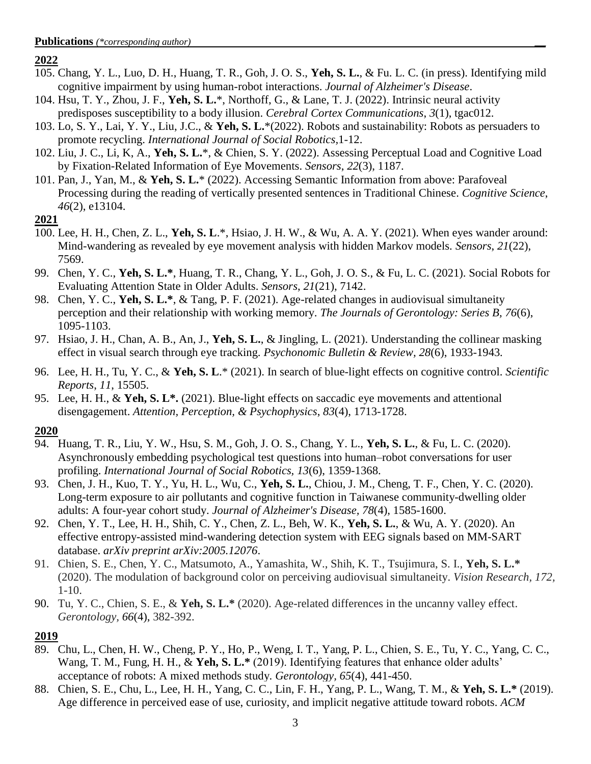**Publications** *(\*corresponding author)*

**2022**

105. Chang, Y. L., Luo, D. H., Huang, T. R., Goh, J. O. S., **Yeh, S. L.**, & Fu. L. C. (in press). Identifying mild cognitive impairment by using human-robot interactions. *Journal of Alzheimer's Disease*.
104. Hsu, T. Y., Zhou, J. F., **Yeh, S. L.***, Northoff, G., & Lane, T. J. (2022). Intrinsic neural activity predisposes susceptibility to a body illusion. *Cerebral Cortex Communications*, *3*(1), tgac012.
103. Lo, S. Y., Lai, Y. Y., Liu, J.C., & **Yeh, S. L.***(2022). Robots and sustainability: Robots as persuaders to promote recycling. *International Journal of Social Robotics*,1-12.
102. Liu, J. C., Li, K, A., **Yeh, S. L.***, & Chien, S. Y. (2022). Assessing Perceptual Load and Cognitive Load by Fixation-Related Information of Eye Movements. *Sensors*, *22*(3), 1187.
101. Pan, J., Yan, M., & **Yeh, S. L.*** (2022). Accessing Semantic Information from above: Parafoveal Processing during the reading of vertically presented sentences in Traditional Chinese. *Cognitive Science*, *46*(2), e13104.

**2021**

100. Lee, H. H., Chen, Z. L., **Yeh, S. L**.*, Hsiao, J. H. W., & Wu, A. A. Y. (2021). When eyes wander around: Mind-wandering as revealed by eye movement analysis with hidden Markov models. *Sensors*, *21*(22), 7569.
99. Chen, Y. C., **Yeh, S. L.***, Huang, T. R., Chang, Y. L., Goh, J. O. S., & Fu, L. C. (2021). Social Robots for Evaluating Attention State in Older Adults. *Sensors*, *21*(21), 7142.
98. Chen, Y. C., **Yeh, S. L.***, & Tang, P. F. (2021). Age-related changes in audiovisual simultaneity perception and their relationship with working memory. *The Journals of Gerontology: Series B, 76*(6), 1095-1103.
97. Hsiao, J. H., Chan, A. B., An, J., **Yeh, S. L.**, & Jingling, L. (2021). Understanding the collinear masking effect in visual search through eye tracking. *Psychonomic Bulletin & Review*, *28*(6), 1933-1943.
96. Lee, H. H., Tu, Y. C., & **Yeh, S. L**.* (2021). In search of blue-light effects on cognitive control. *Scientific Reports*, *11*, 15505.
95. Lee, H. H., & **Yeh, S. L*.** (2021). Blue-light effects on saccadic eye movements and attentional disengagement. *Attention, Perception, & Psychophysics*, *83*(4), 1713-1728.

**2020**

94. Huang, T. R., Liu, Y. W., Hsu, S. M., Goh, J. O. S., Chang, Y. L., **Yeh, S. L.**, & Fu, L. C. (2020). Asynchronously embedding psychological test questions into human–robot conversations for user profiling. *International Journal of Social Robotics, 13*(6), 1359-1368.
93. Chen, J. H., Kuo, T. Y., Yu, H. L., Wu, C., **Yeh, S. L.**, Chiou, J. M., Cheng, T. F., Chen, Y. C. (2020). Long-term exposure to air pollutants and cognitive function in Taiwanese community-dwelling older adults: A four-year cohort study. *Journal of Alzheimer's Disease, 78*(4), 1585-1600.
92. Chen, Y. T., Lee, H. H., Shih, C. Y., Chen, Z. L., Beh, W. K., **Yeh, S. L.**, & Wu, A. Y. (2020). An effective entropy-assisted mind-wandering detection system with EEG signals based on MM-SART database. *arXiv preprint arXiv:2005.12076*.
91. Chien, S. E., Chen, Y. C., Matsumoto, A., Yamashita, W., Shih, K. T., Tsujimura, S. I., **Yeh, S. L.*** (2020). The modulation of background color on perceiving audiovisual simultaneity. *Vision Research, 172,* 1-10.
90. Tu, Y. C., Chien, S. E., & **Yeh, S. L.*** (2020). Age-related differences in the uncanny valley effect. *Gerontology, 66*(4), 382-392.

**2019**

89. Chu, L., Chen, H. W., Cheng, P. Y., Ho, P., Weng, I. T., Yang, P. L., Chien, S. E., Tu, Y. C., Yang, C. C., Wang, T. M., Fung, H. H., & **Yeh, S. L.*** (2019). Identifying features that enhance older adults' acceptance of robots: A mixed methods study. *Gerontology, 65*(4), 441-450.
88. Chien, S. E., Chu, L., Lee, H. H., Yang, C. C., Lin, F. H., Yang, P. L., Wang, T. M., & **Yeh, S. L.*** (2019). Age difference in perceived ease of use, curiosity, and implicit negative attitude toward robots. *ACM*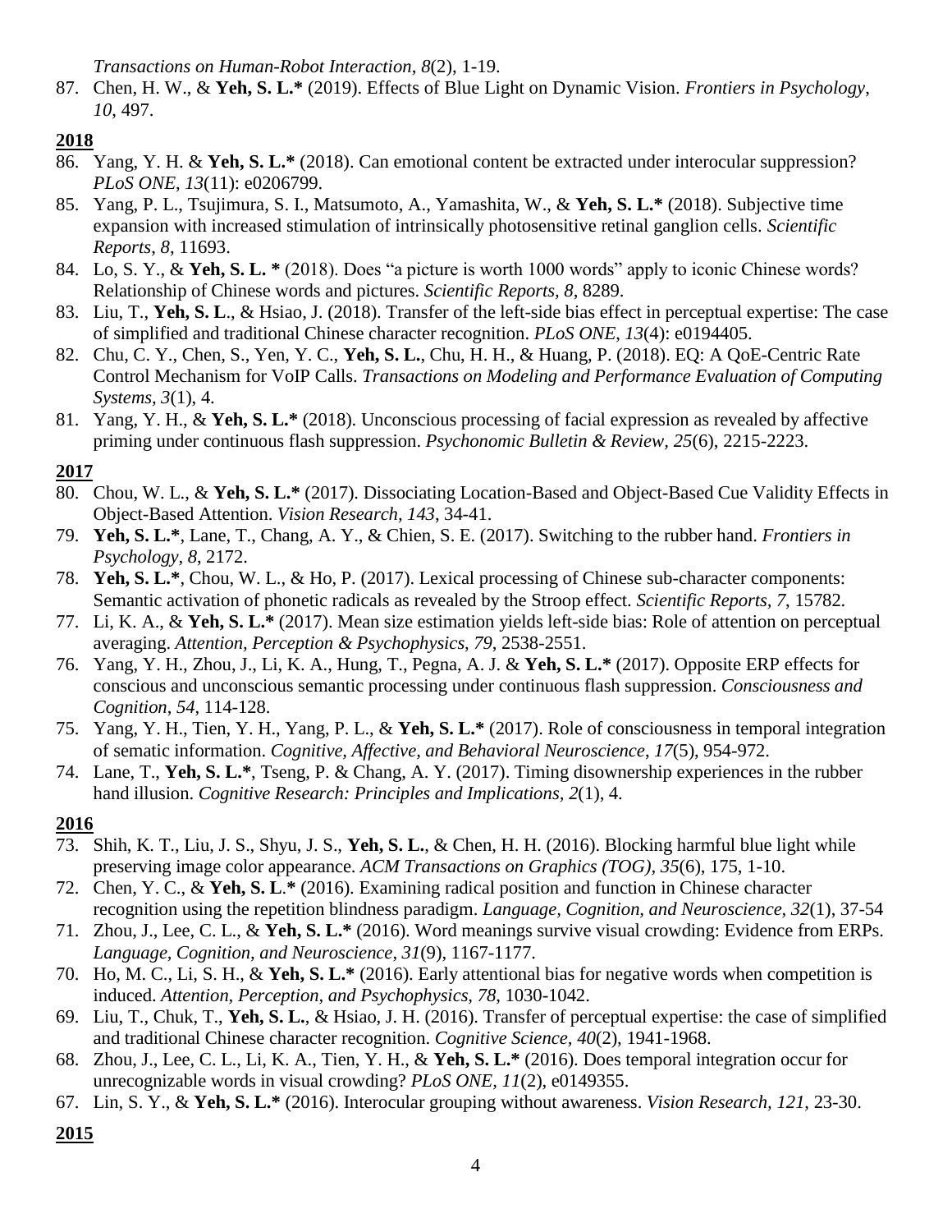*Transactions on Human-Robot Interaction*, *8*(2), 1-19.

87. Chen, H. W., & **Yeh, S. L.*** (2019). Effects of Blue Light on Dynamic Vision. *Frontiers in Psychology*, *10*, 497.

**2018**

86. Yang, Y. H. & **Yeh, S. L.*** (2018). Can emotional content be extracted under interocular suppression? *PLoS ONE*, *13*(11): e0206799.
85. Yang, P. L., Tsujimura, S. I., Matsumoto, A., Yamashita, W., & **Yeh, S. L.*** (2018). Subjective time expansion with increased stimulation of intrinsically photosensitive retinal ganglion cells. *Scientific Reports*, *8*, 11693.
84. Lo, S. Y., & **Yeh, S. L. *** (2018). Does "a picture is worth 1000 words" apply to iconic Chinese words? Relationship of Chinese words and pictures. *Scientific Reports, 8*, 8289.
83. Liu, T., **Yeh, S. L**., & Hsiao, J. (2018). Transfer of the left-side bias effect in perceptual expertise: The case of simplified and traditional Chinese character recognition. *PLoS ONE*, *13*(4): e0194405.
82. Chu, C. Y., Chen, S., Yen, Y. C., **Yeh, S. L.**, Chu, H. H., & Huang, P. (2018). EQ: A QoE-Centric Rate Control Mechanism for VoIP Calls. *Transactions on Modeling and Performance Evaluation of Computing Systems, 3*(1), 4.
81. Yang, Y. H., & **Yeh, S. L.*** (2018). Unconscious processing of facial expression as revealed by affective priming under continuous flash suppression. *Psychonomic Bulletin & Review, 25*(6), 2215-2223.

**2017**

80. Chou, W. L., & **Yeh, S. L.*** (2017). Dissociating Location-Based and Object-Based Cue Validity Effects in Object-Based Attention. *Vision Research*, *143*, 34-41.
79. **Yeh, S. L.***, Lane, T., Chang, A. Y., & Chien, S. E. (2017). Switching to the rubber hand. *Frontiers in Psychology, 8*, 2172.
78. **Yeh, S. L.***, Chou, W. L., & Ho, P. (2017). Lexical processing of Chinese sub-character components: Semantic activation of phonetic radicals as revealed by the Stroop effect. *Scientific Reports*, *7*, 15782.
77. Li, K. A., & **Yeh, S. L.*** (2017). Mean size estimation yields left-side bias: Role of attention on perceptual averaging. *Attention, Perception & Psychophysics*, *79*, 2538-2551.
76. Yang, Y. H., Zhou, J., Li, K. A., Hung, T., Pegna, A. J. & **Yeh, S. L.*** (2017). Opposite ERP effects for conscious and unconscious semantic processing under continuous flash suppression. *Consciousness and Cognition*, *54*, 114-128.
75. Yang, Y. H., Tien, Y. H., Yang, P. L., & **Yeh, S. L.*** (2017). Role of consciousness in temporal integration of sematic information. *Cognitive, Affective, and Behavioral Neuroscience*, *17*(5), 954-972.
74. Lane, T., **Yeh, S. L.***, Tseng, P. & Chang, A. Y. (2017). Timing disownership experiences in the rubber hand illusion. *Cognitive Research: Principles and Implications*, *2*(1), 4.

**2016**

73. Shih, K. T., Liu, J. S., Shyu, J. S., **Yeh, S. L.**, & Chen, H. H. (2016). Blocking harmful blue light while preserving image color appearance. *ACM Transactions on Graphics (TOG)*, *35*(6), 175, 1-10.
72. Chen, Y. C., & **Yeh, S. L**.* (2016). Examining radical position and function in Chinese character recognition using the repetition blindness paradigm. *Language, Cognition, and Neuroscience*, *32*(1), 37-54
71. Zhou, J., Lee, C. L., & **Yeh, S. L.*** (2016). Word meanings survive visual crowding: Evidence from ERPs. *Language, Cognition, and Neuroscience*, *31*(9), 1167-1177.
70. Ho, M. C., Li, S. H., & **Yeh, S. L.*** (2016). Early attentional bias for negative words when competition is induced. *Attention, Perception, and Psychophysics*, *78*, 1030-1042.
69. Liu, T., Chuk, T., **Yeh, S. L.**, & Hsiao, J. H. (2016). Transfer of perceptual expertise: the case of simplified and traditional Chinese character recognition. *Cognitive Science*, *40*(2), 1941-1968.
68. Zhou, J., Lee, C. L., Li, K. A., Tien, Y. H., & **Yeh, S. L.*** (2016). Does temporal integration occur for unrecognizable words in visual crowding? *PLoS ONE*, *11*(2), e0149355.
67. Lin, S. Y., & **Yeh, S. L.*** (2016). Interocular grouping without awareness. *Vision Research*, *121*, 23-30.

**2015**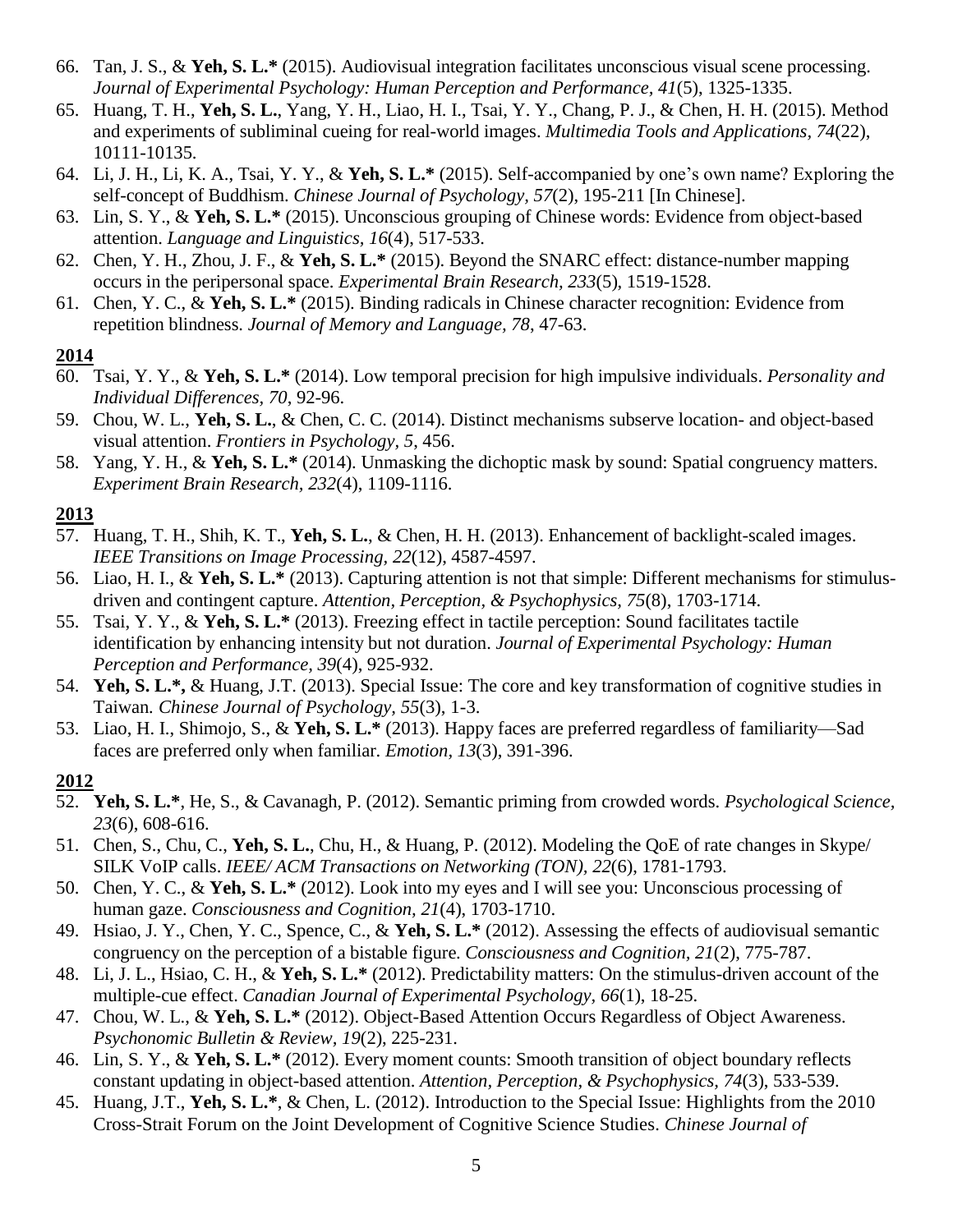66. Tan, J. S., & **Yeh, S. L.*** (2015). Audiovisual integration facilitates unconscious visual scene processing. *Journal of Experimental Psychology: Human Perception and Performance, 41*(5), 1325-1335.
65. Huang, T. H., **Yeh, S. L.**, Yang, Y. H., Liao, H. I., Tsai, Y. Y., Chang, P. J., & Chen, H. H. (2015). Method and experiments of subliminal cueing for real-world images. *Multimedia Tools and Applications, 74*(22), 10111-10135.
64. Li, J. H., Li, K. A., Tsai, Y. Y., & **Yeh, S. L.*** (2015). Self-accompanied by one's own name? Exploring the self-concept of Buddhism. *Chinese Journal of Psychology, 57*(2), 195-211 [In Chinese].
63. Lin, S. Y., & **Yeh, S. L.*** (2015). Unconscious grouping of Chinese words: Evidence from object-based attention. *Language and Linguistics, 16*(4), 517-533.
62. Chen, Y. H., Zhou, J. F., & **Yeh, S. L.*** (2015). Beyond the SNARC effect: distance-number mapping occurs in the peripersonal space. *Experimental Brain Research, 233*(5), 1519-1528.
61. Chen, Y. C., & **Yeh, S. L.*** (2015). Binding radicals in Chinese character recognition: Evidence from repetition blindness. *Journal of Memory and Language, 78*, 47-63.

**2014**

60. Tsai, Y. Y., & **Yeh, S. L.*** (2014). Low temporal precision for high impulsive individuals. *Personality and Individual Differences, 70*, 92-96.
59. Chou, W. L., **Yeh, S. L.**, & Chen, C. C. (2014). Distinct mechanisms subserve location- and object-based visual attention. *Frontiers in Psychology, 5*, 456.
58. Yang, Y. H., & **Yeh, S. L.*** (2014). Unmasking the dichoptic mask by sound: Spatial congruency matters. *Experiment Brain Research, 232*(4), 1109-1116.

**2013**

57. Huang, T. H., Shih, K. T., **Yeh, S. L.**, & Chen, H. H. (2013). Enhancement of backlight-scaled images. *IEEE Transitions on Image Processing, 22*(12), 4587-4597.
56. Liao, H. I., & **Yeh, S. L.*** (2013). Capturing attention is not that simple: Different mechanisms for stimulus-driven and contingent capture. *Attention, Perception, & Psychophysics, 75*(8), 1703-1714.
55. Tsai, Y. Y., & **Yeh, S. L.*** (2013). Freezing effect in tactile perception: Sound facilitates tactile identification by enhancing intensity but not duration. *Journal of Experimental Psychology: Human Perception and Performance, 39*(4), 925-932.
54. **Yeh, S. L.*,** & Huang, J.T. (2013). Special Issue: The core and key transformation of cognitive studies in Taiwan. *Chinese Journal of Psychology, 55*(3), 1-3.
53. Liao, H. I., Shimojo, S., & **Yeh, S. L.*** (2013). Happy faces are preferred regardless of familiarity—Sad faces are preferred only when familiar. *Emotion, 13*(3), 391-396.

**2012**

52. **Yeh, S. L.***, He, S., & Cavanagh, P. (2012). Semantic priming from crowded words. *Psychological Science, 23*(6), 608-616.
51. Chen, S., Chu, C., **Yeh, S. L.**, Chu, H., & Huang, P. (2012). Modeling the QoE of rate changes in Skype/ SILK VoIP calls. *IEEE/ ACM Transactions on Networking (TON), 22*(6), 1781-1793.
50. Chen, Y. C., & **Yeh, S. L.*** (2012). Look into my eyes and I will see you: Unconscious processing of human gaze. *Consciousness and Cognition, 21*(4), 1703-1710.
49. Hsiao, J. Y., Chen, Y. C., Spence, C., & **Yeh, S. L.*** (2012). Assessing the effects of audiovisual semantic congruency on the perception of a bistable figure. *Consciousness and Cognition, 21*(2), 775-787.
48. Li, J. L., Hsiao, C. H., & **Yeh, S. L.*** (2012). Predictability matters: On the stimulus-driven account of the multiple-cue effect. *Canadian Journal of Experimental Psychology, 66*(1), 18-25.
47. Chou, W. L., & **Yeh, S. L.*** (2012). Object-Based Attention Occurs Regardless of Object Awareness. *Psychonomic Bulletin & Review, 19*(2), 225-231.
46. Lin, S. Y., & **Yeh, S. L.*** (2012). Every moment counts: Smooth transition of object boundary reflects constant updating in object-based attention. *Attention, Perception, & Psychophysics, 74*(3), 533-539.
45. Huang, J.T., **Yeh, S. L.***, & Chen, L. (2012). Introduction to the Special Issue: Highlights from the 2010 Cross-Strait Forum on the Joint Development of Cognitive Science Studies. *Chinese Journal of*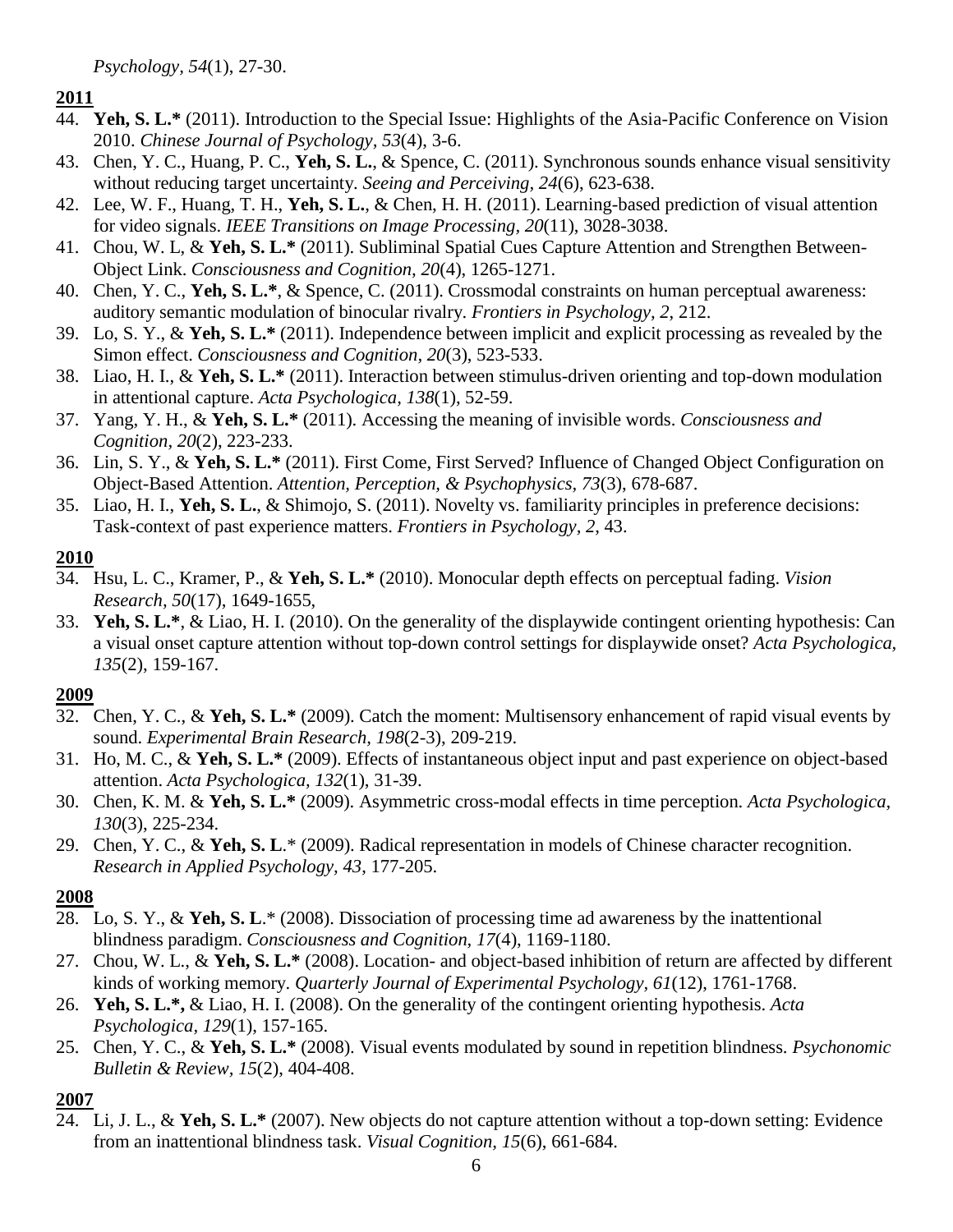*Psychology, 54*(1), 27-30.

**2011**

44. **Yeh, S. L.*** (2011). Introduction to the Special Issue: Highlights of the Asia-Pacific Conference on Vision 2010. *Chinese Journal of Psychology, 53*(4), 3-6.
43. Chen, Y. C., Huang, P. C., **Yeh, S. L.**, & Spence, C. (2011). Synchronous sounds enhance visual sensitivity without reducing target uncertainty. *Seeing and Perceiving, 24*(6), 623-638.
42. Lee, W. F., Huang, T. H., **Yeh, S. L.**, & Chen, H. H. (2011). Learning-based prediction of visual attention for video signals. *IEEE Transitions on Image Processing, 20*(11), 3028-3038.
41. Chou, W. L, & **Yeh, S. L.*** (2011). Subliminal Spatial Cues Capture Attention and Strengthen Between-Object Link. *Consciousness and Cognition, 20*(4), 1265-1271.
40. Chen, Y. C., **Yeh, S. L.***, & Spence, C. (2011). Crossmodal constraints on human perceptual awareness: auditory semantic modulation of binocular rivalry. *Frontiers in Psychology, 2*, 212.
39. Lo, S. Y., & **Yeh, S. L.*** (2011). Independence between implicit and explicit processing as revealed by the Simon effect. *Consciousness and Cognition, 20*(3), 523-533.
38. Liao, H. I., & **Yeh, S. L.*** (2011). Interaction between stimulus-driven orienting and top-down modulation in attentional capture. *Acta Psychologica, 138*(1), 52-59.
37. Yang, Y. H., & **Yeh, S. L.*** (2011). Accessing the meaning of invisible words. *Consciousness and Cognition, 20*(2), 223-233.
36. Lin, S. Y., & **Yeh, S. L.*** (2011). First Come, First Served? Influence of Changed Object Configuration on Object-Based Attention. *Attention, Perception, & Psychophysics, 73*(3), 678-687.
35. Liao, H. I., **Yeh, S. L.**, & Shimojo, S. (2011). Novelty vs. familiarity principles in preference decisions: Task-context of past experience matters. *Frontiers in Psychology, 2*, 43.

**2010**

34. Hsu, L. C., Kramer, P., & **Yeh, S. L.*** (2010). Monocular depth effects on perceptual fading. *Vision Research, 50*(17), 1649-1655,
33. **Yeh, S. L.***, & Liao, H. I. (2010). On the generality of the displaywide contingent orienting hypothesis: Can a visual onset capture attention without top-down control settings for displaywide onset? *Acta Psychologica, 135*(2), 159-167.

**2009**

32. Chen, Y. C., & **Yeh, S. L.*** (2009). Catch the moment: Multisensory enhancement of rapid visual events by sound. *Experimental Brain Research, 198*(2-3), 209-219.
31. Ho, M. C., & **Yeh, S. L.*** (2009). Effects of instantaneous object input and past experience on object-based attention. *Acta Psychologica, 132*(1), 31-39.
30. Chen, K. M. & **Yeh, S. L.*** (2009). Asymmetric cross-modal effects in time perception. *Acta Psychologica, 130*(3), 225-234.
29. Chen, Y. C., & **Yeh, S. L**.* (2009). Radical representation in models of Chinese character recognition. *Research in Applied Psychology, 43*, 177-205.

**2008**

28. Lo, S. Y., & **Yeh, S. L**.* (2008). Dissociation of processing time ad awareness by the inattentional blindness paradigm. *Consciousness and Cognition, 17*(4), 1169-1180.
27. Chou, W. L., & **Yeh, S. L.*** (2008). Location- and object-based inhibition of return are affected by different kinds of working memory. *Quarterly Journal of Experimental Psychology, 61*(12), 1761-1768.
26. **Yeh, S. L.***, & Liao, H. I. (2008). On the generality of the contingent orienting hypothesis. *Acta Psychologica, 129*(1), 157-165.
25. Chen, Y. C., & **Yeh, S. L.*** (2008). Visual events modulated by sound in repetition blindness. *Psychonomic Bulletin & Review, 15*(2), 404-408.

**2007**

24. Li, J. L., & **Yeh, S. L.*** (2007). New objects do not capture attention without a top-down setting: Evidence from an inattentional blindness task. *Visual Cognition, 15*(6), 661-684.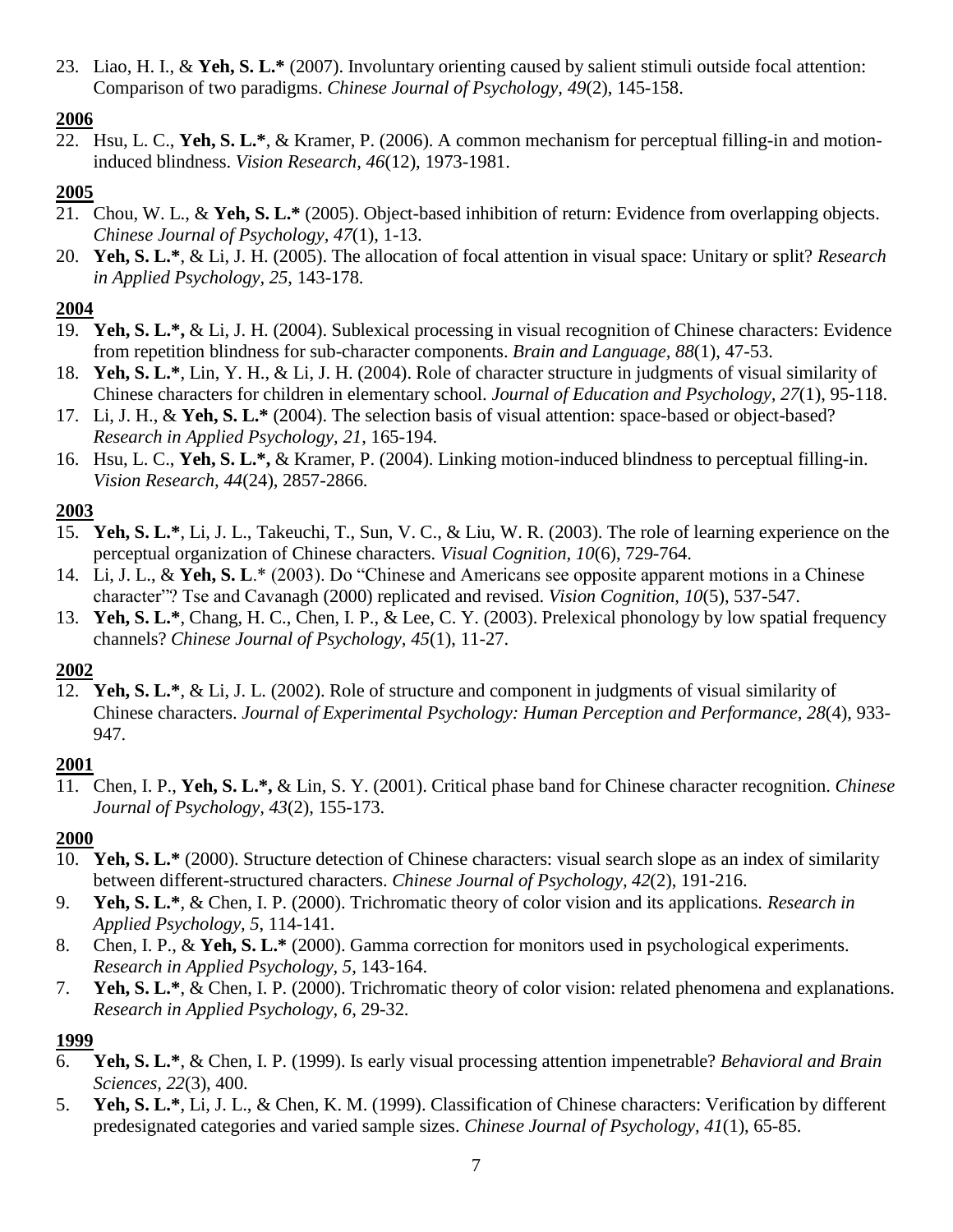23. Liao, H. I., & **Yeh, S. L.*** (2007). Involuntary orienting caused by salient stimuli outside focal attention: Comparison of two paradigms. *Chinese Journal of Psychology, 49*(2), 145-158.

**2006**

22. Hsu, L. C., **Yeh, S. L.***, & Kramer, P. (2006). A common mechanism for perceptual filling-in and motion-induced blindness. *Vision Research, 46*(12), 1973-1981.

**2005**

21. Chou, W. L., & **Yeh, S. L.*** (2005). Object-based inhibition of return: Evidence from overlapping objects. *Chinese Journal of Psychology, 47*(1), 1-13.
20. **Yeh, S. L.***, & Li, J. H. (2005). The allocation of focal attention in visual space: Unitary or split? *Research in Applied Psychology, 25*, 143-178.

**2004**

19. **Yeh, S. L.*,** & Li, J. H. (2004). Sublexical processing in visual recognition of Chinese characters: Evidence from repetition blindness for sub-character components. *Brain and Language, 88*(1), 47-53.
18. **Yeh, S. L.***, Lin, Y. H., & Li, J. H. (2004). Role of character structure in judgments of visual similarity of Chinese characters for children in elementary school. *Journal of Education and Psychology*, *27*(1), 95-118.
17. Li, J. H., & **Yeh, S. L.*** (2004). The selection basis of visual attention: space-based or object-based? *Research in Applied Psychology, 21*, 165-194.
16. Hsu, L. C., **Yeh, S. L.*,** & Kramer, P. (2004). Linking motion-induced blindness to perceptual filling-in. *Vision Research, 44*(24), 2857-2866.

**2003**

15. **Yeh, S. L.***, Li, J. L., Takeuchi, T., Sun, V. C., & Liu, W. R. (2003). The role of learning experience on the perceptual organization of Chinese characters. *Visual Cognition*, *10*(6), 729-764.
14. Li, J. L., & **Yeh, S. L**.* (2003). Do "Chinese and Americans see opposite apparent motions in a Chinese character"? Tse and Cavanagh (2000) replicated and revised. *Vision Cognition, 10*(5), 537-547.
13. **Yeh, S. L.***, Chang, H. C., Chen, I. P., & Lee, C. Y. (2003). Prelexical phonology by low spatial frequency channels? *Chinese Journal of Psychology, 45*(1), 11-27.

**2002**

12. **Yeh, S. L.***, & Li, J. L. (2002). Role of structure and component in judgments of visual similarity of Chinese characters. *Journal of Experimental Psychology: Human Perception and Performance, 28*(4), 933-947.

**2001**

11. Chen, I. P., **Yeh, S. L.*,** & Lin, S. Y. (2001). Critical phase band for Chinese character recognition. *Chinese Journal of Psychology, 43*(2), 155-173.

**2000**

10. **Yeh, S. L.*** (2000). Structure detection of Chinese characters: visual search slope as an index of similarity between different-structured characters. *Chinese Journal of Psychology, 42*(2), 191-216.
9. **Yeh, S. L.***, & Chen, I. P. (2000). Trichromatic theory of color vision and its applications. *Research in Applied Psychology, 5*, 114-141.
8. Chen, I. P., & **Yeh, S. L.*** (2000). Gamma correction for monitors used in psychological experiments. *Research in Applied Psychology, 5*, 143-164.
7. **Yeh, S. L.***, & Chen, I. P. (2000). Trichromatic theory of color vision: related phenomena and explanations. *Research in Applied Psychology, 6*, 29-32.

**1999**

6. **Yeh, S. L.***, & Chen, I. P. (1999). Is early visual processing attention impenetrable? *Behavioral and Brain Sciences, 22*(3), 400.
5. **Yeh, S. L.***, Li, J. L., & Chen, K. M. (1999). Classification of Chinese characters: Verification by different predesignated categories and varied sample sizes. *Chinese Journal of Psychology, 41*(1), 65-85.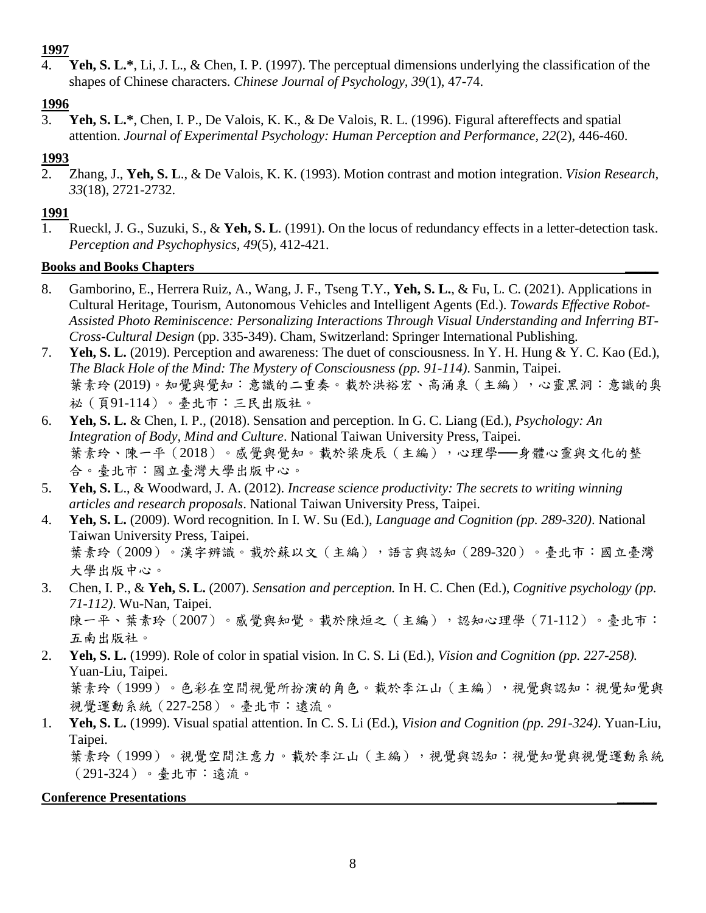**1997**

4. **Yeh, S. L.***, Li, J. L., & Chen, I. P. (1997). The perceptual dimensions underlying the classification of the shapes of Chinese characters. *Chinese Journal of Psychology, 39*(1), 47-74.

**1996**

3. **Yeh, S. L.***, Chen, I. P., De Valois, K. K., & De Valois, R. L. (1996). Figural aftereffects and spatial attention. *Journal of Experimental Psychology: Human Perception and Performance, 22*(2), 446-460.

**1993**

2. Zhang, J., **Yeh, S. L**., & De Valois, K. K. (1993). Motion contrast and motion integration. *Vision Research, 33*(18), 2721-2732.

**1991**

1. Rueckl, J. G., Suzuki, S., & **Yeh, S. L**. (1991). On the locus of redundancy effects in a letter-detection task. *Perception and Psychophysics, 49*(5), 412-421.

**Books and Books Chapters**

8. Gamborino, E., Herrera Ruiz, A., Wang, J. F., Tseng T.Y., **Yeh, S. L.**, & Fu, L. C. (2021). Applications in Cultural Heritage, Tourism, Autonomous Vehicles and Intelligent Agents (Ed.). *Towards Effective Robot-Assisted Photo Reminiscence: Personalizing Interactions Through Visual Understanding and Inferring BT-Cross-Cultural Design* (pp. 335-349). Cham, Switzerland: Springer International Publishing.
7. **Yeh, S. L.** (2019). Perception and awareness: The duet of consciousness. In Y. H. Hung & Y. C. Kao (Ed.), *The Black Hole of the Mind: The Mystery of Consciousness (pp. 91-114)*. Sanmin, Taipei.
   葉素玲 (2019)。知覺與覺知：意識的二重奏。載於洪裕宏、高涌泉（主編），心靈黑洞：意識的奧祕（頁91-114）。臺北市：三民出版社。
6. **Yeh, S. L.** & Chen, I. P., (2018). Sensation and perception. In G. C. Liang (Ed.), *Psychology: An Integration of Body, Mind and Culture*. National Taiwan University Press, Taipei.
   葉素玲、陳一平（2018）。感覺與覺知。載於梁庚辰（主編），心理學──身體心靈與文化的整合。臺北市：國立臺灣大學出版中心。
5. **Yeh, S. L**., & Woodward, J. A. (2012). *Increase science productivity: The secrets to writing winning articles and research proposals*. National Taiwan University Press, Taipei.
4. **Yeh, S. L.** (2009). Word recognition. In I. W. Su (Ed.), *Language and Cognition (pp. 289-320)*. National Taiwan University Press, Taipei.
   葉素玲（2009）。漢字辨識。載於蘇以文（主編），語言與認知（289-320）。臺北市：國立臺灣大學出版中心。
3. Chen, I. P., & **Yeh, S. L.** (2007). *Sensation and perception.* In H. C. Chen (Ed.), *Cognitive psychology (pp. 71-112)*. Wu-Nan, Taipei.
   陳一平、葉素玲（2007）。感覺與知覺。載於陳烜之（主編），認知心理學（71-112）。臺北市：五南出版社。
2. **Yeh, S. L.** (1999). Role of color in spatial vision. In C. S. Li (Ed.), *Vision and Cognition (pp. 227-258).* Yuan-Liu, Taipei.
   葉素玲（1999）。色彩在空間視覺所扮演的角色。載於李江山（主編），視覺與認知：視覺知覺與視覺運動系統（227-258）。臺北市：遠流。
1. **Yeh, S. L.** (1999). Visual spatial attention. In C. S. Li (Ed.), *Vision and Cognition (pp. 291-324)*. Yuan-Liu, Taipei.
   葉素玲（1999）。視覺空間注意力。載於李江山（主編），視覺與認知：視覺知覺與視覺運動系統（291-324）。臺北市：遠流。

**Conference Presentations**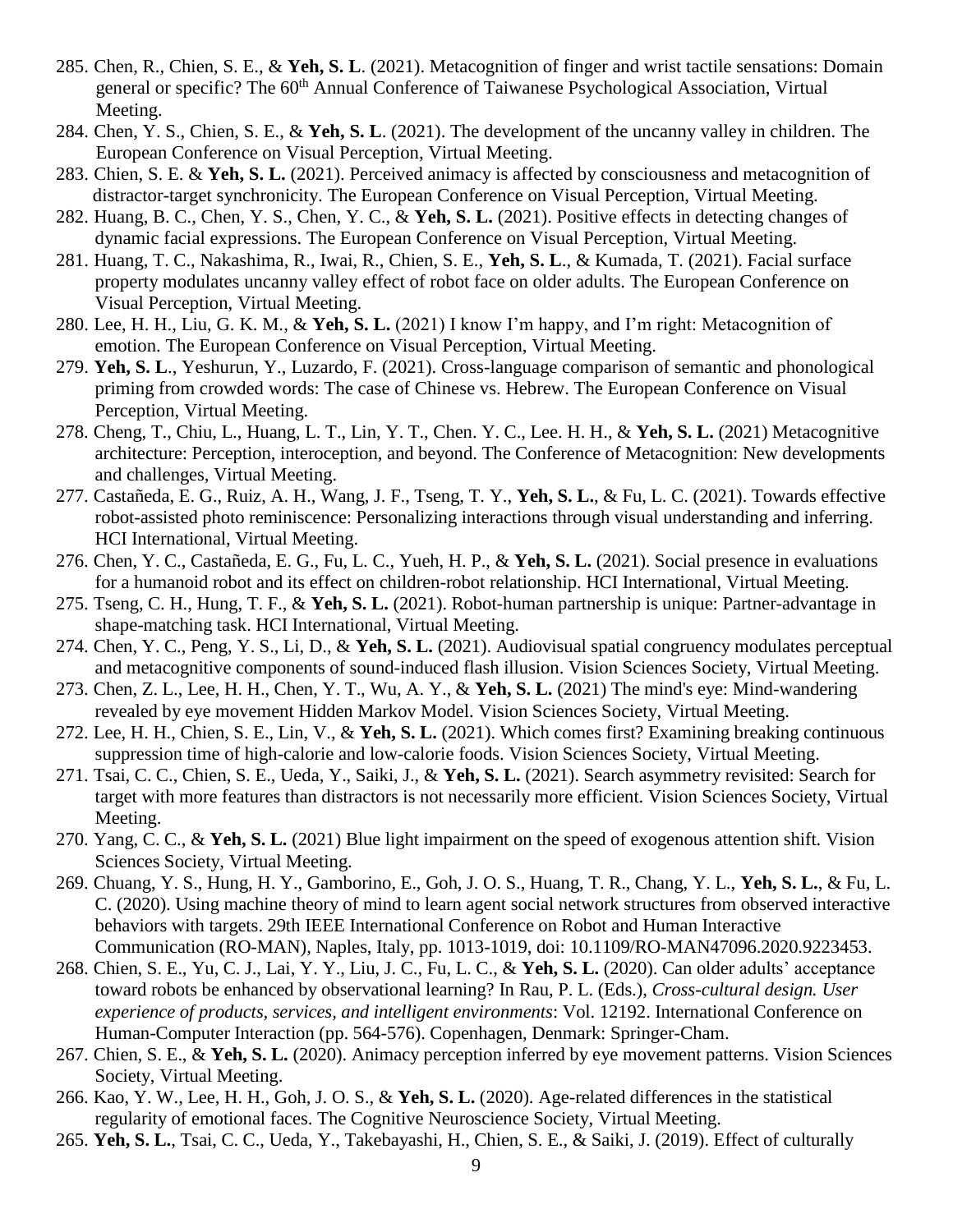285. Chen, R., Chien, S. E., & **Yeh, S. L**. (2021). Metacognition of finger and wrist tactile sensations: Domain general or specific? The 60th Annual Conference of Taiwanese Psychological Association, Virtual Meeting.

284. Chen, Y. S., Chien, S. E., & **Yeh, S. L**. (2021). The development of the uncanny valley in children. The European Conference on Visual Perception, Virtual Meeting.

283. Chien, S. E. & **Yeh, S. L.** (2021). Perceived animacy is affected by consciousness and metacognition of distractor-target synchronicity. The European Conference on Visual Perception, Virtual Meeting.

282. Huang, B. C., Chen, Y. S., Chen, Y. C., & **Yeh, S. L.** (2021). Positive effects in detecting changes of dynamic facial expressions. The European Conference on Visual Perception, Virtual Meeting.

281. Huang, T. C., Nakashima, R., Iwai, R., Chien, S. E., **Yeh, S. L**., & Kumada, T. (2021). Facial surface property modulates uncanny valley effect of robot face on older adults. The European Conference on Visual Perception, Virtual Meeting.

280. Lee, H. H., Liu, G. K. M., & **Yeh, S. L.** (2021) I know I'm happy, and I'm right: Metacognition of emotion. The European Conference on Visual Perception, Virtual Meeting.

279. **Yeh, S. L**., Yeshurun, Y., Luzardo, F. (2021). Cross-language comparison of semantic and phonological priming from crowded words: The case of Chinese vs. Hebrew. The European Conference on Visual Perception, Virtual Meeting.

278. Cheng, T., Chiu, L., Huang, L. T., Lin, Y. T., Chen. Y. C., Lee. H. H., & **Yeh, S. L.** (2021) Metacognitive architecture: Perception, interoception, and beyond. The Conference of Metacognition: New developments and challenges, Virtual Meeting.

277. Castañeda, E. G., Ruiz, A. H., Wang, J. F., Tseng, T. Y., **Yeh, S. L.**, & Fu, L. C. (2021). Towards effective robot-assisted photo reminiscence: Personalizing interactions through visual understanding and inferring. HCI International, Virtual Meeting.

276. Chen, Y. C., Castañeda, E. G., Fu, L. C., Yueh, H. P., & **Yeh, S. L.** (2021). Social presence in evaluations for a humanoid robot and its effect on children-robot relationship. HCI International, Virtual Meeting.

275. Tseng, C. H., Hung, T. F., & **Yeh, S. L.** (2021). Robot-human partnership is unique: Partner-advantage in shape-matching task. HCI International, Virtual Meeting.

274. Chen, Y. C., Peng, Y. S., Li, D., & **Yeh, S. L.** (2021). Audiovisual spatial congruency modulates perceptual and metacognitive components of sound-induced flash illusion. Vision Sciences Society, Virtual Meeting.

273. Chen, Z. L., Lee, H. H., Chen, Y. T., Wu, A. Y., & **Yeh, S. L.** (2021) The mind's eye: Mind-wandering revealed by eye movement Hidden Markov Model. Vision Sciences Society, Virtual Meeting.

272. Lee, H. H., Chien, S. E., Lin, V., & **Yeh, S. L.** (2021). Which comes first? Examining breaking continuous suppression time of high-calorie and low-calorie foods. Vision Sciences Society, Virtual Meeting.

271. Tsai, C. C., Chien, S. E., Ueda, Y., Saiki, J., & **Yeh, S. L.** (2021). Search asymmetry revisited: Search for target with more features than distractors is not necessarily more efficient. Vision Sciences Society, Virtual Meeting.

270. Yang, C. C., & **Yeh, S. L.** (2021) Blue light impairment on the speed of exogenous attention shift. Vision Sciences Society, Virtual Meeting.

269. Chuang, Y. S., Hung, H. Y., Gamborino, E., Goh, J. O. S., Huang, T. R., Chang, Y. L., **Yeh, S. L.**, & Fu, L. C. (2020). Using machine theory of mind to learn agent social network structures from observed interactive behaviors with targets. 29th IEEE International Conference on Robot and Human Interactive Communication (RO-MAN), Naples, Italy, pp. 1013-1019, doi: 10.1109/RO-MAN47096.2020.9223453.

268. Chien, S. E., Yu, C. J., Lai, Y. Y., Liu, J. C., Fu, L. C., & **Yeh, S. L.** (2020). Can older adults' acceptance toward robots be enhanced by observational learning? In Rau, P. L. (Eds.), *Cross-cultural design. User experience of products, services, and intelligent environments*: Vol. 12192. International Conference on Human-Computer Interaction (pp. 564-576). Copenhagen, Denmark: Springer-Cham.

267. Chien, S. E., & **Yeh, S. L.** (2020). Animacy perception inferred by eye movement patterns. Vision Sciences Society, Virtual Meeting.

266. Kao, Y. W., Lee, H. H., Goh, J. O. S., & **Yeh, S. L.** (2020). Age-related differences in the statistical regularity of emotional faces. The Cognitive Neuroscience Society, Virtual Meeting.

265. **Yeh, S. L.**, Tsai, C. C., Ueda, Y., Takebayashi, H., Chien, S. E., & Saiki, J. (2019). Effect of culturally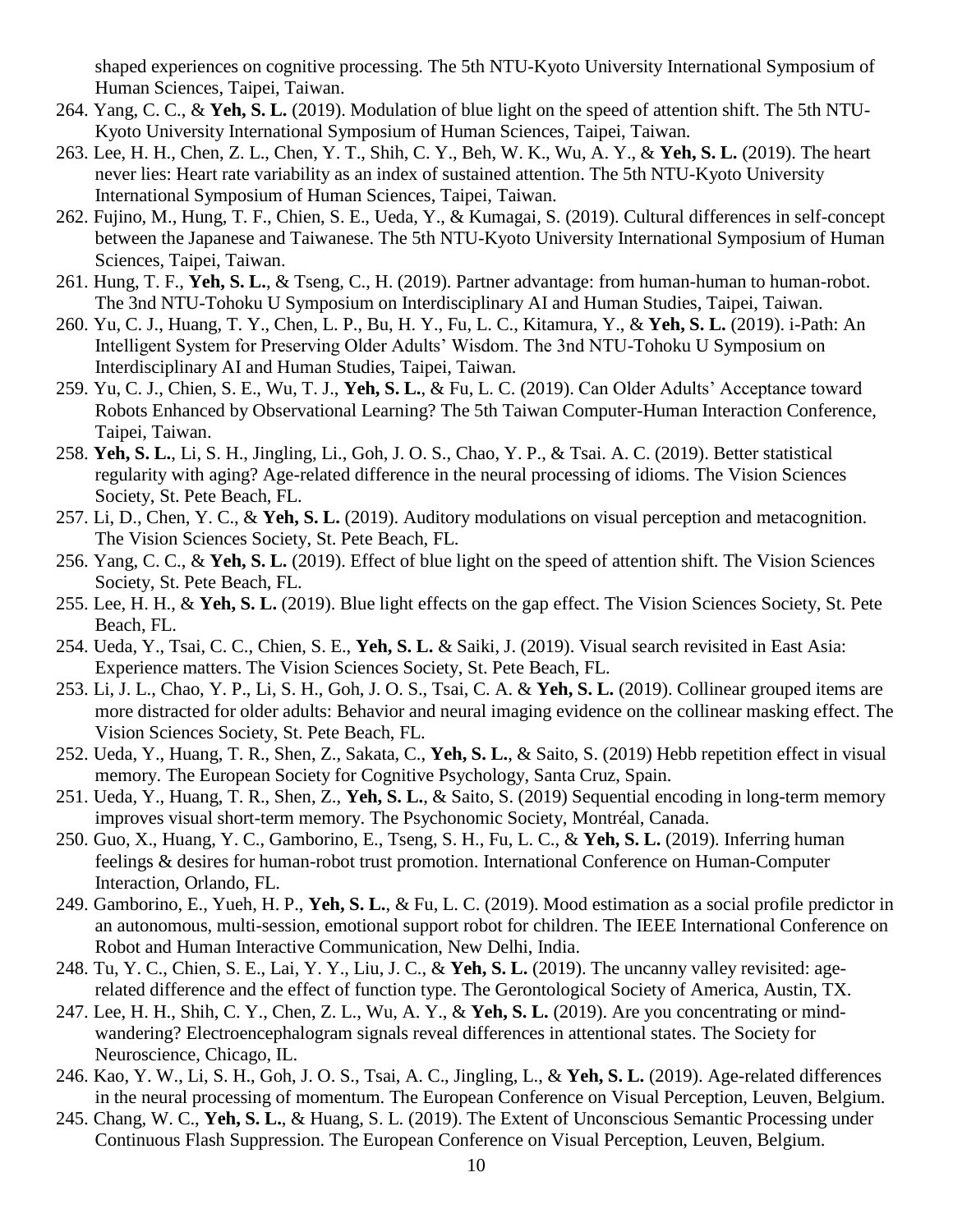shaped experiences on cognitive processing. The 5th NTU-Kyoto University International Symposium of Human Sciences, Taipei, Taiwan.

264. Yang, C. C., & **Yeh, S. L.** (2019). Modulation of blue light on the speed of attention shift. The 5th NTU-Kyoto University International Symposium of Human Sciences, Taipei, Taiwan.

263. Lee, H. H., Chen, Z. L., Chen, Y. T., Shih, C. Y., Beh, W. K., Wu, A. Y., & **Yeh, S. L.** (2019). The heart never lies: Heart rate variability as an index of sustained attention. The 5th NTU-Kyoto University International Symposium of Human Sciences, Taipei, Taiwan.

262. Fujino, M., Hung, T. F., Chien, S. E., Ueda, Y., & Kumagai, S. (2019). Cultural differences in self-concept between the Japanese and Taiwanese. The 5th NTU-Kyoto University International Symposium of Human Sciences, Taipei, Taiwan.

261. Hung, T. F., **Yeh, S. L.**, & Tseng, C., H. (2019). Partner advantage: from human-human to human-robot. The 3nd NTU-Tohoku U Symposium on Interdisciplinary AI and Human Studies, Taipei, Taiwan.

260. Yu, C. J., Huang, T. Y., Chen, L. P., Bu, H. Y., Fu, L. C., Kitamura, Y., & **Yeh, S. L.** (2019). i-Path: An Intelligent System for Preserving Older Adults' Wisdom. The 3nd NTU-Tohoku U Symposium on Interdisciplinary AI and Human Studies, Taipei, Taiwan.

259. Yu, C. J., Chien, S. E., Wu, T. J., **Yeh, S. L.**, & Fu, L. C. (2019). Can Older Adults' Acceptance toward Robots Enhanced by Observational Learning? The 5th Taiwan Computer-Human Interaction Conference, Taipei, Taiwan.

258. **Yeh, S. L.**, Li, S. H., Jingling, Li., Goh, J. O. S., Chao, Y. P., & Tsai. A. C. (2019). Better statistical regularity with aging? Age-related difference in the neural processing of idioms. The Vision Sciences Society, St. Pete Beach, FL.

257. Li, D., Chen, Y. C., & **Yeh, S. L.** (2019). Auditory modulations on visual perception and metacognition. The Vision Sciences Society, St. Pete Beach, FL.

256. Yang, C. C., & **Yeh, S. L.** (2019). Effect of blue light on the speed of attention shift. The Vision Sciences Society, St. Pete Beach, FL.

255. Lee, H. H., & **Yeh, S. L.** (2019). Blue light effects on the gap effect. The Vision Sciences Society, St. Pete Beach, FL.

254. Ueda, Y., Tsai, C. C., Chien, S. E., **Yeh, S. L.** & Saiki, J. (2019). Visual search revisited in East Asia: Experience matters. The Vision Sciences Society, St. Pete Beach, FL.

253. Li, J. L., Chao, Y. P., Li, S. H., Goh, J. O. S., Tsai, C. A. & **Yeh, S. L.** (2019). Collinear grouped items are more distracted for older adults: Behavior and neural imaging evidence on the collinear masking effect. The Vision Sciences Society, St. Pete Beach, FL.

252. Ueda, Y., Huang, T. R., Shen, Z., Sakata, C., **Yeh, S. L.**, & Saito, S. (2019) Hebb repetition effect in visual memory. The European Society for Cognitive Psychology, Santa Cruz, Spain.

251. Ueda, Y., Huang, T. R., Shen, Z., **Yeh, S. L.**, & Saito, S. (2019) Sequential encoding in long-term memory improves visual short-term memory. The Psychonomic Society, Montréal, Canada.

250. Guo, X., Huang, Y. C., Gamborino, E., Tseng, S. H., Fu, L. C., & **Yeh, S. L.** (2019). Inferring human feelings & desires for human-robot trust promotion. International Conference on Human-Computer Interaction, Orlando, FL.

249. Gamborino, E., Yueh, H. P., **Yeh, S. L.**, & Fu, L. C. (2019). Mood estimation as a social profile predictor in an autonomous, multi-session, emotional support robot for children. The IEEE International Conference on Robot and Human Interactive Communication, New Delhi, India.

248. Tu, Y. C., Chien, S. E., Lai, Y. Y., Liu, J. C., & **Yeh, S. L.** (2019). The uncanny valley revisited: age-related difference and the effect of function type. The Gerontological Society of America, Austin, TX.

247. Lee, H. H., Shih, C. Y., Chen, Z. L., Wu, A. Y., & **Yeh, S. L.** (2019). Are you concentrating or mind-wandering? Electroencephalogram signals reveal differences in attentional states. The Society for Neuroscience, Chicago, IL.

246. Kao, Y. W., Li, S. H., Goh, J. O. S., Tsai, A. C., Jingling, L., & **Yeh, S. L.** (2019). Age-related differences in the neural processing of momentum. The European Conference on Visual Perception, Leuven, Belgium.

245. Chang, W. C., **Yeh, S. L.**, & Huang, S. L. (2019). The Extent of Unconscious Semantic Processing under Continuous Flash Suppression. The European Conference on Visual Perception, Leuven, Belgium.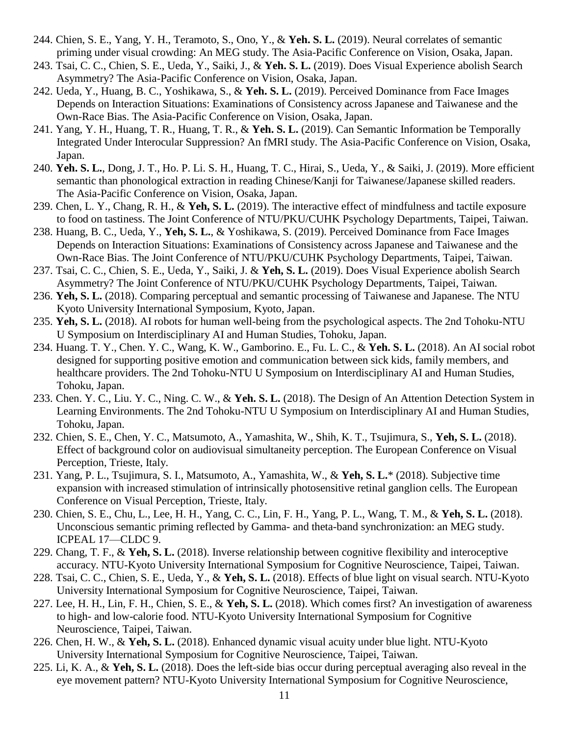244. Chien, S. E., Yang, Y. H., Teramoto, S., Ono, Y., & **Yeh. S. L.** (2019). Neural correlates of semantic priming under visual crowding: An MEG study. The Asia-Pacific Conference on Vision, Osaka, Japan.

243. Tsai, C. C., Chien, S. E., Ueda, Y., Saiki, J., & **Yeh. S. L.** (2019). Does Visual Experience abolish Search Asymmetry? The Asia-Pacific Conference on Vision, Osaka, Japan.

242. Ueda, Y., Huang, B. C., Yoshikawa, S., & **Yeh. S. L.** (2019). Perceived Dominance from Face Images Depends on Interaction Situations: Examinations of Consistency across Japanese and Taiwanese and the Own-Race Bias. The Asia-Pacific Conference on Vision, Osaka, Japan.

241. Yang, Y. H., Huang, T. R., Huang, T. R., & **Yeh. S. L.** (2019). Can Semantic Information be Temporally Integrated Under Interocular Suppression? An fMRI study. The Asia-Pacific Conference on Vision, Osaka, Japan.

240. **Yeh. S. L.**, Dong, J. T., Ho. P. Li. S. H., Huang, T. C., Hirai, S., Ueda, Y., & Saiki, J. (2019). More efficient semantic than phonological extraction in reading Chinese/Kanji for Taiwanese/Japanese skilled readers. The Asia-Pacific Conference on Vision, Osaka, Japan.

239. Chen, L. Y., Chang, R. H., & **Yeh, S. L.** (2019). The interactive effect of mindfulness and tactile exposure to food on tastiness. The Joint Conference of NTU/PKU/CUHK Psychology Departments, Taipei, Taiwan.

238. Huang, B. C., Ueda, Y., **Yeh, S. L.**, & Yoshikawa, S. (2019). Perceived Dominance from Face Images Depends on Interaction Situations: Examinations of Consistency across Japanese and Taiwanese and the Own-Race Bias. The Joint Conference of NTU/PKU/CUHK Psychology Departments, Taipei, Taiwan.

237. Tsai, C. C., Chien, S. E., Ueda, Y., Saiki, J. & **Yeh, S. L.** (2019). Does Visual Experience abolish Search Asymmetry? The Joint Conference of NTU/PKU/CUHK Psychology Departments, Taipei, Taiwan.

236. **Yeh, S. L.** (2018). Comparing perceptual and semantic processing of Taiwanese and Japanese. The NTU Kyoto University International Symposium, Kyoto, Japan.

235. **Yeh, S. L.** (2018). AI robots for human well-being from the psychological aspects. The 2nd Tohoku-NTU U Symposium on Interdisciplinary AI and Human Studies, Tohoku, Japan.

234. Huang. T. Y., Chen. Y. C., Wang, K. W., Gamborino. E., Fu. L. C., & **Yeh. S. L.** (2018). An AI social robot designed for supporting positive emotion and communication between sick kids, family members, and healthcare providers. The 2nd Tohoku-NTU U Symposium on Interdisciplinary AI and Human Studies, Tohoku, Japan.

233. Chen. Y. C., Liu. Y. C., Ning. C. W., & **Yeh. S. L.** (2018). The Design of An Attention Detection System in Learning Environments. The 2nd Tohoku-NTU U Symposium on Interdisciplinary AI and Human Studies, Tohoku, Japan.

232. Chien, S. E., Chen, Y. C., Matsumoto, A., Yamashita, W., Shih, K. T., Tsujimura, S., **Yeh, S. L.** (2018). Effect of background color on audiovisual simultaneity perception. The European Conference on Visual Perception, Trieste, Italy.

231. Yang, P. L., Tsujimura, S. I., Matsumoto, A., Yamashita, W., & **Yeh, S. L.*** (2018). Subjective time expansion with increased stimulation of intrinsically photosensitive retinal ganglion cells. The European Conference on Visual Perception, Trieste, Italy.

230. Chien, S. E., Chu, L., Lee, H. H., Yang, C. C., Lin, F. H., Yang, P. L., Wang, T. M., & **Yeh, S. L.** (2018). Unconscious semantic priming reflected by Gamma- and theta-band synchronization: an MEG study. ICPEAL 17—CLDC 9.

229. Chang, T. F., & **Yeh, S. L.** (2018). Inverse relationship between cognitive flexibility and interoceptive accuracy. NTU-Kyoto University International Symposium for Cognitive Neuroscience, Taipei, Taiwan.

228. Tsai, C. C., Chien, S. E., Ueda, Y., & **Yeh, S. L.** (2018). Effects of blue light on visual search. NTU-Kyoto University International Symposium for Cognitive Neuroscience, Taipei, Taiwan.

227. Lee, H. H., Lin, F. H., Chien, S. E., & **Yeh, S. L.** (2018). Which comes first? An investigation of awareness to high- and low-calorie food. NTU-Kyoto University International Symposium for Cognitive Neuroscience, Taipei, Taiwan.

226. Chen, H. W., & **Yeh, S. L.** (2018). Enhanced dynamic visual acuity under blue light. NTU-Kyoto University International Symposium for Cognitive Neuroscience, Taipei, Taiwan.

225. Li, K. A., & **Yeh, S. L.** (2018). Does the left-side bias occur during perceptual averaging also reveal in the eye movement pattern? NTU-Kyoto University International Symposium for Cognitive Neuroscience,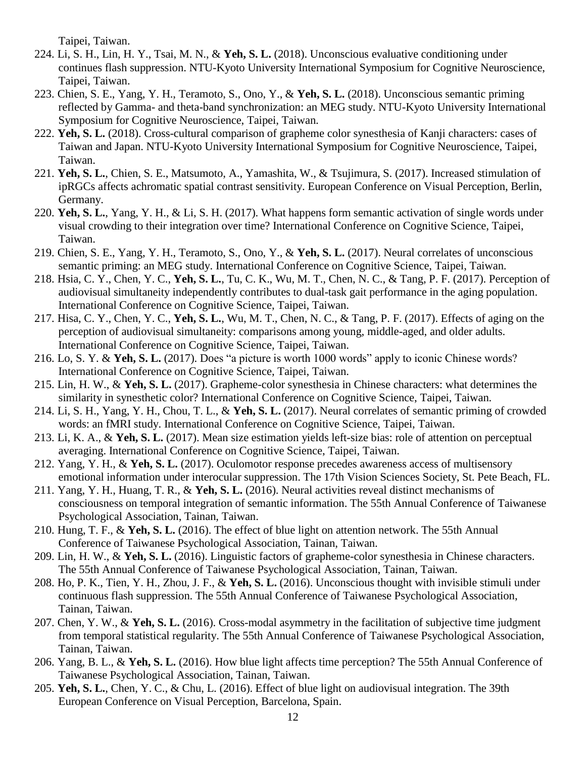Taipei, Taiwan.

224. Li, S. H., Lin, H. Y., Tsai, M. N., & **Yeh, S. L.** (2018). Unconscious evaluative conditioning under continues flash suppression. NTU-Kyoto University International Symposium for Cognitive Neuroscience, Taipei, Taiwan.
223. Chien, S. E., Yang, Y. H., Teramoto, S., Ono, Y., & **Yeh, S. L.** (2018). Unconscious semantic priming reflected by Gamma- and theta-band synchronization: an MEG study. NTU-Kyoto University International Symposium for Cognitive Neuroscience, Taipei, Taiwan.
222. **Yeh, S. L.** (2018). Cross-cultural comparison of grapheme color synesthesia of Kanji characters: cases of Taiwan and Japan. NTU-Kyoto University International Symposium for Cognitive Neuroscience, Taipei, Taiwan.
221. **Yeh, S. L.**, Chien, S. E., Matsumoto, A., Yamashita, W., & Tsujimura, S. (2017). Increased stimulation of ipRGCs affects achromatic spatial contrast sensitivity. European Conference on Visual Perception, Berlin, Germany.
220. **Yeh, S. L.**, Yang, Y. H., & Li, S. H. (2017). What happens form semantic activation of single words under visual crowding to their integration over time? International Conference on Cognitive Science, Taipei, Taiwan.
219. Chien, S. E., Yang, Y. H., Teramoto, S., Ono, Y., & **Yeh, S. L.** (2017). Neural correlates of unconscious semantic priming: an MEG study. International Conference on Cognitive Science, Taipei, Taiwan.
218. Hsia, C. Y., Chen, Y. C., **Yeh, S. L.**, Tu, C. K., Wu, M. T., Chen, N. C., & Tang, P. F. (2017). Perception of audiovisual simultaneity independently contributes to dual-task gait performance in the aging population. International Conference on Cognitive Science, Taipei, Taiwan.
217. Hisa, C. Y., Chen, Y. C., **Yeh, S. L.**, Wu, M. T., Chen, N. C., & Tang, P. F. (2017). Effects of aging on the perception of audiovisual simultaneity: comparisons among young, middle-aged, and older adults. International Conference on Cognitive Science, Taipei, Taiwan.
216. Lo, S. Y. & **Yeh, S. L.** (2017). Does "a picture is worth 1000 words" apply to iconic Chinese words? International Conference on Cognitive Science, Taipei, Taiwan.
215. Lin, H. W., & **Yeh, S. L.** (2017). Grapheme-color synesthesia in Chinese characters: what determines the similarity in synesthetic color? International Conference on Cognitive Science, Taipei, Taiwan.
214. Li, S. H., Yang, Y. H., Chou, T. L., & **Yeh, S. L.** (2017). Neural correlates of semantic priming of crowded words: an fMRI study. International Conference on Cognitive Science, Taipei, Taiwan.
213. Li, K. A., & **Yeh, S. L.** (2017). Mean size estimation yields left-size bias: role of attention on perceptual averaging. International Conference on Cognitive Science, Taipei, Taiwan.
212. Yang, Y. H., & **Yeh, S. L.** (2017). Oculomotor response precedes awareness access of multisensory emotional information under interocular suppression. The 17th Vision Sciences Society, St. Pete Beach, FL.
211. Yang, Y. H., Huang, T. R., & **Yeh, S. L.** (2016). Neural activities reveal distinct mechanisms of consciousness on temporal integration of semantic information. The 55th Annual Conference of Taiwanese Psychological Association, Tainan, Taiwan.
210. Hung, T. F., & **Yeh, S. L.** (2016). The effect of blue light on attention network. The 55th Annual Conference of Taiwanese Psychological Association, Tainan, Taiwan.
209. Lin, H. W., & **Yeh, S. L.** (2016). Linguistic factors of grapheme-color synesthesia in Chinese characters. The 55th Annual Conference of Taiwanese Psychological Association, Tainan, Taiwan.
208. Ho, P. K., Tien, Y. H., Zhou, J. F., & **Yeh, S. L.** (2016). Unconscious thought with invisible stimuli under continuous flash suppression. The 55th Annual Conference of Taiwanese Psychological Association, Tainan, Taiwan.
207. Chen, Y. W., & **Yeh, S. L.** (2016). Cross-modal asymmetry in the facilitation of subjective time judgment from temporal statistical regularity. The 55th Annual Conference of Taiwanese Psychological Association, Tainan, Taiwan.
206. Yang, B. L., & **Yeh, S. L.** (2016). How blue light affects time perception? The 55th Annual Conference of Taiwanese Psychological Association, Tainan, Taiwan.
205. **Yeh, S. L.**, Chen, Y. C., & Chu, L. (2016). Effect of blue light on audiovisual integration. The 39th European Conference on Visual Perception, Barcelona, Spain.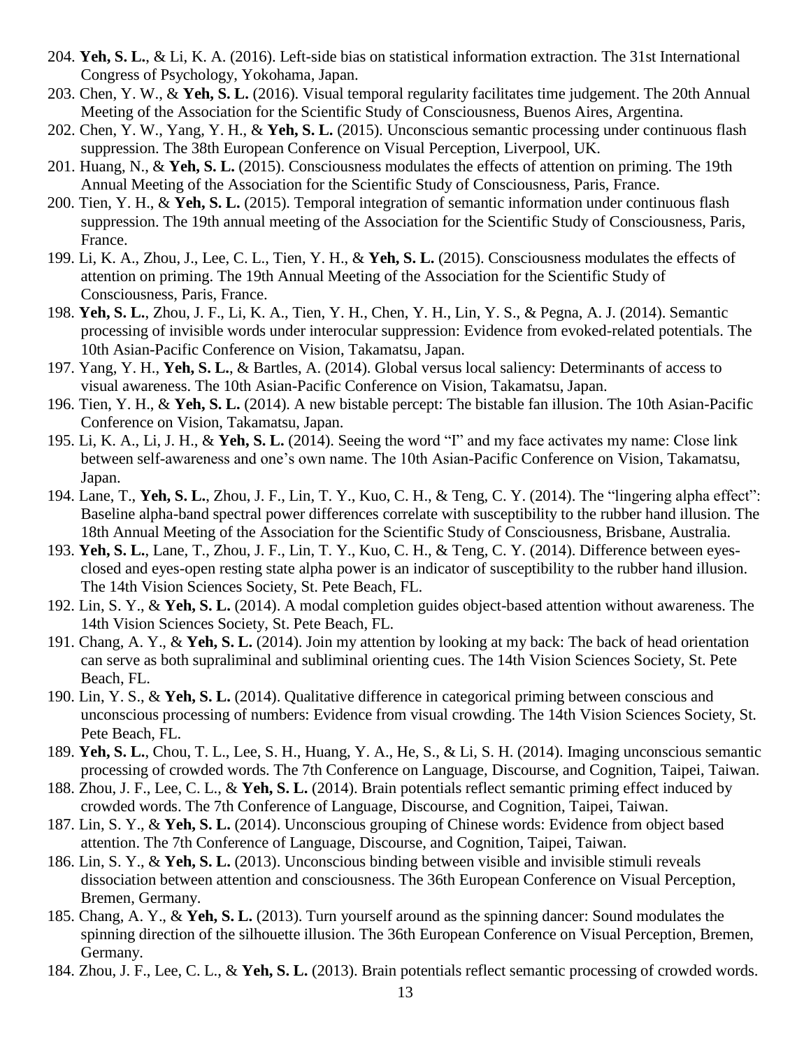204. **Yeh, S. L.**, & Li, K. A. (2016). Left-side bias on statistical information extraction. The 31st International Congress of Psychology, Yokohama, Japan.

203. Chen, Y. W., & **Yeh, S. L.** (2016). Visual temporal regularity facilitates time judgement. The 20th Annual Meeting of the Association for the Scientific Study of Consciousness, Buenos Aires, Argentina.

202. Chen, Y. W., Yang, Y. H., & **Yeh, S. L.** (2015). Unconscious semantic processing under continuous flash suppression. The 38th European Conference on Visual Perception, Liverpool, UK.

201. Huang, N., & **Yeh, S. L.** (2015). Consciousness modulates the effects of attention on priming. The 19th Annual Meeting of the Association for the Scientific Study of Consciousness, Paris, France.

200. Tien, Y. H., & **Yeh, S. L.** (2015). Temporal integration of semantic information under continuous flash suppression. The 19th annual meeting of the Association for the Scientific Study of Consciousness, Paris, France.

199. Li, K. A., Zhou, J., Lee, C. L., Tien, Y. H., & **Yeh, S. L.** (2015). Consciousness modulates the effects of attention on priming. The 19th Annual Meeting of the Association for the Scientific Study of Consciousness, Paris, France.

198. **Yeh, S. L.**, Zhou, J. F., Li, K. A., Tien, Y. H., Chen, Y. H., Lin, Y. S., & Pegna, A. J. (2014). Semantic processing of invisible words under interocular suppression: Evidence from evoked-related potentials. The 10th Asian-Pacific Conference on Vision, Takamatsu, Japan.

197. Yang, Y. H., **Yeh, S. L.**, & Bartles, A. (2014). Global versus local saliency: Determinants of access to visual awareness. The 10th Asian-Pacific Conference on Vision, Takamatsu, Japan.

196. Tien, Y. H., & **Yeh, S. L.** (2014). A new bistable percept: The bistable fan illusion. The 10th Asian-Pacific Conference on Vision, Takamatsu, Japan.

195. Li, K. A., Li, J. H., & **Yeh, S. L.** (2014). Seeing the word "I" and my face activates my name: Close link between self-awareness and one's own name. The 10th Asian-Pacific Conference on Vision, Takamatsu, Japan.

194. Lane, T., **Yeh, S. L.**, Zhou, J. F., Lin, T. Y., Kuo, C. H., & Teng, C. Y. (2014). The "lingering alpha effect": Baseline alpha-band spectral power differences correlate with susceptibility to the rubber hand illusion. The 18th Annual Meeting of the Association for the Scientific Study of Consciousness, Brisbane, Australia.

193. **Yeh, S. L.**, Lane, T., Zhou, J. F., Lin, T. Y., Kuo, C. H., & Teng, C. Y. (2014). Difference between eyes-closed and eyes-open resting state alpha power is an indicator of susceptibility to the rubber hand illusion. The 14th Vision Sciences Society, St. Pete Beach, FL.

192. Lin, S. Y., & **Yeh, S. L.** (2014). A modal completion guides object-based attention without awareness. The 14th Vision Sciences Society, St. Pete Beach, FL.

191. Chang, A. Y., & **Yeh, S. L.** (2014). Join my attention by looking at my back: The back of head orientation can serve as both supraliminal and subliminal orienting cues. The 14th Vision Sciences Society, St. Pete Beach, FL.

190. Lin, Y. S., & **Yeh, S. L.** (2014). Qualitative difference in categorical priming between conscious and unconscious processing of numbers: Evidence from visual crowding. The 14th Vision Sciences Society, St. Pete Beach, FL.

189. **Yeh, S. L.**, Chou, T. L., Lee, S. H., Huang, Y. A., He, S., & Li, S. H. (2014). Imaging unconscious semantic processing of crowded words. The 7th Conference on Language, Discourse, and Cognition, Taipei, Taiwan.

188. Zhou, J. F., Lee, C. L., & **Yeh, S. L.** (2014). Brain potentials reflect semantic priming effect induced by crowded words. The 7th Conference of Language, Discourse, and Cognition, Taipei, Taiwan.

187. Lin, S. Y., & **Yeh, S. L.** (2014). Unconscious grouping of Chinese words: Evidence from object based attention. The 7th Conference of Language, Discourse, and Cognition, Taipei, Taiwan.

186. Lin, S. Y., & **Yeh, S. L.** (2013). Unconscious binding between visible and invisible stimuli reveals dissociation between attention and consciousness. The 36th European Conference on Visual Perception, Bremen, Germany.

185. Chang, A. Y., & **Yeh, S. L.** (2013). Turn yourself around as the spinning dancer: Sound modulates the spinning direction of the silhouette illusion. The 36th European Conference on Visual Perception, Bremen, Germany.

184. Zhou, J. F., Lee, C. L., & **Yeh, S. L.** (2013). Brain potentials reflect semantic processing of crowded words.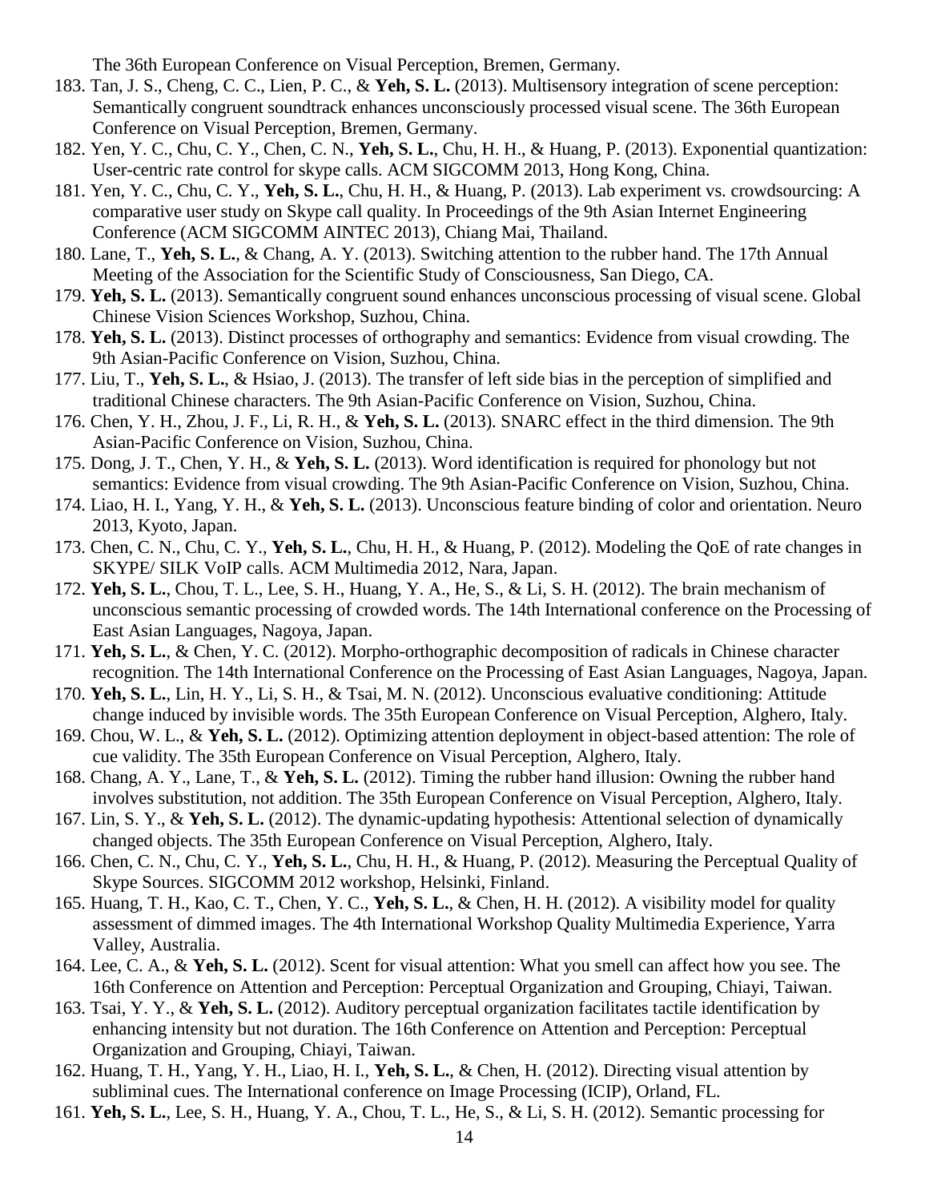The 36th European Conference on Visual Perception, Bremen, Germany.

183. Tan, J. S., Cheng, C. C., Lien, P. C., & **Yeh, S. L.** (2013). Multisensory integration of scene perception: Semantically congruent soundtrack enhances unconsciously processed visual scene. The 36th European Conference on Visual Perception, Bremen, Germany.
182. Yen, Y. C., Chu, C. Y., Chen, C. N., **Yeh, S. L.**, Chu, H. H., & Huang, P. (2013). Exponential quantization: User-centric rate control for skype calls. ACM SIGCOMM 2013, Hong Kong, China.
181. Yen, Y. C., Chu, C. Y., **Yeh, S. L.**, Chu, H. H., & Huang, P. (2013). Lab experiment vs. crowdsourcing: A comparative user study on Skype call quality. In Proceedings of the 9th Asian Internet Engineering Conference (ACM SIGCOMM AINTEC 2013), Chiang Mai, Thailand.
180. Lane, T., **Yeh, S. L.**, & Chang, A. Y. (2013). Switching attention to the rubber hand. The 17th Annual Meeting of the Association for the Scientific Study of Consciousness, San Diego, CA.
179. **Yeh, S. L.** (2013). Semantically congruent sound enhances unconscious processing of visual scene. Global Chinese Vision Sciences Workshop, Suzhou, China.
178. **Yeh, S. L.** (2013). Distinct processes of orthography and semantics: Evidence from visual crowding. The 9th Asian-Pacific Conference on Vision, Suzhou, China.
177. Liu, T., **Yeh, S. L.**, & Hsiao, J. (2013). The transfer of left side bias in the perception of simplified and traditional Chinese characters. The 9th Asian-Pacific Conference on Vision, Suzhou, China.
176. Chen, Y. H., Zhou, J. F., Li, R. H., & **Yeh, S. L.** (2013). SNARC effect in the third dimension. The 9th Asian-Pacific Conference on Vision, Suzhou, China.
175. Dong, J. T., Chen, Y. H., & **Yeh, S. L.** (2013). Word identification is required for phonology but not semantics: Evidence from visual crowding. The 9th Asian-Pacific Conference on Vision, Suzhou, China.
174. Liao, H. I., Yang, Y. H., & **Yeh, S. L.** (2013). Unconscious feature binding of color and orientation. Neuro 2013, Kyoto, Japan.
173. Chen, C. N., Chu, C. Y., **Yeh, S. L.**, Chu, H. H., & Huang, P. (2012). Modeling the QoE of rate changes in SKYPE/ SILK VoIP calls. ACM Multimedia 2012, Nara, Japan.
172. **Yeh, S. L.**, Chou, T. L., Lee, S. H., Huang, Y. A., He, S., & Li, S. H. (2012). The brain mechanism of unconscious semantic processing of crowded words. The 14th International conference on the Processing of East Asian Languages, Nagoya, Japan.
171. **Yeh, S. L.**, & Chen, Y. C. (2012). Morpho-orthographic decomposition of radicals in Chinese character recognition. The 14th International Conference on the Processing of East Asian Languages, Nagoya, Japan.
170. **Yeh, S. L.**, Lin, H. Y., Li, S. H., & Tsai, M. N. (2012). Unconscious evaluative conditioning: Attitude change induced by invisible words. The 35th European Conference on Visual Perception, Alghero, Italy.
169. Chou, W. L., & **Yeh, S. L.** (2012). Optimizing attention deployment in object-based attention: The role of cue validity. The 35th European Conference on Visual Perception, Alghero, Italy.
168. Chang, A. Y., Lane, T., & **Yeh, S. L.** (2012). Timing the rubber hand illusion: Owning the rubber hand involves substitution, not addition. The 35th European Conference on Visual Perception, Alghero, Italy.
167. Lin, S. Y., & **Yeh, S. L.** (2012). The dynamic-updating hypothesis: Attentional selection of dynamically changed objects. The 35th European Conference on Visual Perception, Alghero, Italy.
166. Chen, C. N., Chu, C. Y., **Yeh, S. L.**, Chu, H. H., & Huang, P. (2012). Measuring the Perceptual Quality of Skype Sources. SIGCOMM 2012 workshop, Helsinki, Finland.
165. Huang, T. H., Kao, C. T., Chen, Y. C., **Yeh, S. L.**, & Chen, H. H. (2012). A visibility model for quality assessment of dimmed images. The 4th International Workshop Quality Multimedia Experience, Yarra Valley, Australia.
164. Lee, C. A., & **Yeh, S. L.** (2012). Scent for visual attention: What you smell can affect how you see. The 16th Conference on Attention and Perception: Perceptual Organization and Grouping, Chiayi, Taiwan.
163. Tsai, Y. Y., & **Yeh, S. L.** (2012). Auditory perceptual organization facilitates tactile identification by enhancing intensity but not duration. The 16th Conference on Attention and Perception: Perceptual Organization and Grouping, Chiayi, Taiwan.
162. Huang, T. H., Yang, Y. H., Liao, H. I., **Yeh, S. L.**, & Chen, H. (2012). Directing visual attention by subliminal cues. The International conference on Image Processing (ICIP), Orland, FL.
161. **Yeh, S. L.**, Lee, S. H., Huang, Y. A., Chou, T. L., He, S., & Li, S. H. (2012). Semantic processing for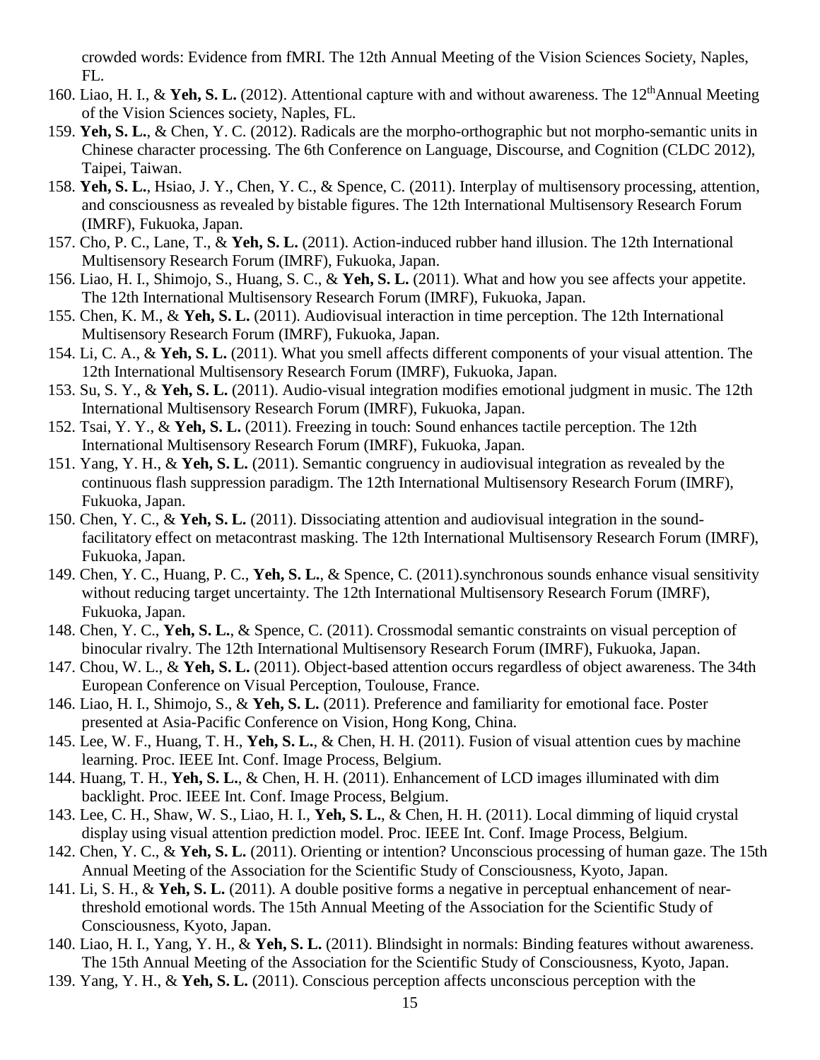crowded words: Evidence from fMRI. The 12th Annual Meeting of the Vision Sciences Society, Naples, FL.

160. Liao, H. I., & **Yeh, S. L.** (2012). Attentional capture with and without awareness. The 12thAnnual Meeting of the Vision Sciences society, Naples, FL.

159. **Yeh, S. L.**, & Chen, Y. C. (2012). Radicals are the morpho-orthographic but not morpho-semantic units in Chinese character processing. The 6th Conference on Language, Discourse, and Cognition (CLDC 2012), Taipei, Taiwan.

158. **Yeh, S. L.**, Hsiao, J. Y., Chen, Y. C., & Spence, C. (2011). Interplay of multisensory processing, attention, and consciousness as revealed by bistable figures. The 12th International Multisensory Research Forum (IMRF), Fukuoka, Japan.

157. Cho, P. C., Lane, T., & **Yeh, S. L.** (2011). Action-induced rubber hand illusion. The 12th International Multisensory Research Forum (IMRF), Fukuoka, Japan.

156. Liao, H. I., Shimojo, S., Huang, S. C., & **Yeh, S. L.** (2011). What and how you see affects your appetite. The 12th International Multisensory Research Forum (IMRF), Fukuoka, Japan.

155. Chen, K. M., & **Yeh, S. L.** (2011). Audiovisual interaction in time perception. The 12th International Multisensory Research Forum (IMRF), Fukuoka, Japan.

154. Li, C. A., & **Yeh, S. L.** (2011). What you smell affects different components of your visual attention. The 12th International Multisensory Research Forum (IMRF), Fukuoka, Japan.

153. Su, S. Y., & **Yeh, S. L.** (2011). Audio-visual integration modifies emotional judgment in music. The 12th International Multisensory Research Forum (IMRF), Fukuoka, Japan.

152. Tsai, Y. Y., & **Yeh, S. L.** (2011). Freezing in touch: Sound enhances tactile perception. The 12th International Multisensory Research Forum (IMRF), Fukuoka, Japan.

151. Yang, Y. H., & **Yeh, S. L.** (2011). Semantic congruency in audiovisual integration as revealed by the continuous flash suppression paradigm. The 12th International Multisensory Research Forum (IMRF), Fukuoka, Japan.

150. Chen, Y. C., & **Yeh, S. L.** (2011). Dissociating attention and audiovisual integration in the sound-facilitatory effect on metacontrast masking. The 12th International Multisensory Research Forum (IMRF), Fukuoka, Japan.

149. Chen, Y. C., Huang, P. C., **Yeh, S. L.**, & Spence, C. (2011).synchronous sounds enhance visual sensitivity without reducing target uncertainty. The 12th International Multisensory Research Forum (IMRF), Fukuoka, Japan.

148. Chen, Y. C., **Yeh, S. L.**, & Spence, C. (2011). Crossmodal semantic constraints on visual perception of binocular rivalry. The 12th International Multisensory Research Forum (IMRF), Fukuoka, Japan.

147. Chou, W. L., & **Yeh, S. L.** (2011). Object-based attention occurs regardless of object awareness. The 34th European Conference on Visual Perception, Toulouse, France.

146. Liao, H. I., Shimojo, S., & **Yeh, S. L.** (2011). Preference and familiarity for emotional face. Poster presented at Asia-Pacific Conference on Vision, Hong Kong, China.

145. Lee, W. F., Huang, T. H., **Yeh, S. L.**, & Chen, H. H. (2011). Fusion of visual attention cues by machine learning. Proc. IEEE Int. Conf. Image Process, Belgium.

144. Huang, T. H., **Yeh, S. L.**, & Chen, H. H. (2011). Enhancement of LCD images illuminated with dim backlight. Proc. IEEE Int. Conf. Image Process, Belgium.

143. Lee, C. H., Shaw, W. S., Liao, H. I., **Yeh, S. L.**, & Chen, H. H. (2011). Local dimming of liquid crystal display using visual attention prediction model. Proc. IEEE Int. Conf. Image Process, Belgium.

142. Chen, Y. C., & **Yeh, S. L.** (2011). Orienting or intention? Unconscious processing of human gaze. The 15th Annual Meeting of the Association for the Scientific Study of Consciousness, Kyoto, Japan.

141. Li, S. H., & **Yeh, S. L.** (2011). A double positive forms a negative in perceptual enhancement of near-threshold emotional words. The 15th Annual Meeting of the Association for the Scientific Study of Consciousness, Kyoto, Japan.

140. Liao, H. I., Yang, Y. H., & **Yeh, S. L.** (2011). Blindsight in normals: Binding features without awareness. The 15th Annual Meeting of the Association for the Scientific Study of Consciousness, Kyoto, Japan.

139. Yang, Y. H., & **Yeh, S. L.** (2011). Conscious perception affects unconscious perception with the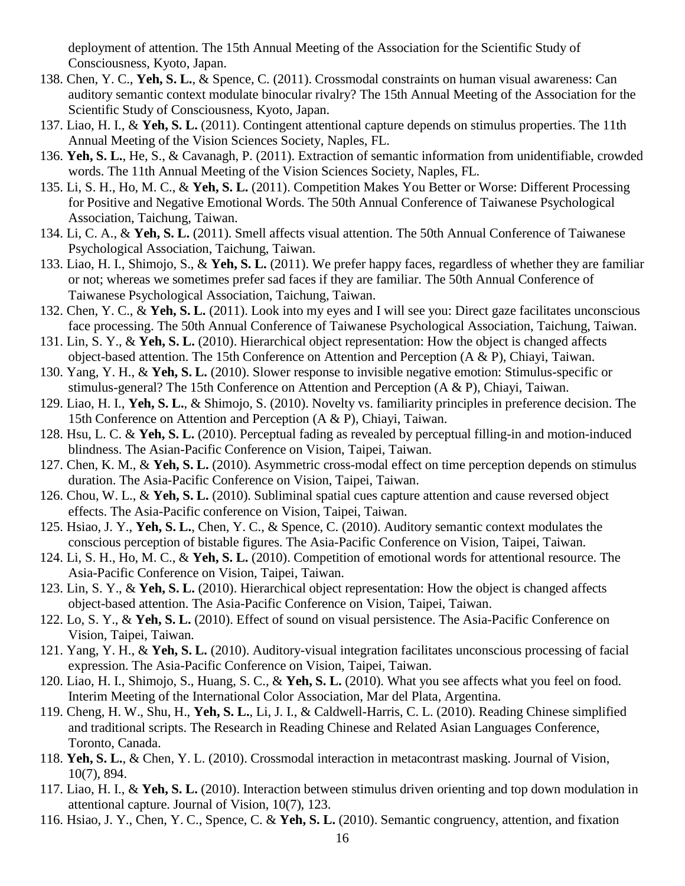deployment of attention. The 15th Annual Meeting of the Association for the Scientific Study of Consciousness, Kyoto, Japan.

138. Chen, Y. C., **Yeh, S. L.**, & Spence, C. (2011). Crossmodal constraints on human visual awareness: Can auditory semantic context modulate binocular rivalry? The 15th Annual Meeting of the Association for the Scientific Study of Consciousness, Kyoto, Japan.
137. Liao, H. I., & **Yeh, S. L.** (2011). Contingent attentional capture depends on stimulus properties. The 11th Annual Meeting of the Vision Sciences Society, Naples, FL.
136. **Yeh, S. L.**, He, S., & Cavanagh, P. (2011). Extraction of semantic information from unidentifiable, crowded words. The 11th Annual Meeting of the Vision Sciences Society, Naples, FL.
135. Li, S. H., Ho, M. C., & **Yeh, S. L.** (2011). Competition Makes You Better or Worse: Different Processing for Positive and Negative Emotional Words. The 50th Annual Conference of Taiwanese Psychological Association, Taichung, Taiwan.
134. Li, C. A., & **Yeh, S. L.** (2011). Smell affects visual attention. The 50th Annual Conference of Taiwanese Psychological Association, Taichung, Taiwan.
133. Liao, H. I., Shimojo, S., & **Yeh, S. L.** (2011). We prefer happy faces, regardless of whether they are familiar or not; whereas we sometimes prefer sad faces if they are familiar. The 50th Annual Conference of Taiwanese Psychological Association, Taichung, Taiwan.
132. Chen, Y. C., & **Yeh, S. L.** (2011). Look into my eyes and I will see you: Direct gaze facilitates unconscious face processing. The 50th Annual Conference of Taiwanese Psychological Association, Taichung, Taiwan.
131. Lin, S. Y., & **Yeh, S. L.** (2010). Hierarchical object representation: How the object is changed affects object-based attention. The 15th Conference on Attention and Perception (A & P), Chiayi, Taiwan.
130. Yang, Y. H., & **Yeh, S. L.** (2010). Slower response to invisible negative emotion: Stimulus-specific or stimulus-general? The 15th Conference on Attention and Perception (A & P), Chiayi, Taiwan.
129. Liao, H. I., **Yeh, S. L.**, & Shimojo, S. (2010). Novelty vs. familiarity principles in preference decision. The 15th Conference on Attention and Perception (A & P), Chiayi, Taiwan.
128. Hsu, L. C. & **Yeh, S. L.** (2010). Perceptual fading as revealed by perceptual filling-in and motion-induced blindness. The Asian-Pacific Conference on Vision, Taipei, Taiwan.
127. Chen, K. M., & **Yeh, S. L.** (2010). Asymmetric cross-modal effect on time perception depends on stimulus duration. The Asia-Pacific Conference on Vision, Taipei, Taiwan.
126. Chou, W. L., & **Yeh, S. L.** (2010). Subliminal spatial cues capture attention and cause reversed object effects. The Asia-Pacific conference on Vision, Taipei, Taiwan.
125. Hsiao, J. Y., **Yeh, S. L.**, Chen, Y. C., & Spence, C. (2010). Auditory semantic context modulates the conscious perception of bistable figures. The Asia-Pacific Conference on Vision, Taipei, Taiwan.
124. Li, S. H., Ho, M. C., & **Yeh, S. L.** (2010). Competition of emotional words for attentional resource. The Asia-Pacific Conference on Vision, Taipei, Taiwan.
123. Lin, S. Y., & **Yeh, S. L.** (2010). Hierarchical object representation: How the object is changed affects object-based attention. The Asia-Pacific Conference on Vision, Taipei, Taiwan.
122. Lo, S. Y., & **Yeh, S. L.** (2010). Effect of sound on visual persistence. The Asia-Pacific Conference on Vision, Taipei, Taiwan.
121. Yang, Y. H., & **Yeh, S. L.** (2010). Auditory-visual integration facilitates unconscious processing of facial expression. The Asia-Pacific Conference on Vision, Taipei, Taiwan.
120. Liao, H. I., Shimojo, S., Huang, S. C., & **Yeh, S. L.** (2010). What you see affects what you feel on food. Interim Meeting of the International Color Association, Mar del Plata, Argentina.
119. Cheng, H. W., Shu, H., **Yeh, S. L.**, Li, J. I., & Caldwell-Harris, C. L. (2010). Reading Chinese simplified and traditional scripts. The Research in Reading Chinese and Related Asian Languages Conference, Toronto, Canada.
118. **Yeh, S. L.**, & Chen, Y. L. (2010). Crossmodal interaction in metacontrast masking. Journal of Vision, 10(7), 894.
117. Liao, H. I., & **Yeh, S. L.** (2010). Interaction between stimulus driven orienting and top down modulation in attentional capture. Journal of Vision, 10(7), 123.
116. Hsiao, J. Y., Chen, Y. C., Spence, C. & **Yeh, S. L.** (2010). Semantic congruency, attention, and fixation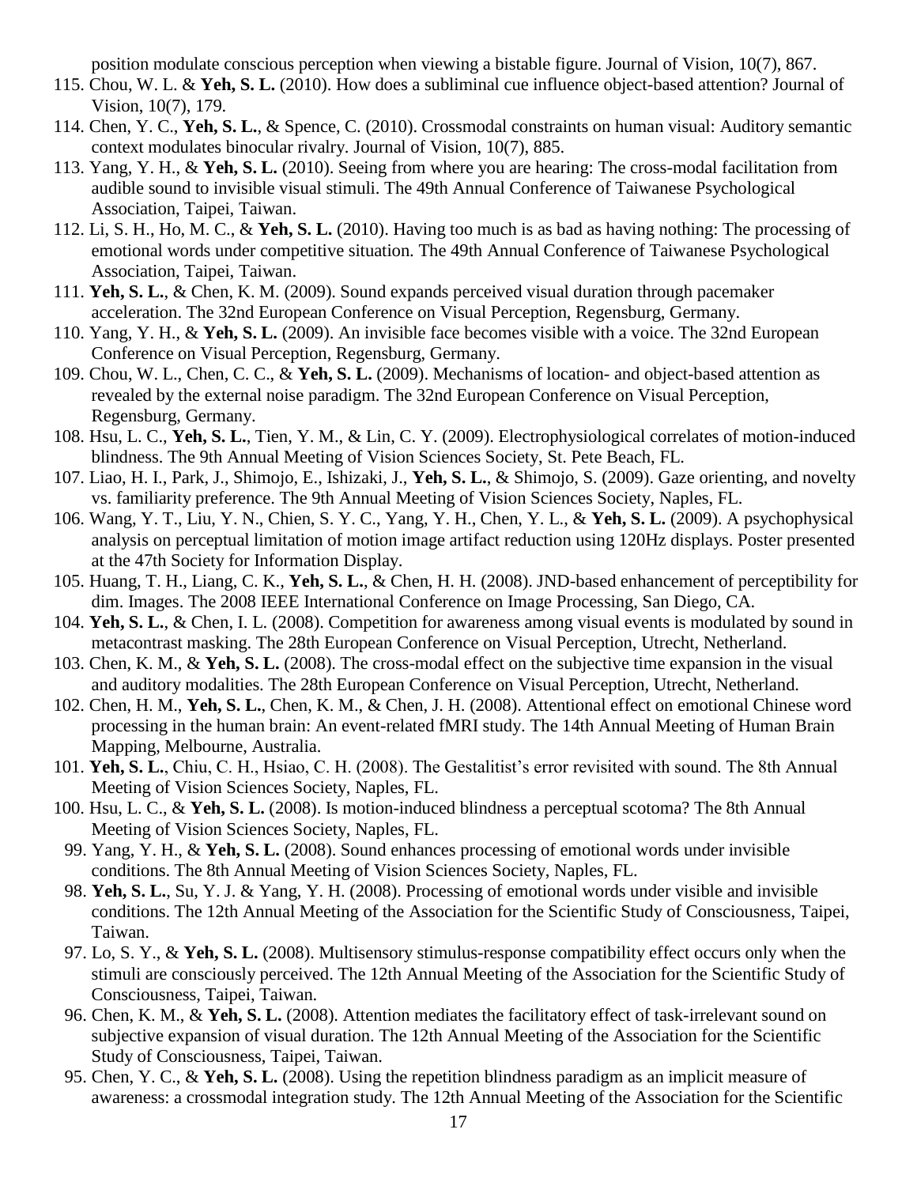position modulate conscious perception when viewing a bistable figure. Journal of Vision, 10(7), 867.

115. Chou, W. L. & **Yeh, S. L.** (2010). How does a subliminal cue influence object-based attention? Journal of Vision, 10(7), 179.

114. Chen, Y. C., **Yeh, S. L.**, & Spence, C. (2010). Crossmodal constraints on human visual: Auditory semantic context modulates binocular rivalry. Journal of Vision, 10(7), 885.

113. Yang, Y. H., & **Yeh, S. L.** (2010). Seeing from where you are hearing: The cross-modal facilitation from audible sound to invisible visual stimuli. The 49th Annual Conference of Taiwanese Psychological Association, Taipei, Taiwan.

112. Li, S. H., Ho, M. C., & **Yeh, S. L.** (2010). Having too much is as bad as having nothing: The processing of emotional words under competitive situation. The 49th Annual Conference of Taiwanese Psychological Association, Taipei, Taiwan.

111. **Yeh, S. L.**, & Chen, K. M. (2009). Sound expands perceived visual duration through pacemaker acceleration. The 32nd European Conference on Visual Perception, Regensburg, Germany.

110. Yang, Y. H., & **Yeh, S. L.** (2009). An invisible face becomes visible with a voice. The 32nd European Conference on Visual Perception, Regensburg, Germany.

109. Chou, W. L., Chen, C. C., & **Yeh, S. L.** (2009). Mechanisms of location- and object-based attention as revealed by the external noise paradigm. The 32nd European Conference on Visual Perception, Regensburg, Germany.

108. Hsu, L. C., **Yeh, S. L.**, Tien, Y. M., & Lin, C. Y. (2009). Electrophysiological correlates of motion-induced blindness. The 9th Annual Meeting of Vision Sciences Society, St. Pete Beach, FL.

107. Liao, H. I., Park, J., Shimojo, E., Ishizaki, J., **Yeh, S. L.**, & Shimojo, S. (2009). Gaze orienting, and novelty vs. familiarity preference. The 9th Annual Meeting of Vision Sciences Society, Naples, FL.

106. Wang, Y. T., Liu, Y. N., Chien, S. Y. C., Yang, Y. H., Chen, Y. L., & **Yeh, S. L.** (2009). A psychophysical analysis on perceptual limitation of motion image artifact reduction using 120Hz displays. Poster presented at the 47th Society for Information Display.

105. Huang, T. H., Liang, C. K., **Yeh, S. L.**, & Chen, H. H. (2008). JND-based enhancement of perceptibility for dim. Images. The 2008 IEEE International Conference on Image Processing, San Diego, CA.

104. **Yeh, S. L.**, & Chen, I. L. (2008). Competition for awareness among visual events is modulated by sound in metacontrast masking. The 28th European Conference on Visual Perception, Utrecht, Netherland.

103. Chen, K. M., & **Yeh, S. L.** (2008). The cross-modal effect on the subjective time expansion in the visual and auditory modalities. The 28th European Conference on Visual Perception, Utrecht, Netherland.

102. Chen, H. M., **Yeh, S. L.**, Chen, K. M., & Chen, J. H. (2008). Attentional effect on emotional Chinese word processing in the human brain: An event-related fMRI study. The 14th Annual Meeting of Human Brain Mapping, Melbourne, Australia.

101. **Yeh, S. L.**, Chiu, C. H., Hsiao, C. H. (2008). The Gestalitist's error revisited with sound. The 8th Annual Meeting of Vision Sciences Society, Naples, FL.

100. Hsu, L. C., & **Yeh, S. L.** (2008). Is motion-induced blindness a perceptual scotoma? The 8th Annual Meeting of Vision Sciences Society, Naples, FL.

99. Yang, Y. H., & **Yeh, S. L.** (2008). Sound enhances processing of emotional words under invisible conditions. The 8th Annual Meeting of Vision Sciences Society, Naples, FL.

98. **Yeh, S. L.**, Su, Y. J. & Yang, Y. H. (2008). Processing of emotional words under visible and invisible conditions. The 12th Annual Meeting of the Association for the Scientific Study of Consciousness, Taipei, Taiwan.

97. Lo, S. Y., & **Yeh, S. L.** (2008). Multisensory stimulus-response compatibility effect occurs only when the stimuli are consciously perceived. The 12th Annual Meeting of the Association for the Scientific Study of Consciousness, Taipei, Taiwan.

96. Chen, K. M., & **Yeh, S. L.** (2008). Attention mediates the facilitatory effect of task-irrelevant sound on subjective expansion of visual duration. The 12th Annual Meeting of the Association for the Scientific Study of Consciousness, Taipei, Taiwan.

95. Chen, Y. C., & **Yeh, S. L.** (2008). Using the repetition blindness paradigm as an implicit measure of awareness: a crossmodal integration study. The 12th Annual Meeting of the Association for the Scientific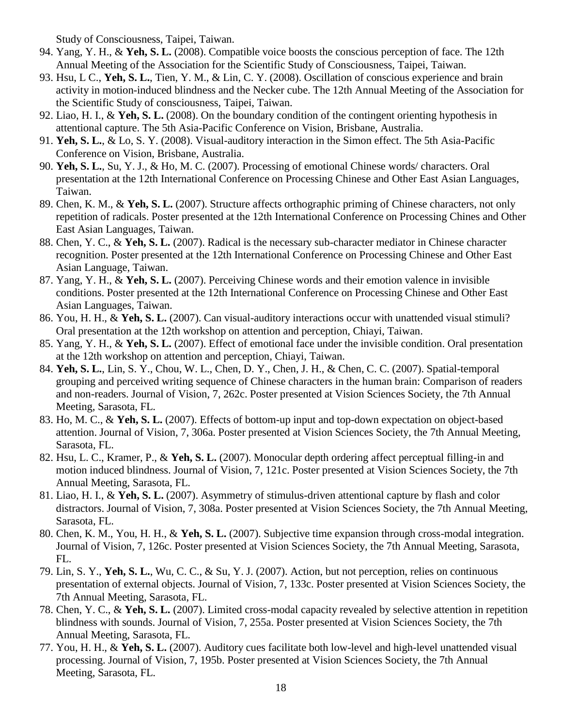Study of Consciousness, Taipei, Taiwan.

94. Yang, Y. H., & **Yeh, S. L.** (2008). Compatible voice boosts the conscious perception of face. The 12th Annual Meeting of the Association for the Scientific Study of Consciousness, Taipei, Taiwan.
93. Hsu, L C., **Yeh, S. L.**, Tien, Y. M., & Lin, C. Y. (2008). Oscillation of conscious experience and brain activity in motion-induced blindness and the Necker cube. The 12th Annual Meeting of the Association for the Scientific Study of consciousness, Taipei, Taiwan.
92. Liao, H. I., & **Yeh, S. L.** (2008). On the boundary condition of the contingent orienting hypothesis in attentional capture. The 5th Asia-Pacific Conference on Vision, Brisbane, Australia.
91. **Yeh, S. L.**, & Lo, S. Y. (2008). Visual-auditory interaction in the Simon effect. The 5th Asia-Pacific Conference on Vision, Brisbane, Australia.
90. **Yeh, S. L.**, Su, Y. J., & Ho, M. C. (2007). Processing of emotional Chinese words/ characters. Oral presentation at the 12th International Conference on Processing Chinese and Other East Asian Languages, Taiwan.
89. Chen, K. M., & **Yeh, S. L.** (2007). Structure affects orthographic priming of Chinese characters, not only repetition of radicals. Poster presented at the 12th International Conference on Processing Chines and Other East Asian Languages, Taiwan.
88. Chen, Y. C., & **Yeh, S. L.** (2007). Radical is the necessary sub-character mediator in Chinese character recognition. Poster presented at the 12th International Conference on Processing Chinese and Other East Asian Language, Taiwan.
87. Yang, Y. H., & **Yeh, S. L.** (2007). Perceiving Chinese words and their emotion valence in invisible conditions. Poster presented at the 12th International Conference on Processing Chinese and Other East Asian Languages, Taiwan.
86. You, H. H., & **Yeh, S. L.** (2007). Can visual-auditory interactions occur with unattended visual stimuli? Oral presentation at the 12th workshop on attention and perception, Chiayi, Taiwan.
85. Yang, Y. H., & **Yeh, S. L.** (2007). Effect of emotional face under the invisible condition. Oral presentation at the 12th workshop on attention and perception, Chiayi, Taiwan.
84. **Yeh, S. L.**, Lin, S. Y., Chou, W. L., Chen, D. Y., Chen, J. H., & Chen, C. C. (2007). Spatial-temporal grouping and perceived writing sequence of Chinese characters in the human brain: Comparison of readers and non-readers. Journal of Vision, 7, 262c. Poster presented at Vision Sciences Society, the 7th Annual Meeting, Sarasota, FL.
83. Ho, M. C., & **Yeh, S. L.** (2007). Effects of bottom-up input and top-down expectation on object-based attention. Journal of Vision, 7, 306a. Poster presented at Vision Sciences Society, the 7th Annual Meeting, Sarasota, FL.
82. Hsu, L. C., Kramer, P., & **Yeh, S. L.** (2007). Monocular depth ordering affect perceptual filling-in and motion induced blindness. Journal of Vision, 7, 121c. Poster presented at Vision Sciences Society, the 7th Annual Meeting, Sarasota, FL.
81. Liao, H. I., & **Yeh, S. L.** (2007). Asymmetry of stimulus-driven attentional capture by flash and color distractors. Journal of Vision, 7, 308a. Poster presented at Vision Sciences Society, the 7th Annual Meeting, Sarasota, FL.
80. Chen, K. M., You, H. H., & **Yeh, S. L.** (2007). Subjective time expansion through cross-modal integration. Journal of Vision, 7, 126c. Poster presented at Vision Sciences Society, the 7th Annual Meeting, Sarasota, FL.
79. Lin, S. Y., **Yeh, S. L.**, Wu, C. C., & Su, Y. J. (2007). Action, but not perception, relies on continuous presentation of external objects. Journal of Vision, 7, 133c. Poster presented at Vision Sciences Society, the 7th Annual Meeting, Sarasota, FL.
78. Chen, Y. C., & **Yeh, S. L.** (2007). Limited cross-modal capacity revealed by selective attention in repetition blindness with sounds. Journal of Vision, 7, 255a. Poster presented at Vision Sciences Society, the 7th Annual Meeting, Sarasota, FL.
77. You, H. H., & **Yeh, S. L.** (2007). Auditory cues facilitate both low-level and high-level unattended visual processing. Journal of Vision, 7, 195b. Poster presented at Vision Sciences Society, the 7th Annual Meeting, Sarasota, FL.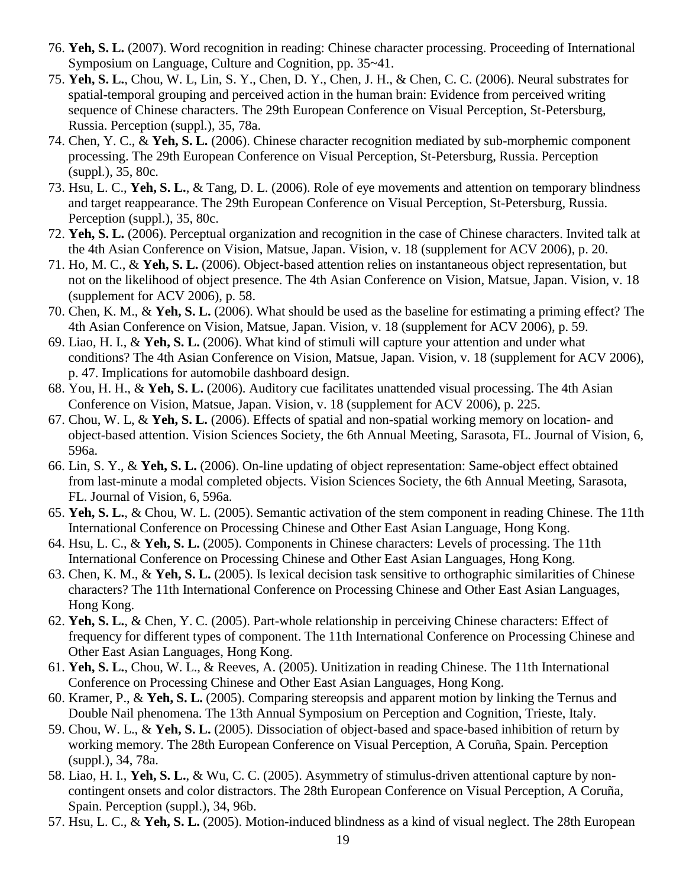76. **Yeh, S. L.** (2007). Word recognition in reading: Chinese character processing. Proceeding of International Symposium on Language, Culture and Cognition, pp. 35~41.
75. **Yeh, S. L.**, Chou, W. L, Lin, S. Y., Chen, D. Y., Chen, J. H., & Chen, C. C. (2006). Neural substrates for spatial-temporal grouping and perceived action in the human brain: Evidence from perceived writing sequence of Chinese characters. The 29th European Conference on Visual Perception, St-Petersburg, Russia. Perception (suppl.), 35, 78a.
74. Chen, Y. C., & **Yeh, S. L.** (2006). Chinese character recognition mediated by sub-morphemic component processing. The 29th European Conference on Visual Perception, St-Petersburg, Russia. Perception (suppl.), 35, 80c.
73. Hsu, L. C., **Yeh, S. L.**, & Tang, D. L. (2006). Role of eye movements and attention on temporary blindness and target reappearance. The 29th European Conference on Visual Perception, St-Petersburg, Russia. Perception (suppl.), 35, 80c.
72. **Yeh, S. L.** (2006). Perceptual organization and recognition in the case of Chinese characters. Invited talk at the 4th Asian Conference on Vision, Matsue, Japan. Vision, v. 18 (supplement for ACV 2006), p. 20.
71. Ho, M. C., & **Yeh, S. L.** (2006). Object-based attention relies on instantaneous object representation, but not on the likelihood of object presence. The 4th Asian Conference on Vision, Matsue, Japan. Vision, v. 18 (supplement for ACV 2006), p. 58.
70. Chen, K. M., & **Yeh, S. L.** (2006). What should be used as the baseline for estimating a priming effect? The 4th Asian Conference on Vision, Matsue, Japan. Vision, v. 18 (supplement for ACV 2006), p. 59.
69. Liao, H. I., & **Yeh, S. L.** (2006). What kind of stimuli will capture your attention and under what conditions? The 4th Asian Conference on Vision, Matsue, Japan. Vision, v. 18 (supplement for ACV 2006), p. 47. Implications for automobile dashboard design.
68. You, H. H., & **Yeh, S. L.** (2006). Auditory cue facilitates unattended visual processing. The 4th Asian Conference on Vision, Matsue, Japan. Vision, v. 18 (supplement for ACV 2006), p. 225.
67. Chou, W. L, & **Yeh, S. L.** (2006). Effects of spatial and non-spatial working memory on location- and object-based attention. Vision Sciences Society, the 6th Annual Meeting, Sarasota, FL. Journal of Vision, 6, 596a.
66. Lin, S. Y., & **Yeh, S. L.** (2006). On-line updating of object representation: Same-object effect obtained from last-minute a modal completed objects. Vision Sciences Society, the 6th Annual Meeting, Sarasota, FL. Journal of Vision, 6, 596a.
65. **Yeh, S. L.**, & Chou, W. L. (2005). Semantic activation of the stem component in reading Chinese. The 11th International Conference on Processing Chinese and Other East Asian Language, Hong Kong.
64. Hsu, L. C., & **Yeh, S. L.** (2005). Components in Chinese characters: Levels of processing. The 11th International Conference on Processing Chinese and Other East Asian Languages, Hong Kong.
63. Chen, K. M., & **Yeh, S. L.** (2005). Is lexical decision task sensitive to orthographic similarities of Chinese characters? The 11th International Conference on Processing Chinese and Other East Asian Languages, Hong Kong.
62. **Yeh, S. L.**, & Chen, Y. C. (2005). Part-whole relationship in perceiving Chinese characters: Effect of frequency for different types of component. The 11th International Conference on Processing Chinese and Other East Asian Languages, Hong Kong.
61. **Yeh, S. L.**, Chou, W. L., & Reeves, A. (2005). Unitization in reading Chinese. The 11th International Conference on Processing Chinese and Other East Asian Languages, Hong Kong.
60. Kramer, P., & **Yeh, S. L.** (2005). Comparing stereopsis and apparent motion by linking the Ternus and Double Nail phenomena. The 13th Annual Symposium on Perception and Cognition, Trieste, Italy.
59. Chou, W. L., & **Yeh, S. L.** (2005). Dissociation of object-based and space-based inhibition of return by working memory. The 28th European Conference on Visual Perception, A Coruña, Spain. Perception (suppl.), 34, 78a.
58. Liao, H. I., **Yeh, S. L.**, & Wu, C. C. (2005). Asymmetry of stimulus-driven attentional capture by non-contingent onsets and color distractors. The 28th European Conference on Visual Perception, A Coruña, Spain. Perception (suppl.), 34, 96b.
57. Hsu, L. C., & **Yeh, S. L.** (2005). Motion-induced blindness as a kind of visual neglect. The 28th European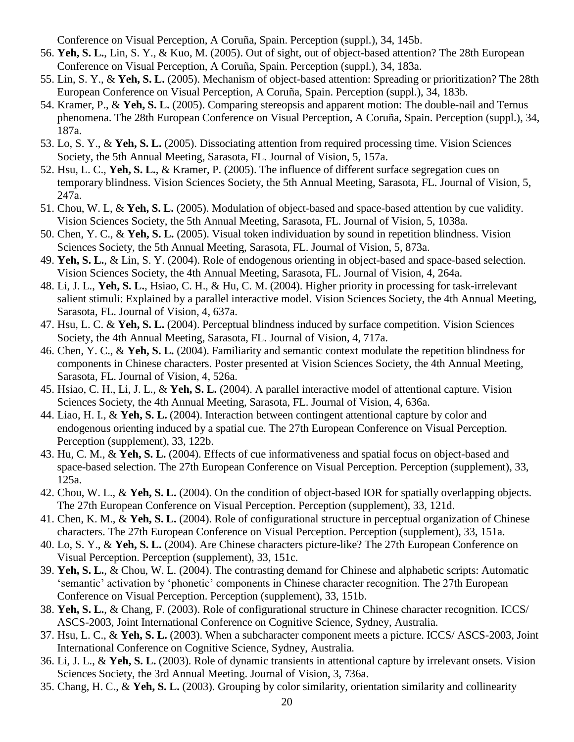Conference on Visual Perception, A Coruña, Spain. Perception (suppl.), 34, 145b.

56. **Yeh, S. L.**, Lin, S. Y., & Kuo, M. (2005). Out of sight, out of object-based attention? The 28th European Conference on Visual Perception, A Coruña, Spain. Perception (suppl.), 34, 183a.
55. Lin, S. Y., & **Yeh, S. L.** (2005). Mechanism of object-based attention: Spreading or prioritization? The 28th European Conference on Visual Perception, A Coruña, Spain. Perception (suppl.), 34, 183b.
54. Kramer, P., & **Yeh, S. L.** (2005). Comparing stereopsis and apparent motion: The double-nail and Ternus phenomena. The 28th European Conference on Visual Perception, A Coruña, Spain. Perception (suppl.), 34, 187a.
53. Lo, S. Y., & **Yeh, S. L.** (2005). Dissociating attention from required processing time. Vision Sciences Society, the 5th Annual Meeting, Sarasota, FL. Journal of Vision, 5, 157a.
52. Hsu, L. C., **Yeh, S. L.**, & Kramer, P. (2005). The influence of different surface segregation cues on temporary blindness. Vision Sciences Society, the 5th Annual Meeting, Sarasota, FL. Journal of Vision, 5, 247a.
51. Chou, W. L, & **Yeh, S. L.** (2005). Modulation of object-based and space-based attention by cue validity. Vision Sciences Society, the 5th Annual Meeting, Sarasota, FL. Journal of Vision, 5, 1038a.
50. Chen, Y. C., & **Yeh, S. L.** (2005). Visual token individuation by sound in repetition blindness. Vision Sciences Society, the 5th Annual Meeting, Sarasota, FL. Journal of Vision, 5, 873a.
49. **Yeh, S. L.**, & Lin, S. Y. (2004). Role of endogenous orienting in object-based and space-based selection. Vision Sciences Society, the 4th Annual Meeting, Sarasota, FL. Journal of Vision, 4, 264a.
48. Li, J. L., **Yeh, S. L.**, Hsiao, C. H., & Hu, C. M. (2004). Higher priority in processing for task-irrelevant salient stimuli: Explained by a parallel interactive model. Vision Sciences Society, the 4th Annual Meeting, Sarasota, FL. Journal of Vision, 4, 637a.
47. Hsu, L. C. & **Yeh, S. L.** (2004). Perceptual blindness induced by surface competition. Vision Sciences Society, the 4th Annual Meeting, Sarasota, FL. Journal of Vision, 4, 717a.
46. Chen, Y. C., & **Yeh, S. L.** (2004). Familiarity and semantic context modulate the repetition blindness for components in Chinese characters. Poster presented at Vision Sciences Society, the 4th Annual Meeting, Sarasota, FL. Journal of Vision, 4, 526a.
45. Hsiao, C. H., Li, J. L., & **Yeh, S. L.** (2004). A parallel interactive model of attentional capture. Vision Sciences Society, the 4th Annual Meeting, Sarasota, FL. Journal of Vision, 4, 636a.
44. Liao, H. I., & **Yeh, S. L.** (2004). Interaction between contingent attentional capture by color and endogenous orienting induced by a spatial cue. The 27th European Conference on Visual Perception. Perception (supplement), 33, 122b.
43. Hu, C. M., & **Yeh, S. L.** (2004). Effects of cue informativeness and spatial focus on object-based and space-based selection. The 27th European Conference on Visual Perception. Perception (supplement), 33, 125a.
42. Chou, W. L., & **Yeh, S. L.** (2004). On the condition of object-based IOR for spatially overlapping objects. The 27th European Conference on Visual Perception. Perception (supplement), 33, 121d.
41. Chen, K. M., & **Yeh, S. L.** (2004). Role of configurational structure in perceptual organization of Chinese characters. The 27th European Conference on Visual Perception. Perception (supplement), 33, 151a.
40. Lo, S. Y., & **Yeh, S. L.** (2004). Are Chinese characters picture-like? The 27th European Conference on Visual Perception. Perception (supplement), 33, 151c.
39. **Yeh, S. L.**, & Chou, W. L. (2004). The contrasting demand for Chinese and alphabetic scripts: Automatic 'semantic' activation by 'phonetic' components in Chinese character recognition. The 27th European Conference on Visual Perception. Perception (supplement), 33, 151b.
38. **Yeh, S. L.**, & Chang, F. (2003). Role of configurational structure in Chinese character recognition. ICCS/ ASCS-2003, Joint International Conference on Cognitive Science, Sydney, Australia.
37. Hsu, L. C., & **Yeh, S. L.** (2003). When a subcharacter component meets a picture. ICCS/ ASCS-2003, Joint International Conference on Cognitive Science, Sydney, Australia.
36. Li, J. L., & **Yeh, S. L.** (2003). Role of dynamic transients in attentional capture by irrelevant onsets. Vision Sciences Society, the 3rd Annual Meeting. Journal of Vision, 3, 736a.
35. Chang, H. C., & **Yeh, S. L.** (2003). Grouping by color similarity, orientation similarity and collinearity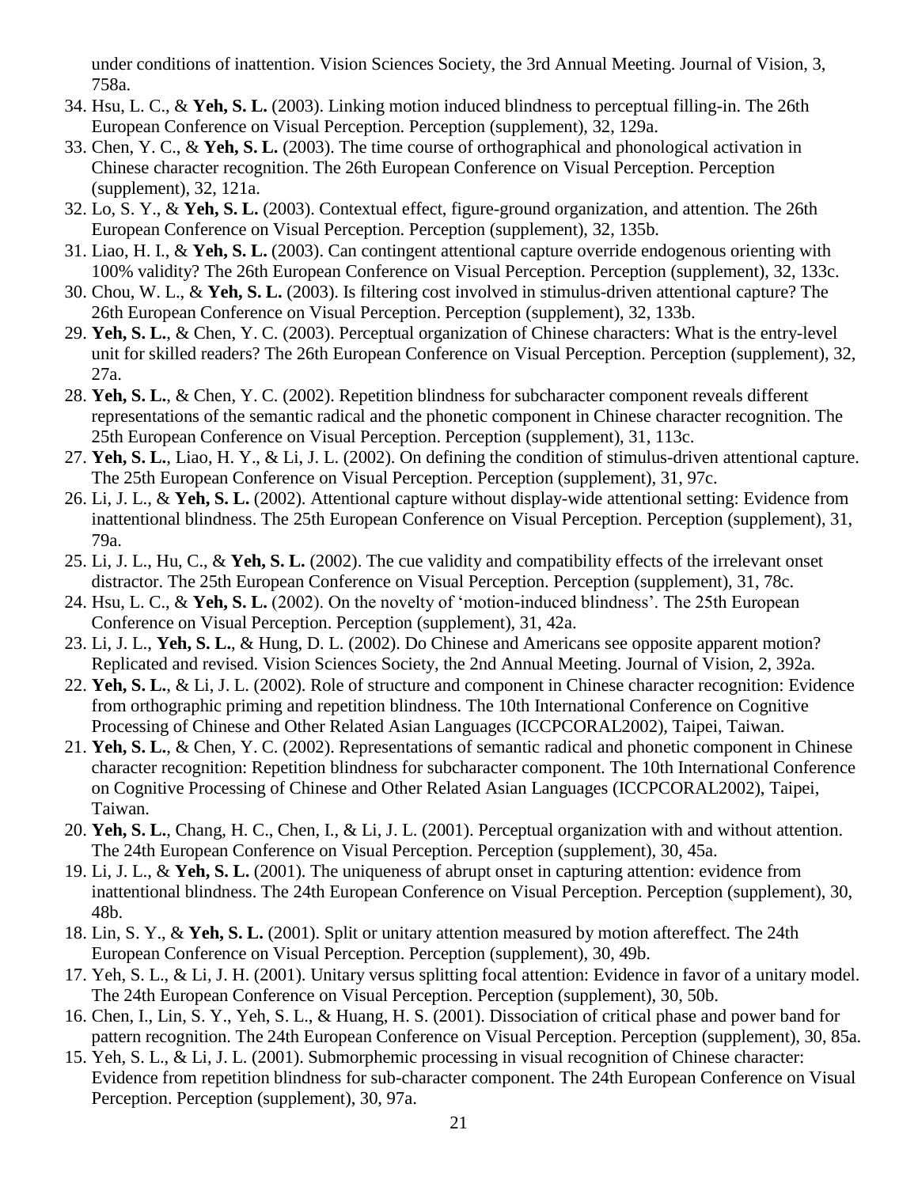under conditions of inattention. Vision Sciences Society, the 3rd Annual Meeting. Journal of Vision, 3, 758a.

34. Hsu, L. C., & **Yeh, S. L.** (2003). Linking motion induced blindness to perceptual filling-in. The 26th European Conference on Visual Perception. Perception (supplement), 32, 129a.
33. Chen, Y. C., & **Yeh, S. L.** (2003). The time course of orthographical and phonological activation in Chinese character recognition. The 26th European Conference on Visual Perception. Perception (supplement), 32, 121a.
32. Lo, S. Y., & **Yeh, S. L.** (2003). Contextual effect, figure-ground organization, and attention. The 26th European Conference on Visual Perception. Perception (supplement), 32, 135b.
31. Liao, H. I., & **Yeh, S. L.** (2003). Can contingent attentional capture override endogenous orienting with 100% validity? The 26th European Conference on Visual Perception. Perception (supplement), 32, 133c.
30. Chou, W. L., & **Yeh, S. L.** (2003). Is filtering cost involved in stimulus-driven attentional capture? The 26th European Conference on Visual Perception. Perception (supplement), 32, 133b.
29. **Yeh, S. L.**, & Chen, Y. C. (2003). Perceptual organization of Chinese characters: What is the entry-level unit for skilled readers? The 26th European Conference on Visual Perception. Perception (supplement), 32, 27a.
28. **Yeh, S. L.**, & Chen, Y. C. (2002). Repetition blindness for subcharacter component reveals different representations of the semantic radical and the phonetic component in Chinese character recognition. The 25th European Conference on Visual Perception. Perception (supplement), 31, 113c.
27. **Yeh, S. L.**, Liao, H. Y., & Li, J. L. (2002). On defining the condition of stimulus-driven attentional capture. The 25th European Conference on Visual Perception. Perception (supplement), 31, 97c.
26. Li, J. L., & **Yeh, S. L.** (2002). Attentional capture without display-wide attentional setting: Evidence from inattentional blindness. The 25th European Conference on Visual Perception. Perception (supplement), 31, 79a.
25. Li, J. L., Hu, C., & **Yeh, S. L.** (2002). The cue validity and compatibility effects of the irrelevant onset distractor. The 25th European Conference on Visual Perception. Perception (supplement), 31, 78c.
24. Hsu, L. C., & **Yeh, S. L.** (2002). On the novelty of 'motion-induced blindness'. The 25th European Conference on Visual Perception. Perception (supplement), 31, 42a.
23. Li, J. L., **Yeh, S. L.**, & Hung, D. L. (2002). Do Chinese and Americans see opposite apparent motion? Replicated and revised. Vision Sciences Society, the 2nd Annual Meeting. Journal of Vision, 2, 392a.
22. **Yeh, S. L.**, & Li, J. L. (2002). Role of structure and component in Chinese character recognition: Evidence from orthographic priming and repetition blindness. The 10th International Conference on Cognitive Processing of Chinese and Other Related Asian Languages (ICCPCORAL2002), Taipei, Taiwan.
21. **Yeh, S. L.**, & Chen, Y. C. (2002). Representations of semantic radical and phonetic component in Chinese character recognition: Repetition blindness for subcharacter component. The 10th International Conference on Cognitive Processing of Chinese and Other Related Asian Languages (ICCPCORAL2002), Taipei, Taiwan.
20. **Yeh, S. L.**, Chang, H. C., Chen, I., & Li, J. L. (2001). Perceptual organization with and without attention. The 24th European Conference on Visual Perception. Perception (supplement), 30, 45a.
19. Li, J. L., & **Yeh, S. L.** (2001). The uniqueness of abrupt onset in capturing attention: evidence from inattentional blindness. The 24th European Conference on Visual Perception. Perception (supplement), 30, 48b.
18. Lin, S. Y., & **Yeh, S. L.** (2001). Split or unitary attention measured by motion aftereffect. The 24th European Conference on Visual Perception. Perception (supplement), 30, 49b.
17. Yeh, S. L., & Li, J. H. (2001). Unitary versus splitting focal attention: Evidence in favor of a unitary model. The 24th European Conference on Visual Perception. Perception (supplement), 30, 50b.
16. Chen, I., Lin, S. Y., Yeh, S. L., & Huang, H. S. (2001). Dissociation of critical phase and power band for pattern recognition. The 24th European Conference on Visual Perception. Perception (supplement), 30, 85a.
15. Yeh, S. L., & Li, J. L. (2001). Submorphemic processing in visual recognition of Chinese character: Evidence from repetition blindness for sub-character component. The 24th European Conference on Visual Perception. Perception (supplement), 30, 97a.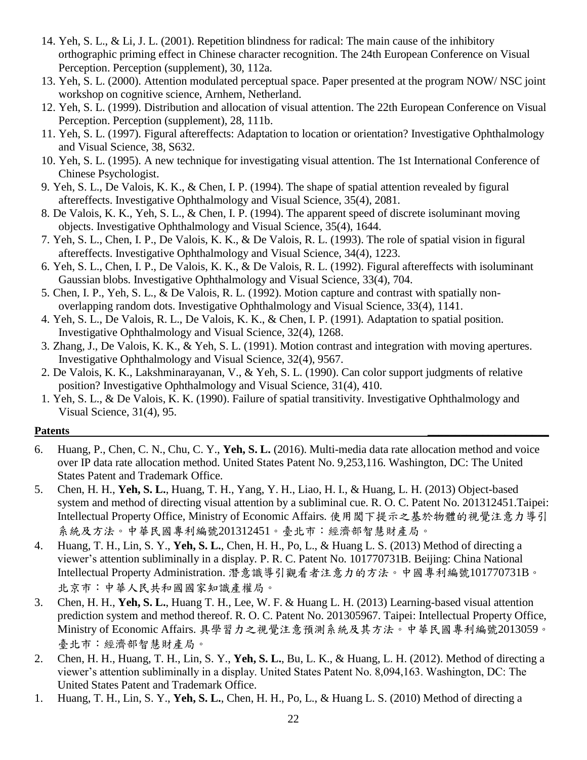14. Yeh, S. L., & Li, J. L. (2001). Repetition blindness for radical: The main cause of the inhibitory orthographic priming effect in Chinese character recognition. The 24th European Conference on Visual Perception. Perception (supplement), 30, 112a.
13. Yeh, S. L. (2000). Attention modulated perceptual space. Paper presented at the program NOW/ NSC joint workshop on cognitive science, Arnhem, Netherland.
12. Yeh, S. L. (1999). Distribution and allocation of visual attention. The 22th European Conference on Visual Perception. Perception (supplement), 28, 111b.
11. Yeh, S. L. (1997). Figural aftereffects: Adaptation to location or orientation? Investigative Ophthalmology and Visual Science, 38, S632.
10. Yeh, S. L. (1995). A new technique for investigating visual attention. The 1st International Conference of Chinese Psychologist.
9. Yeh, S. L., De Valois, K. K., & Chen, I. P. (1994). The shape of spatial attention revealed by figural aftereffects. Investigative Ophthalmology and Visual Science, 35(4), 2081.
8. De Valois, K. K., Yeh, S. L., & Chen, I. P. (1994). The apparent speed of discrete isoluminant moving objects. Investigative Ophthalmology and Visual Science, 35(4), 1644.
7. Yeh, S. L., Chen, I. P., De Valois, K. K., & De Valois, R. L. (1993). The role of spatial vision in figural aftereffects. Investigative Ophthalmology and Visual Science, 34(4), 1223.
6. Yeh, S. L., Chen, I. P., De Valois, K. K., & De Valois, R. L. (1992). Figural aftereffects with isoluminant Gaussian blobs. Investigative Ophthalmology and Visual Science, 33(4), 704.
5. Chen, I. P., Yeh, S. L., & De Valois, R. L. (1992). Motion capture and contrast with spatially non-overlapping random dots. Investigative Ophthalmology and Visual Science, 33(4), 1141.
4. Yeh, S. L., De Valois, R. L., De Valois, K. K., & Chen, I. P. (1991). Adaptation to spatial position. Investigative Ophthalmology and Visual Science, 32(4), 1268.
3. Zhang, J., De Valois, K. K., & Yeh, S. L. (1991). Motion contrast and integration with moving apertures. Investigative Ophthalmology and Visual Science, 32(4), 9567.
2. De Valois, K. K., Lakshminarayanan, V., & Yeh, S. L. (1990). Can color support judgments of relative position? Investigative Ophthalmology and Visual Science, 31(4), 410.
1. Yeh, S. L., & De Valois, K. K. (1990). Failure of spatial transitivity. Investigative Ophthalmology and Visual Science, 31(4), 95.

## Patents

6. Huang, P., Chen, C. N., Chu, C. Y., **Yeh, S. L.** (2016). Multi-media data rate allocation method and voice over IP data rate allocation method. United States Patent No. 9,253,116. Washington, DC: The United States Patent and Trademark Office.
5. Chen, H. H., **Yeh, S. L.**, Huang, T. H., Yang, Y. H., Liao, H. I., & Huang, L. H. (2013) Object-based system and method of directing visual attention by a subliminal cue. R. O. C. Patent No. 201312451.Taipei: Intellectual Property Office, Ministry of Economic Affairs. 使用閾下提示之基於物體的視覺注意力導引系統及方法。中華民國專利編號201312451。臺北市：經濟部智慧財產局。
4. Huang, T. H., Lin, S. Y., **Yeh, S. L.**, Chen, H. H., Po, L., & Huang L. S. (2013) Method of directing a viewer's attention subliminally in a display. P. R. C. Patent No. 101770731B. Beijing: China National Intellectual Property Administration. 潛意識導引觀看者注意力的方法。中國專利編號101770731B。北京市：中華人民共和國國家知識產權局。
3. Chen, H. H., **Yeh, S. L.**, Huang T. H., Lee, W. F. & Huang L. H. (2013) Learning-based visual attention prediction system and method thereof. R. O. C. Patent No. 201305967. Taipei: Intellectual Property Office, Ministry of Economic Affairs. 具學習力之視覺注意預測系統及其方法。中華民國專利編號2013059。臺北市：經濟部智慧財產局。
2. Chen, H. H., Huang, T. H., Lin, S. Y., **Yeh, S. L.**, Bu, L. K., & Huang, L. H. (2012). Method of directing a viewer's attention subliminally in a display. United States Patent No. 8,094,163. Washington, DC: The United States Patent and Trademark Office.
1. Huang, T. H., Lin, S. Y., **Yeh, S. L.**, Chen, H. H., Po, L., & Huang L. S. (2010) Method of directing a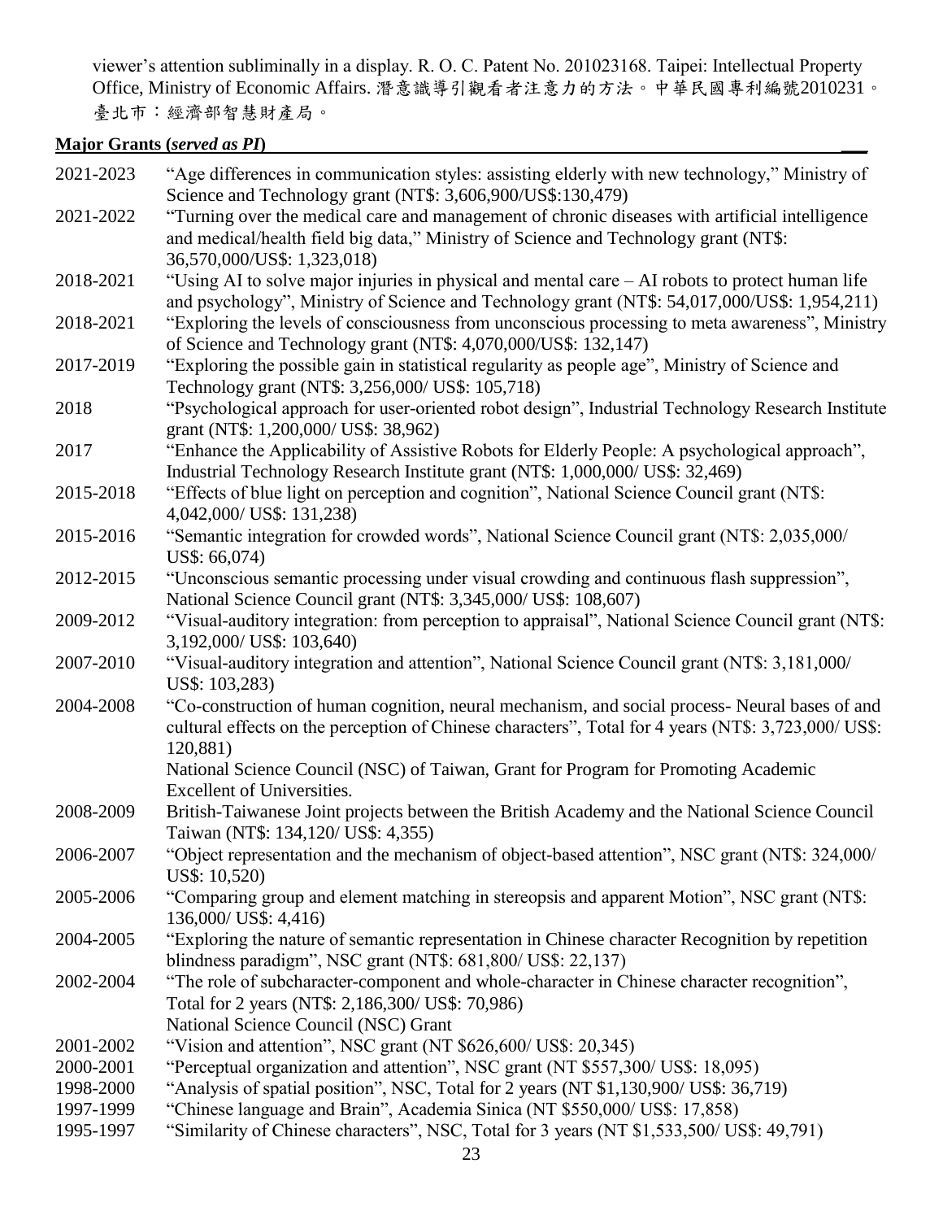viewer's attention subliminally in a display. R. O. C. Patent No. 201023168. Taipei: Intellectual Property Office, Ministry of Economic Affairs. 潛意識導引觀看者注意力的方法。中華民國專利編號2010231。臺北市：經濟部智慧財產局。

**Major Grants (*served as PI*)**

2021-2023 "Age differences in communication styles: assisting elderly with new technology," Ministry of Science and Technology grant (NT$: 3,606,900/US$:130,479)

2021-2022 "Turning over the medical care and management of chronic diseases with artificial intelligence and medical/health field big data," Ministry of Science and Technology grant (NT$: 36,570,000/US$: 1,323,018)

2018-2021 "Using AI to solve major injuries in physical and mental care – AI robots to protect human life and psychology", Ministry of Science and Technology grant (NT$: 54,017,000/US$: 1,954,211)

2018-2021 "Exploring the levels of consciousness from unconscious processing to meta awareness", Ministry of Science and Technology grant (NT$: 4,070,000/US$: 132,147)

2017-2019 "Exploring the possible gain in statistical regularity as people age", Ministry of Science and Technology grant (NT$: 3,256,000/ US$: 105,718)

2018 "Psychological approach for user-oriented robot design", Industrial Technology Research Institute grant (NT$: 1,200,000/ US$: 38,962)

2017 "Enhance the Applicability of Assistive Robots for Elderly People: A psychological approach", Industrial Technology Research Institute grant (NT$: 1,000,000/ US$: 32,469)

2015-2018 "Effects of blue light on perception and cognition", National Science Council grant (NT$: 4,042,000/ US$: 131,238)

2015-2016 "Semantic integration for crowded words", National Science Council grant (NT$: 2,035,000/ US$: 66,074)

2012-2015 "Unconscious semantic processing under visual crowding and continuous flash suppression", National Science Council grant (NT$: 3,345,000/ US$: 108,607)

2009-2012 "Visual-auditory integration: from perception to appraisal", National Science Council grant (NT$: 3,192,000/ US$: 103,640)

2007-2010 "Visual-auditory integration and attention", National Science Council grant (NT$: 3,181,000/ US$: 103,283)

2004-2008 "Co-construction of human cognition, neural mechanism, and social process- Neural bases of and cultural effects on the perception of Chinese characters", Total for 4 years (NT$: 3,723,000/ US$: 120,881)
National Science Council (NSC) of Taiwan, Grant for Program for Promoting Academic Excellent of Universities.

2008-2009 British-Taiwanese Joint projects between the British Academy and the National Science Council Taiwan (NT$: 134,120/ US$: 4,355)

2006-2007 "Object representation and the mechanism of object-based attention", NSC grant (NT$: 324,000/ US$: 10,520)

2005-2006 "Comparing group and element matching in stereopsis and apparent Motion", NSC grant (NT$: 136,000/ US$: 4,416)

2004-2005 "Exploring the nature of semantic representation in Chinese character Recognition by repetition blindness paradigm", NSC grant (NT$: 681,800/ US$: 22,137)

2002-2004 "The role of subcharacter-component and whole-character in Chinese character recognition", Total for 2 years (NT$: 2,186,300/ US$: 70,986)
National Science Council (NSC) Grant

2001-2002 "Vision and attention", NSC grant (NT $626,600/ US$: 20,345)

2000-2001 "Perceptual organization and attention", NSC grant (NT $557,300/ US$: 18,095)

1998-2000 "Analysis of spatial position", NSC, Total for 2 years (NT $1,130,900/ US$: 36,719)

1997-1999 "Chinese language and Brain", Academia Sinica (NT $550,000/ US$: 17,858)

1995-1997 "Similarity of Chinese characters", NSC, Total for 3 years (NT $1,533,500/ US$: 49,791)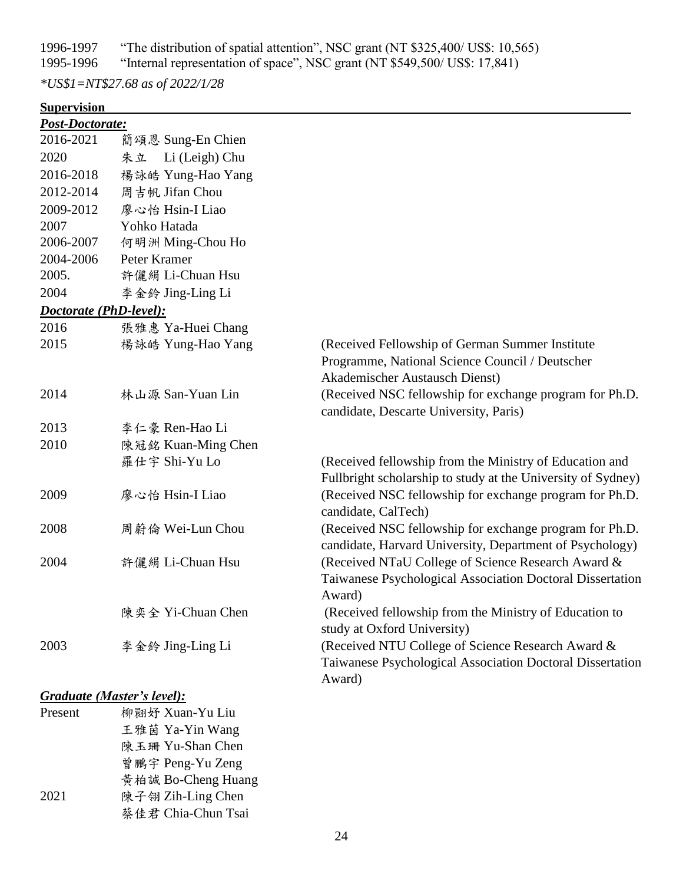1996-1997 "The distribution of spatial attention", NSC grant (NT $325,400/ US$: 10,565)

1995-1996 "Internal representation of space", NSC grant (NT $549,500/ US$: 17,841)

*\*US$1=NT$27.68 as of 2022/1/28*

## Supervision

***Post-Doctorate:***

| | |
|---|---|
| 2016-2021 | 簡頌恩 Sung-En Chien |
| 2020 | 朱立 Li (Leigh) Chu |
| 2016-2018 | 楊詠皓 Yung-Hao Yang |
| 2012-2014 | 周吉帆 Jifan Chou |
| 2009-2012 | 廖心怡 Hsin-I Liao |
| 2007 | Yohko Hatada |
| 2006-2007 | 何明洲 Ming-Chou Ho |
| 2004-2006 | Peter Kramer |
| 2005. | 許儷絹 Li-Chuan Hsu |
| 2004 | 李金鈴 Jing-Ling Li |

***Doctorate (PhD-level):***

| | | |
|---|---|---|
| 2016 | 張雅惠 Ya-Huei Chang | |
| 2015 | 楊詠皓 Yung-Hao Yang | (Received Fellowship of German Summer Institute Programme, National Science Council / Deutscher Akademischer Austausch Dienst) |
| 2014 | 林山源 San-Yuan Lin | (Received NSC fellowship for exchange program for Ph.D. candidate, Descarte University, Paris) |
| 2013 | 李仁豪 Ren-Hao Li | |
| 2010 | 陳冠銘 Kuan-Ming Chen | |
| | 羅仕宇 Shi-Yu Lo | (Received fellowship from the Ministry of Education and Fullbright scholarship to study at the University of Sydney) |
| 2009 | 廖心怡 Hsin-I Liao | (Received NSC fellowship for exchange program for Ph.D. candidate, CalTech) |
| 2008 | 周蔚倫 Wei-Lun Chou | (Received NSC fellowship for exchange program for Ph.D. candidate, Harvard University, Department of Psychology) |
| 2004 | 許儷絹 Li-Chuan Hsu | (Received NTaU College of Science Research Award & Taiwanese Psychological Association Doctoral Dissertation Award) |
| | 陳奕全 Yi-Chuan Chen | (Received fellowship from the Ministry of Education to study at Oxford University) |
| 2003 | 李金鈴 Jing-Ling Li | (Received NTU College of Science Research Award & Taiwanese Psychological Association Doctoral Dissertation Award) |

***Graduate (Master's level):***

| | |
|---|---|
| Present | 柳翾妤 Xuan-Yu Liu |
| | 王雅茵 Ya-Yin Wang |
| | 陳玉珊 Yu-Shan Chen |
| | 曾鵬宇 Peng-Yu Zeng |
| | 黃柏誠 Bo-Cheng Huang |
| 2021 | 陳子翎 Zih-Ling Chen |
| | 蔡佳君 Chia-Chun Tsai |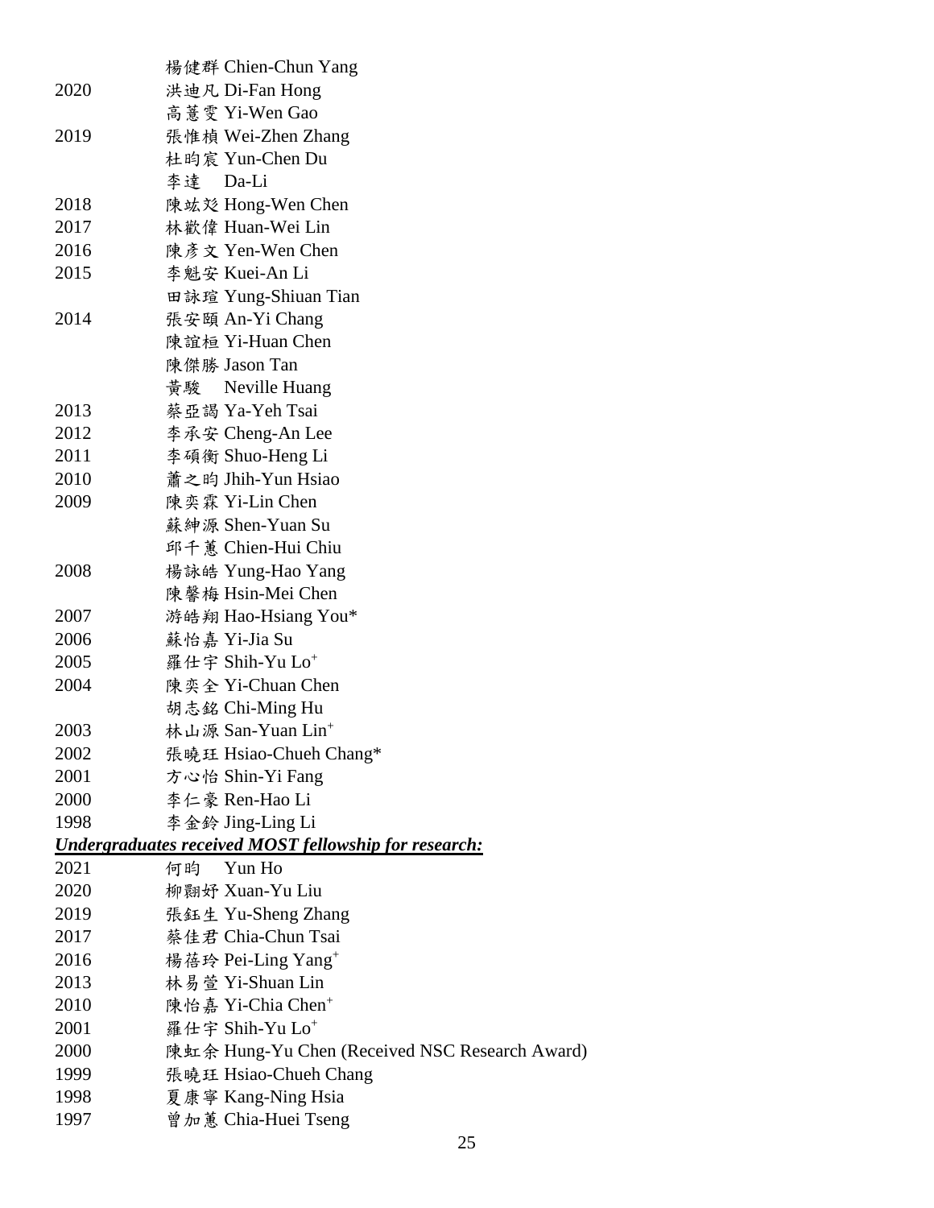| | |
|---|---|
| | 楊健群 Chien-Chun Yang |
| 2020 | 洪迪凡 Di-Fan Hong |
| | 高薏雯 Yi-Wen Gao |
| 2019 | 張惟楨 Wei-Zhen Zhang |
| | 杜昀宸 Yun-Chen Du |
| | 李達 Da-Li |
| 2018 | 陳竑彣 Hong-Wen Chen |
| 2017 | 林歡偉 Huan-Wei Lin |
| 2016 | 陳彥文 Yen-Wen Chen |
| 2015 | 李魁安 Kuei-An Li |
| | 田詠瑄 Yung-Shiuan Tian |
| 2014 | 張安頤 An-Yi Chang |
| | 陳誼桓 Yi-Huan Chen |
| | 陳傑勝 Jason Tan |
| | 黃駿 Neville Huang |
| 2013 | 蔡亞謁 Ya-Yeh Tsai |
| 2012 | 李承安 Cheng-An Lee |
| 2011 | 李碩衡 Shuo-Heng Li |
| 2010 | 蕭之昀 Jhih-Yun Hsiao |
| 2009 | 陳奕霖 Yi-Lin Chen |
| | 蘇紳源 Shen-Yuan Su |
| | 邱千蕙 Chien-Hui Chiu |
| 2008 | 楊詠皓 Yung-Hao Yang |
| | 陳馨梅 Hsin-Mei Chen |
| 2007 | 游皓翔 Hao-Hsiang You* |
| 2006 | 蘇怡嘉 Yi-Jia Su |
| 2005 | 羅仕宇 Shih-Yu Lo+ |
| 2004 | 陳奕全 Yi-Chuan Chen |
| | 胡志銘 Chi-Ming Hu |
| 2003 | 林山源 San-Yuan Lin+ |
| 2002 | 張曉珏 Hsiao-Chueh Chang* |
| 2001 | 方心怡 Shin-Yi Fang |
| 2000 | 李仁豪 Ren-Hao Li |
| 1998 | 李金鈴 Jing-Ling Li |

***Undergraduates received MOST fellowship for research:***

| | |
|---|---|
| 2021 | 何昀 Yun Ho |
| 2020 | 柳翾妤 Xuan-Yu Liu |
| 2019 | 張鈺生 Yu-Sheng Zhang |
| 2017 | 蔡佳君 Chia-Chun Tsai |
| 2016 | 楊蓓玲 Pei-Ling Yang+ |
| 2013 | 林易萱 Yi-Shuan Lin |
| 2010 | 陳怡嘉 Yi-Chia Chen+ |
| 2001 | 羅仕宇 Shih-Yu Lo+ |
| 2000 | 陳虹余 Hung-Yu Chen (Received NSC Research Award) |
| 1999 | 張曉珏 Hsiao-Chueh Chang |
| 1998 | 夏康寧 Kang-Ning Hsia |
| 1997 | 曾加蕙 Chia-Huei Tseng |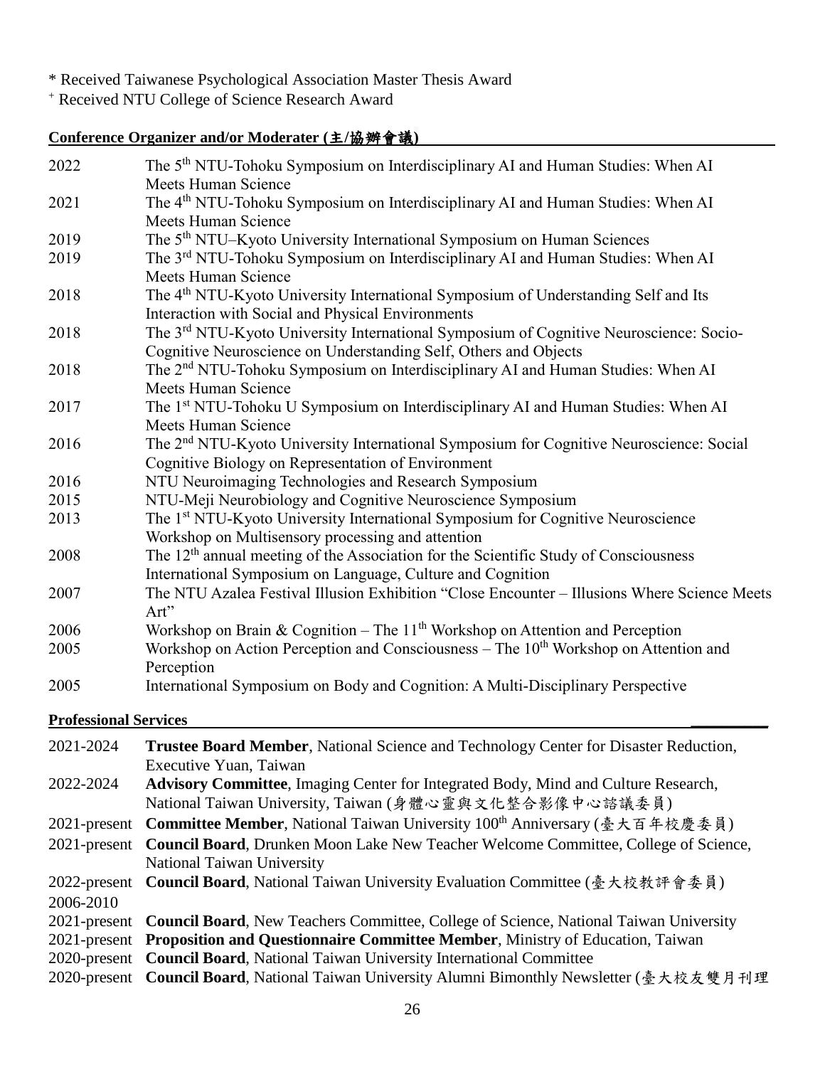* Received Taiwanese Psychological Association Master Thesis Award
+ Received NTU College of Science Research Award

## Conference Organizer and/or Moderater (主/協辦會議)

| | |
|---|---|
| 2022 | The 5th NTU-Tohoku Symposium on Interdisciplinary AI and Human Studies: When AI Meets Human Science |
| 2021 | The 4th NTU-Tohoku Symposium on Interdisciplinary AI and Human Studies: When AI Meets Human Science |
| 2019 | The 5th NTU–Kyoto University International Symposium on Human Sciences |
| 2019 | The 3rd NTU-Tohoku Symposium on Interdisciplinary AI and Human Studies: When AI Meets Human Science |
| 2018 | The 4th NTU-Kyoto University International Symposium of Understanding Self and Its Interaction with Social and Physical Environments |
| 2018 | The 3rd NTU-Kyoto University International Symposium of Cognitive Neuroscience: Socio-Cognitive Neuroscience on Understanding Self, Others and Objects |
| 2018 | The 2nd NTU-Tohoku Symposium on Interdisciplinary AI and Human Studies: When AI Meets Human Science |
| 2017 | The 1st NTU-Tohoku U Symposium on Interdisciplinary AI and Human Studies: When AI Meets Human Science |
| 2016 | The 2nd NTU-Kyoto University International Symposium for Cognitive Neuroscience: Social Cognitive Biology on Representation of Environment |
| 2016 | NTU Neuroimaging Technologies and Research Symposium |
| 2015 | NTU-Meji Neurobiology and Cognitive Neuroscience Symposium |
| 2013 | The 1st NTU-Kyoto University International Symposium for Cognitive Neuroscience Workshop on Multisensory processing and attention |
| 2008 | The 12th annual meeting of the Association for the Scientific Study of Consciousness International Symposium on Language, Culture and Cognition |
| 2007 | The NTU Azalea Festival Illusion Exhibition "Close Encounter – Illusions Where Science Meets Art" |
| 2006 | Workshop on Brain & Cognition – The 11th Workshop on Attention and Perception |
| 2005 | Workshop on Action Perception and Consciousness – The 10th Workshop on Attention and Perception |
| 2005 | International Symposium on Body and Cognition: A Multi-Disciplinary Perspective |

## Professional Services

| | |
|---|---|
| 2021-2024 | **Trustee Board Member**, National Science and Technology Center for Disaster Reduction, Executive Yuan, Taiwan |
| 2022-2024 | **Advisory Committee**, Imaging Center for Integrated Body, Mind and Culture Research, National Taiwan University, Taiwan (身體心靈與文化整合影像中心諮議委員) |
| 2021-present | **Committee Member**, National Taiwan University 100th Anniversary (臺大百年校慶委員) |
| 2021-present | **Council Board**, Drunken Moon Lake New Teacher Welcome Committee, College of Science, National Taiwan University |
| 2022-present 2006-2010 | **Council Board**, National Taiwan University Evaluation Committee (臺大校教評會委員) |
| 2021-present | **Council Board**, New Teachers Committee, College of Science, National Taiwan University |
| 2021-present | **Proposition and Questionnaire Committee Member**, Ministry of Education, Taiwan |
| 2020-present | **Council Board**, National Taiwan University International Committee |
| 2020-present | **Council Board**, National Taiwan University Alumni Bimonthly Newsletter (臺大校友雙月刊理 |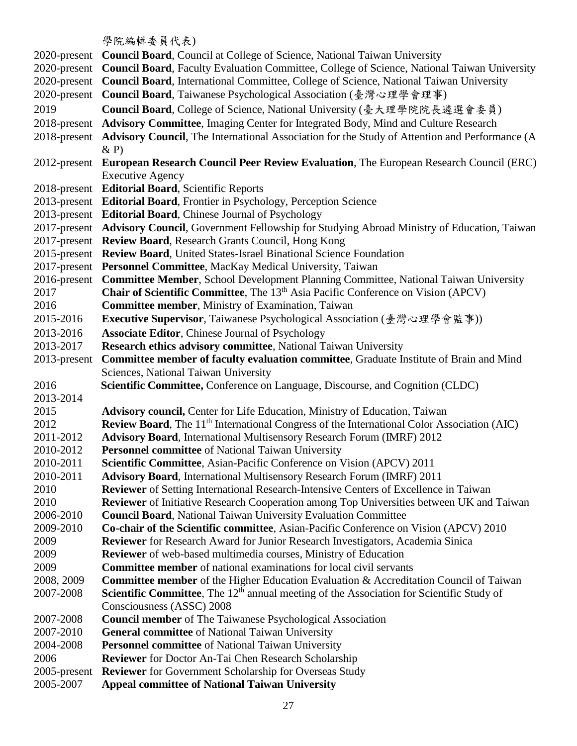學院編輯委員代表)

2020-present **Council Board**, Council at College of Science, National Taiwan University
2020-present **Council Board**, Faculty Evaluation Committee, College of Science, National Taiwan University
2020-present **Council Board**, International Committee, College of Science, National Taiwan University
2020-present **Council Board**, Taiwanese Psychological Association (臺灣心理學會理事)
2019 **Council Board**, College of Science, National University (臺大理學院院長遴選會委員)
2018-present **Advisory Committee**, Imaging Center for Integrated Body, Mind and Culture Research
2018-present **Advisory Council**, The International Association for the Study of Attention and Performance (A & P)
2012-present **European Research Council Peer Review Evaluation**, The European Research Council (ERC) Executive Agency
2018-present **Editorial Board**, Scientific Reports
2013-present **Editorial Board**, Frontier in Psychology, Perception Science
2013-present **Editorial Board**, Chinese Journal of Psychology
2017-present **Advisory Council**, Government Fellowship for Studying Abroad Ministry of Education, Taiwan
2017-present **Review Board**, Research Grants Council, Hong Kong
2015-present **Review Board**, United States-Israel Binational Science Foundation
2017-present **Personnel Committee**, MacKay Medical University, Taiwan
2016-present **Committee Member**, School Development Planning Committee, National Taiwan University
2017 **Chair of Scientific Committee**, The 13th Asia Pacific Conference on Vision (APCV)
2016 **Committee member**, Ministry of Examination, Taiwan
2015-2016 **Executive Supervisor**, Taiwanese Psychological Association (臺灣心理學會監事))
2013-2016 **Associate Editor**, Chinese Journal of Psychology
2013-2017 **Research ethics advisory committee**, National Taiwan University
2013-present **Committee member of faculty evaluation committee**, Graduate Institute of Brain and Mind Sciences, National Taiwan University
2016 **Scientific Committee,** Conference on Language, Discourse, and Cognition (CLDC)
2013-2014
2015 **Advisory council,** Center for Life Education, Ministry of Education, Taiwan
2012 **Review Board**, The 11th International Congress of the International Color Association (AIC)
2011-2012 **Advisory Board**, International Multisensory Research Forum (IMRF) 2012
2010-2012 **Personnel committee** of National Taiwan University
2010-2011 **Scientific Committee**, Asian-Pacific Conference on Vision (APCV) 2011
2010-2011 **Advisory Board**, International Multisensory Research Forum (IMRF) 2011
2010 **Reviewer** of Setting International Research-Intensive Centers of Excellence in Taiwan
2010 **Reviewer** of Initiative Research Cooperation among Top Universities between UK and Taiwan
2006-2010 **Council Board**, National Taiwan University Evaluation Committee
2009-2010 **Co-chair of the Scientific committee**, Asian-Pacific Conference on Vision (APCV) 2010
2009 **Reviewer** for Research Award for Junior Research Investigators, Academia Sinica
2009 **Reviewer** of web-based multimedia courses, Ministry of Education
2009 **Committee member** of national examinations for local civil servants
2008, 2009 **Committee member** of the Higher Education Evaluation & Accreditation Council of Taiwan
2007-2008 **Scientific Committee**, The 12th annual meeting of the Association for Scientific Study of Consciousness (ASSC) 2008
2007-2008 **Council member** of The Taiwanese Psychological Association
2007-2010 **General committee** of National Taiwan University
2004-2008 **Personnel committee** of National Taiwan University
2006 **Reviewer** for Doctor An-Tai Chen Research Scholarship
2005-present **Reviewer** for Government Scholarship for Overseas Study
2005-2007 **Appeal committee of National Taiwan University**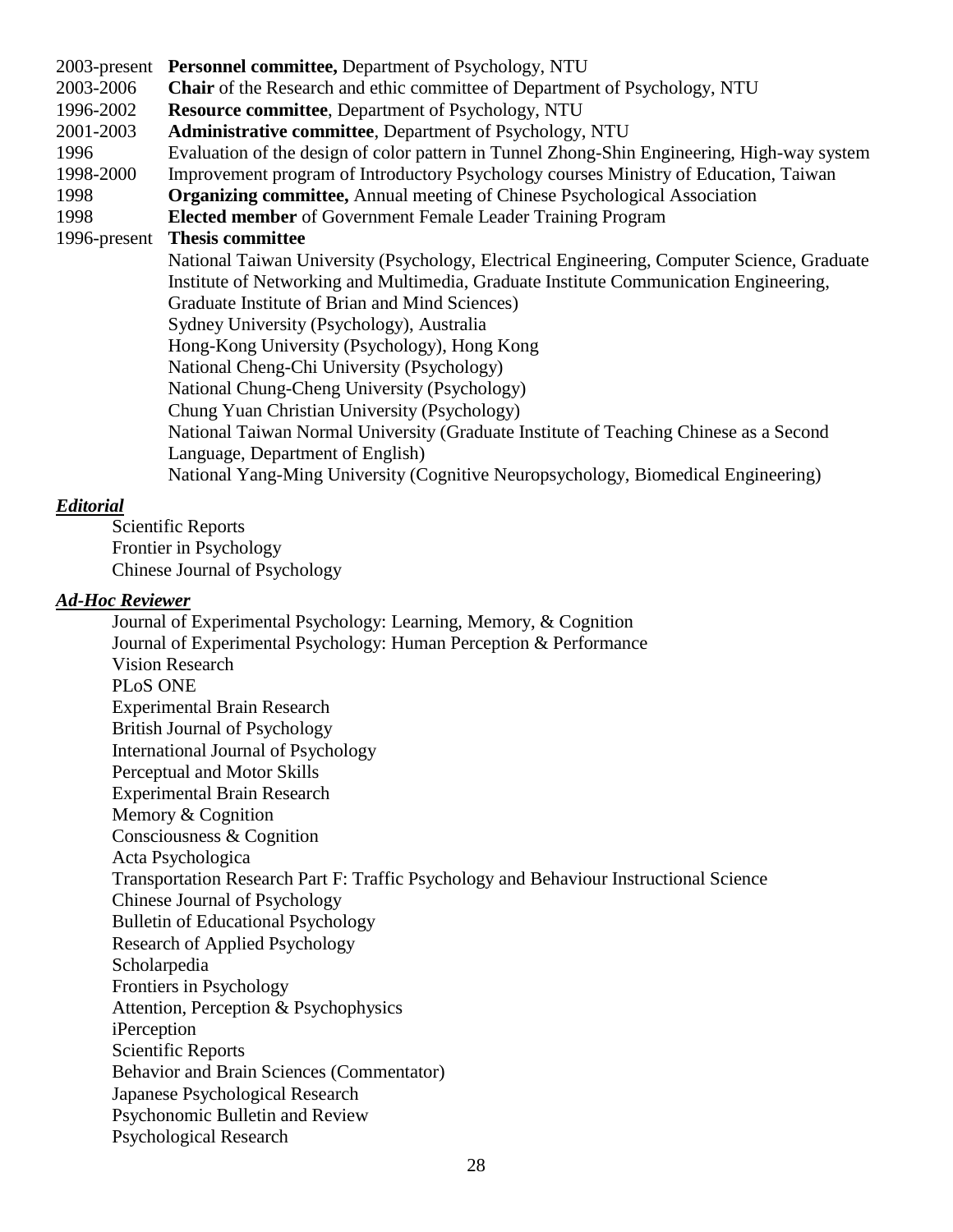2003-present **Personnel committee,** Department of Psychology, NTU
2003-2006 **Chair** of the Research and ethic committee of Department of Psychology, NTU
1996-2002 **Resource committee**, Department of Psychology, NTU
2001-2003 **Administrative committee**, Department of Psychology, NTU
1996 Evaluation of the design of color pattern in Tunnel Zhong-Shin Engineering, High-way system
1998-2000 Improvement program of Introductory Psychology courses Ministry of Education, Taiwan
1998 **Organizing committee,** Annual meeting of Chinese Psychological Association
1998 **Elected member** of Government Female Leader Training Program
1996-present **Thesis committee**

National Taiwan University (Psychology, Electrical Engineering, Computer Science, Graduate Institute of Networking and Multimedia, Graduate Institute Communication Engineering, Graduate Institute of Brian and Mind Sciences)
Sydney University (Psychology), Australia
Hong-Kong University (Psychology), Hong Kong
National Cheng-Chi University (Psychology)
National Chung-Cheng University (Psychology)
Chung Yuan Christian University (Psychology)
National Taiwan Normal University (Graduate Institute of Teaching Chinese as a Second Language, Department of English)
National Yang-Ming University (Cognitive Neuropsychology, Biomedical Engineering)

***Editorial***

Scientific Reports
Frontier in Psychology
Chinese Journal of Psychology

***Ad-Hoc Reviewer***

Journal of Experimental Psychology: Learning, Memory, & Cognition
Journal of Experimental Psychology: Human Perception & Performance
Vision Research
PLoS ONE
Experimental Brain Research
British Journal of Psychology
International Journal of Psychology
Perceptual and Motor Skills
Experimental Brain Research
Memory & Cognition
Consciousness & Cognition
Acta Psychologica
Transportation Research Part F: Traffic Psychology and Behaviour Instructional Science
Chinese Journal of Psychology
Bulletin of Educational Psychology
Research of Applied Psychology
Scholarpedia
Frontiers in Psychology
Attention, Perception & Psychophysics
iPerception
Scientific Reports
Behavior and Brain Sciences (Commentator)
Japanese Psychological Research
Psychonomic Bulletin and Review
Psychological Research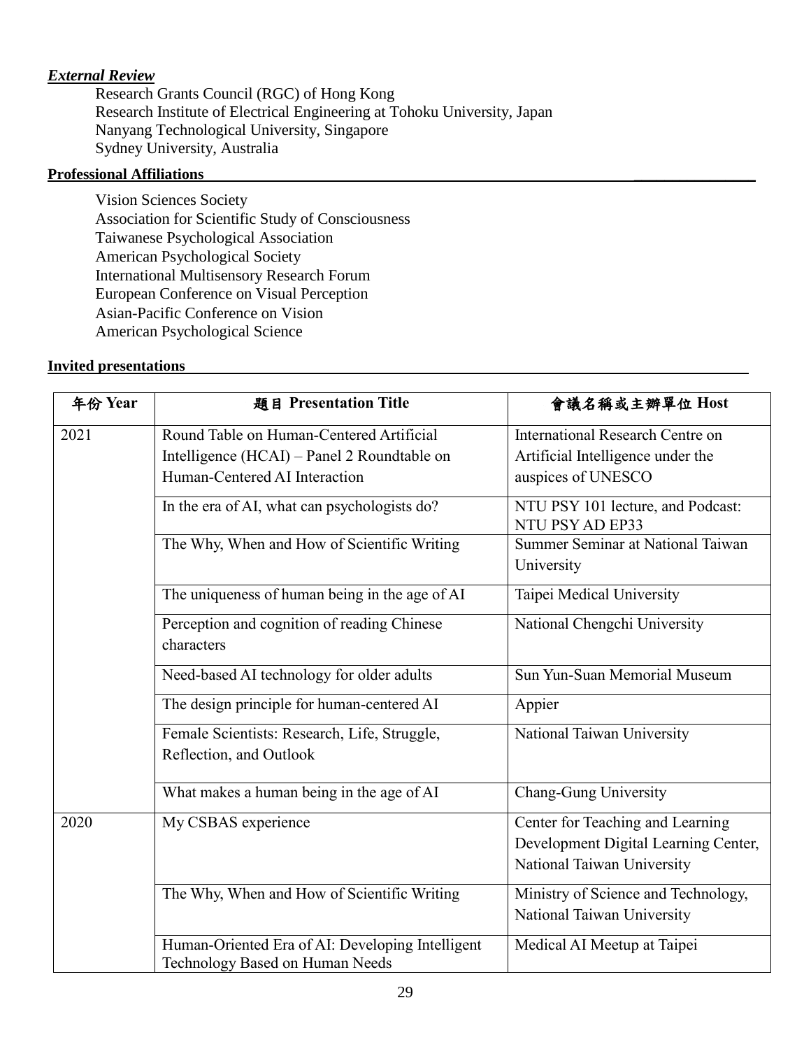***External Review***

Research Grants Council (RGC) of Hong Kong
Research Institute of Electrical Engineering at Tohoku University, Japan
Nanyang Technological University, Singapore
Sydney University, Australia

**Professional Affiliations**

Vision Sciences Society
Association for Scientific Study of Consciousness
Taiwanese Psychological Association
American Psychological Society
International Multisensory Research Forum
European Conference on Visual Perception
Asian-Pacific Conference on Vision
American Psychological Science

**Invited presentations**

| 年份 Year | 題目 Presentation Title | 會議名稱或主辦單位 Host |
|---|---|---|
| 2021 | Round Table on Human-Centered Artificial Intelligence (HCAI) – Panel 2 Roundtable on Human-Centered AI Interaction | International Research Centre on Artificial Intelligence under the auspices of UNESCO |
| | In the era of AI, what can psychologists do? | NTU PSY 101 lecture, and Podcast: NTU PSY AD EP33 |
| | The Why, When and How of Scientific Writing | Summer Seminar at National Taiwan University |
| | The uniqueness of human being in the age of AI | Taipei Medical University |
| | Perception and cognition of reading Chinese characters | National Chengchi University |
| | Need-based AI technology for older adults | Sun Yun-Suan Memorial Museum |
| | The design principle for human-centered AI | Appier |
| | Female Scientists: Research, Life, Struggle, Reflection, and Outlook | National Taiwan University |
| | What makes a human being in the age of AI | Chang-Gung University |
| 2020 | My CSBAS experience | Center for Teaching and Learning Development Digital Learning Center, National Taiwan University |
| | The Why, When and How of Scientific Writing | Ministry of Science and Technology, National Taiwan University |
| | Human-Oriented Era of AI: Developing Intelligent Technology Based on Human Needs | Medical AI Meetup at Taipei |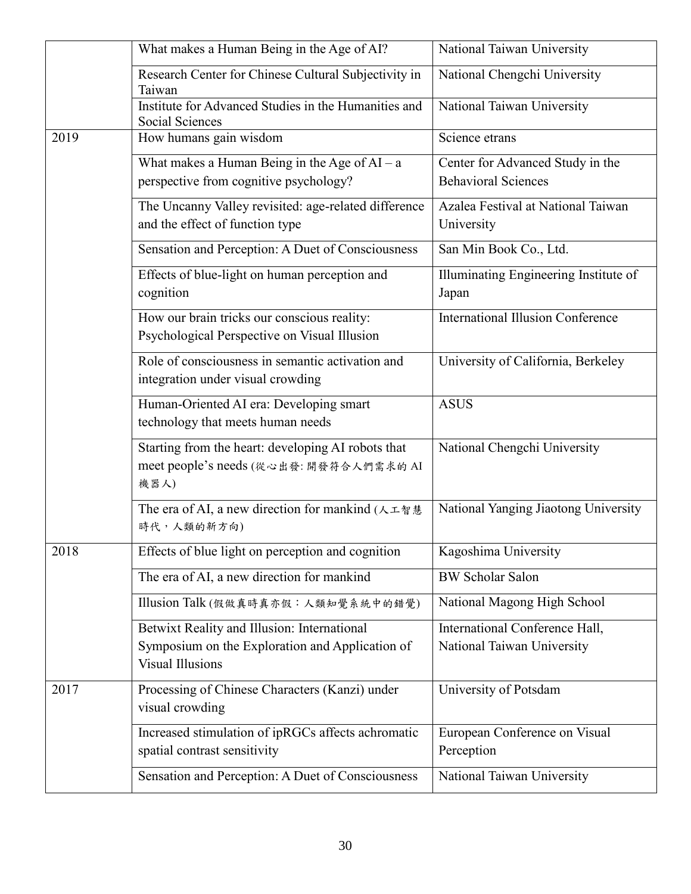| | | |
|---|---|---|
| | What makes a Human Being in the Age of AI? | National Taiwan University |
| | Research Center for Chinese Cultural Subjectivity in Taiwan | National Chengchi University |
| | Institute for Advanced Studies in the Humanities and Social Sciences | National Taiwan University |
| 2019 | How humans gain wisdom | Science etrans |
| | What makes a Human Being in the Age of AI – a perspective from cognitive psychology? | Center for Advanced Study in the Behavioral Sciences |
| | The Uncanny Valley revisited: age-related difference and the effect of function type | Azalea Festival at National Taiwan University |
| | Sensation and Perception: A Duet of Consciousness | San Min Book Co., Ltd. |
| | Effects of blue-light on human perception and cognition | Illuminating Engineering Institute of Japan |
| | How our brain tricks our conscious reality: Psychological Perspective on Visual Illusion | International Illusion Conference |
| | Role of consciousness in semantic activation and integration under visual crowding | University of California, Berkeley |
| | Human-Oriented AI era: Developing smart technology that meets human needs | ASUS |
| | Starting from the heart: developing AI robots that meet people's needs (從心出發: 開發符合人們需求的 AI 機器人) | National Chengchi University |
| | The era of AI, a new direction for mankind (人工智慧時代，人類的新方向) | National Yanging Jiaotong University |
| 2018 | Effects of blue light on perception and cognition | Kagoshima University |
| | The era of AI, a new direction for mankind | BW Scholar Salon |
| | Illusion Talk (假做真時真亦假：人類知覺系統中的錯覺) | National Magong High School |
| | Betwixt Reality and Illusion: International Symposium on the Exploration and Application of Visual Illusions | International Conference Hall, National Taiwan University |
| 2017 | Processing of Chinese Characters (Kanzi) under visual crowding | University of Potsdam |
| | Increased stimulation of ipRGCs affects achromatic spatial contrast sensitivity | European Conference on Visual Perception |
| | Sensation and Perception: A Duet of Consciousness | National Taiwan University |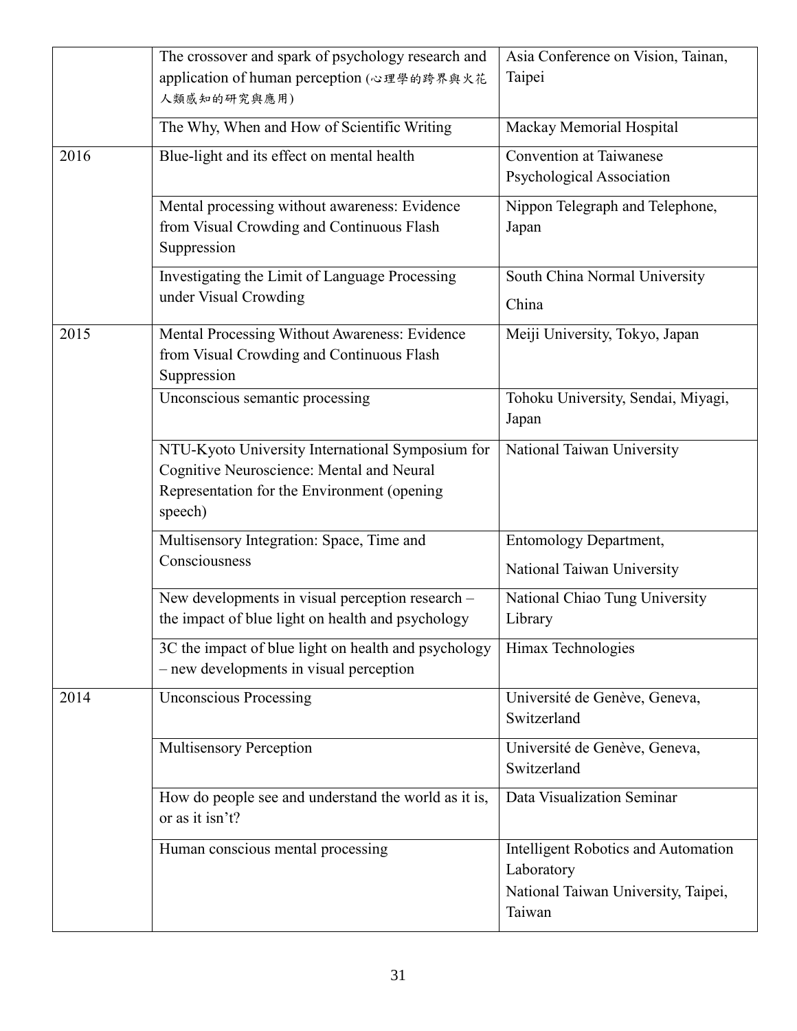| | | |
|---|---|---|
| | The crossover and spark of psychology research and application of human perception (心理學的跨界與火花 人類感知的研究與應用) | Asia Conference on Vision, Tainan, Taipei |
| | The Why, When and How of Scientific Writing | Mackay Memorial Hospital |
| 2016 | Blue-light and its effect on mental health | Convention at Taiwanese Psychological Association |
| | Mental processing without awareness: Evidence from Visual Crowding and Continuous Flash Suppression | Nippon Telegraph and Telephone, Japan |
| | Investigating the Limit of Language Processing under Visual Crowding | South China Normal University China |
| 2015 | Mental Processing Without Awareness: Evidence from Visual Crowding and Continuous Flash Suppression | Meiji University, Tokyo, Japan |
| | Unconscious semantic processing | Tohoku University, Sendai, Miyagi, Japan |
| | NTU-Kyoto University International Symposium for Cognitive Neuroscience: Mental and Neural Representation for the Environment (opening speech) | National Taiwan University |
| | Multisensory Integration: Space, Time and Consciousness | Entomology Department, National Taiwan University |
| | New developments in visual perception research – the impact of blue light on health and psychology | National Chiao Tung University Library |
| | 3C the impact of blue light on health and psychology – new developments in visual perception | Himax Technologies |
| 2014 | Unconscious Processing | Université de Genève, Geneva, Switzerland |
| | Multisensory Perception | Université de Genève, Geneva, Switzerland |
| | How do people see and understand the world as it is, or as it isn't? | Data Visualization Seminar |
| | Human conscious mental processing | Intelligent Robotics and Automation Laboratory National Taiwan University, Taipei, Taiwan |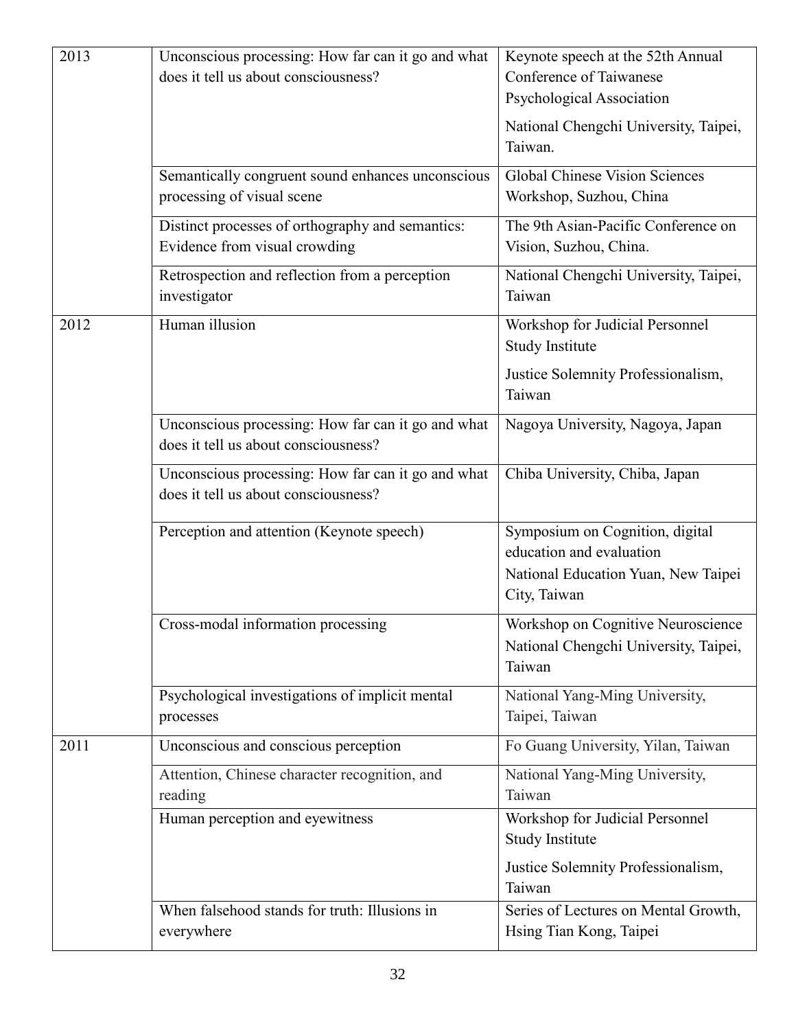| | | |
|---|---|---|
| 2013 | Unconscious processing: How far can it go and what does it tell us about consciousness? | Keynote speech at the 52th Annual Conference of Taiwanese Psychological Association<br>National Chengchi University, Taipei, Taiwan. |
| | Semantically congruent sound enhances unconscious processing of visual scene | Global Chinese Vision Sciences Workshop, Suzhou, China |
| | Distinct processes of orthography and semantics: Evidence from visual crowding | The 9th Asian-Pacific Conference on Vision, Suzhou, China. |
| | Retrospection and reflection from a perception investigator | National Chengchi University, Taipei, Taiwan |
| 2012 | Human illusion | Workshop for Judicial Personnel Study Institute<br>Justice Solemnity Professionalism, Taiwan |
| | Unconscious processing: How far can it go and what does it tell us about consciousness? | Nagoya University, Nagoya, Japan |
| | Unconscious processing: How far can it go and what does it tell us about consciousness? | Chiba University, Chiba, Japan |
| | Perception and attention (Keynote speech) | Symposium on Cognition, digital education and evaluation<br>National Education Yuan, New Taipei City, Taiwan |
| | Cross-modal information processing | Workshop on Cognitive Neuroscience<br>National Chengchi University, Taipei, Taiwan |
| | Psychological investigations of implicit mental processes | National Yang-Ming University, Taipei, Taiwan |
| 2011 | Unconscious and conscious perception | Fo Guang University, Yilan, Taiwan |
| | Attention, Chinese character recognition, and reading | National Yang-Ming University, Taiwan |
| | Human perception and eyewitness | Workshop for Judicial Personnel Study Institute<br>Justice Solemnity Professionalism, Taiwan |
| | When falsehood stands for truth: Illusions in everywhere | Series of Lectures on Mental Growth, Hsing Tian Kong, Taipei |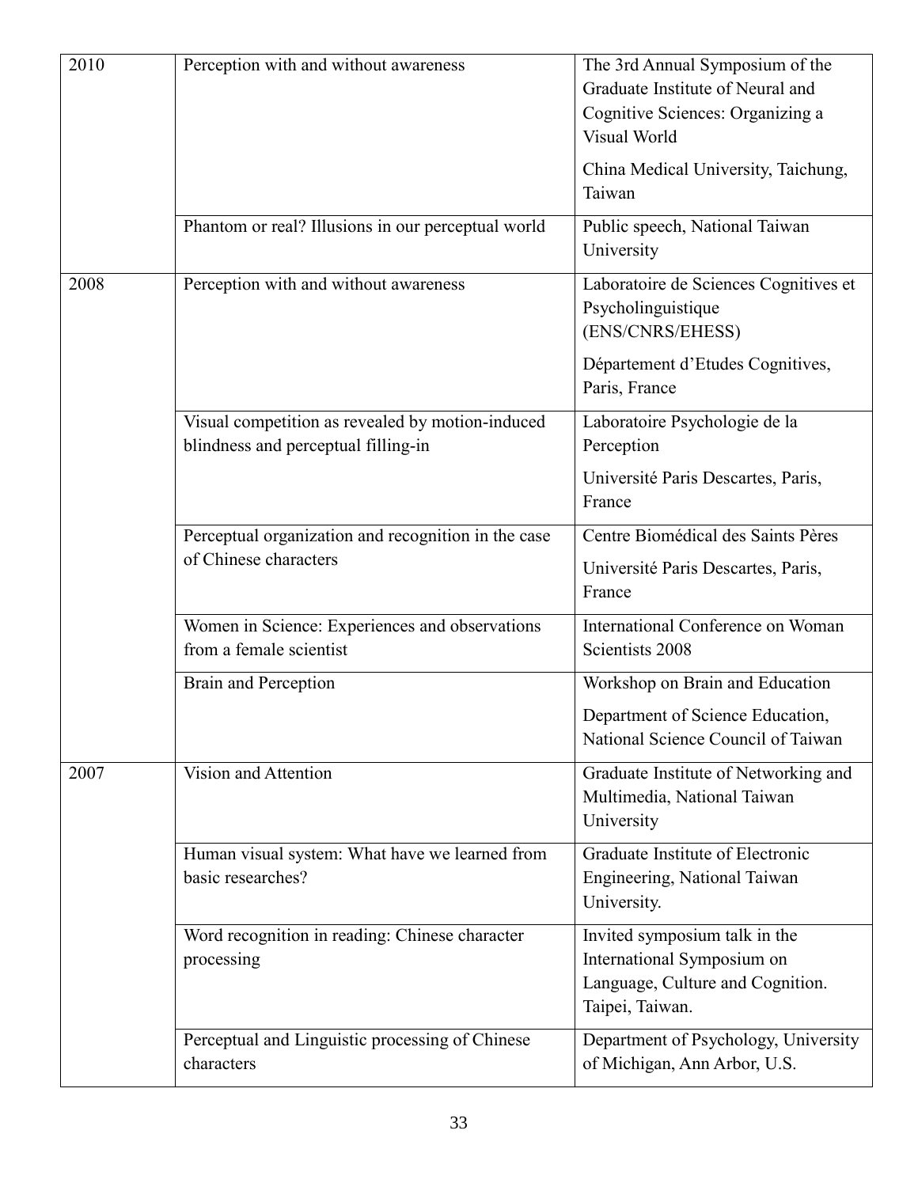| | | |
|---|---|---|
| 2010 | Perception with and without awareness | The 3rd Annual Symposium of the Graduate Institute of Neural and Cognitive Sciences: Organizing a Visual World<br>China Medical University, Taichung, Taiwan |
| | Phantom or real? Illusions in our perceptual world | Public speech, National Taiwan University |
| 2008 | Perception with and without awareness | Laboratoire de Sciences Cognitives et Psycholinguistique (ENS/CNRS/EHESS)<br>Département d'Etudes Cognitives, Paris, France |
| | Visual competition as revealed by motion-induced blindness and perceptual filling-in | Laboratoire Psychologie de la Perception<br>Université Paris Descartes, Paris, France |
| | Perceptual organization and recognition in the case of Chinese characters | Centre Biomédical des Saints Pères<br>Université Paris Descartes, Paris, France |
| | Women in Science: Experiences and observations from a female scientist | International Conference on Woman Scientists 2008 |
| | Brain and Perception | Workshop on Brain and Education<br>Department of Science Education, National Science Council of Taiwan |
| 2007 | Vision and Attention | Graduate Institute of Networking and Multimedia, National Taiwan University |
| | Human visual system: What have we learned from basic researches? | Graduate Institute of Electronic Engineering, National Taiwan University. |
| | Word recognition in reading: Chinese character processing | Invited symposium talk in the International Symposium on Language, Culture and Cognition. Taipei, Taiwan. |
| | Perceptual and Linguistic processing of Chinese characters | Department of Psychology, University of Michigan, Ann Arbor, U.S. |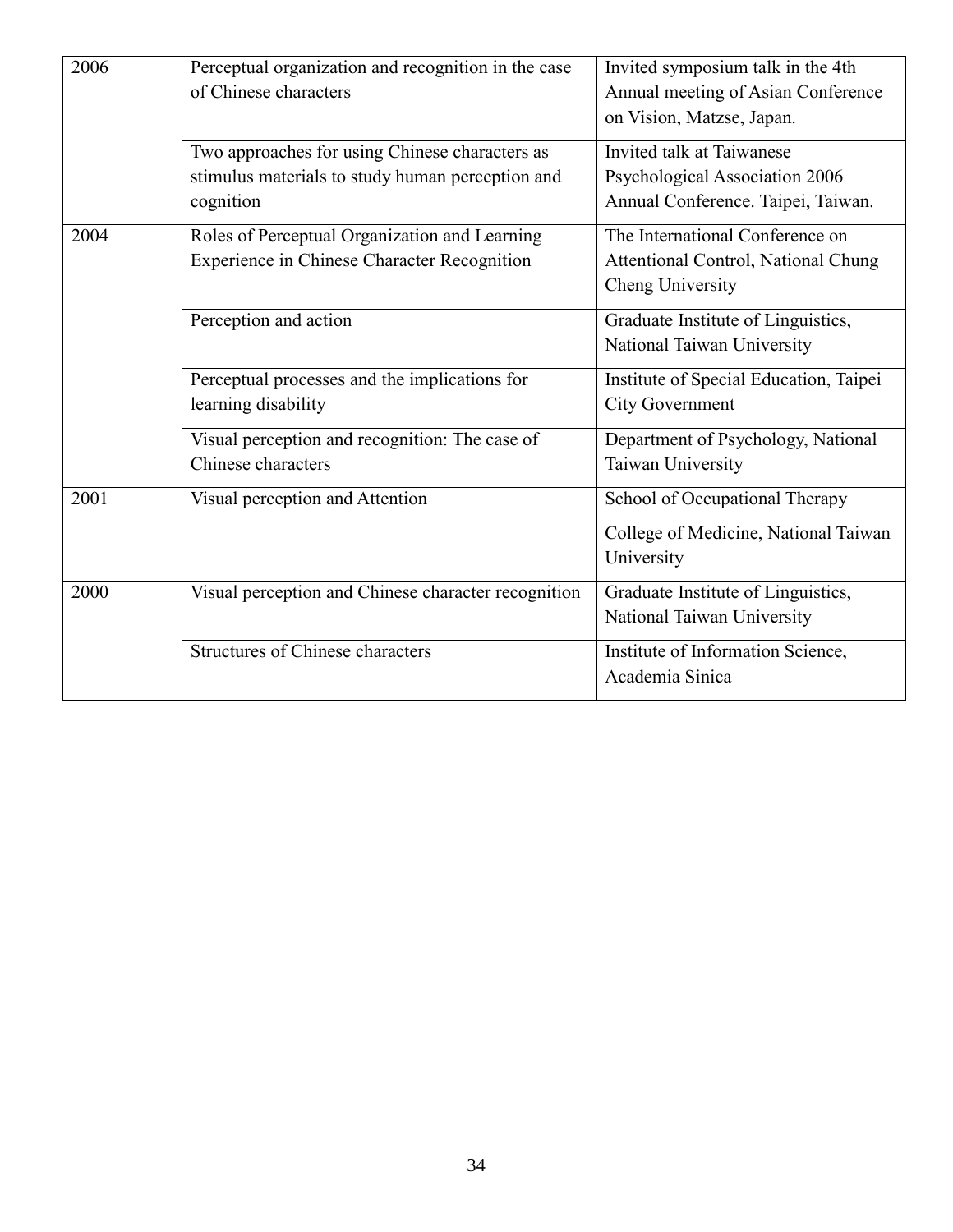| | | |
|---|---|---|
| 2006 | Perceptual organization and recognition in the case of Chinese characters | Invited symposium talk in the 4th Annual meeting of Asian Conference on Vision, Matzse, Japan. |
| | Two approaches for using Chinese characters as stimulus materials to study human perception and cognition | Invited talk at Taiwanese Psychological Association 2006 Annual Conference. Taipei, Taiwan. |
| 2004 | Roles of Perceptual Organization and Learning Experience in Chinese Character Recognition | The International Conference on Attentional Control, National Chung Cheng University |
| | Perception and action | Graduate Institute of Linguistics, National Taiwan University |
| | Perceptual processes and the implications for learning disability | Institute of Special Education, Taipei City Government |
| | Visual perception and recognition: The case of Chinese characters | Department of Psychology, National Taiwan University |
| 2001 | Visual perception and Attention | School of Occupational Therapy<br>College of Medicine, National Taiwan University |
| 2000 | Visual perception and Chinese character recognition | Graduate Institute of Linguistics, National Taiwan University |
| | Structures of Chinese characters | Institute of Information Science, Academia Sinica |